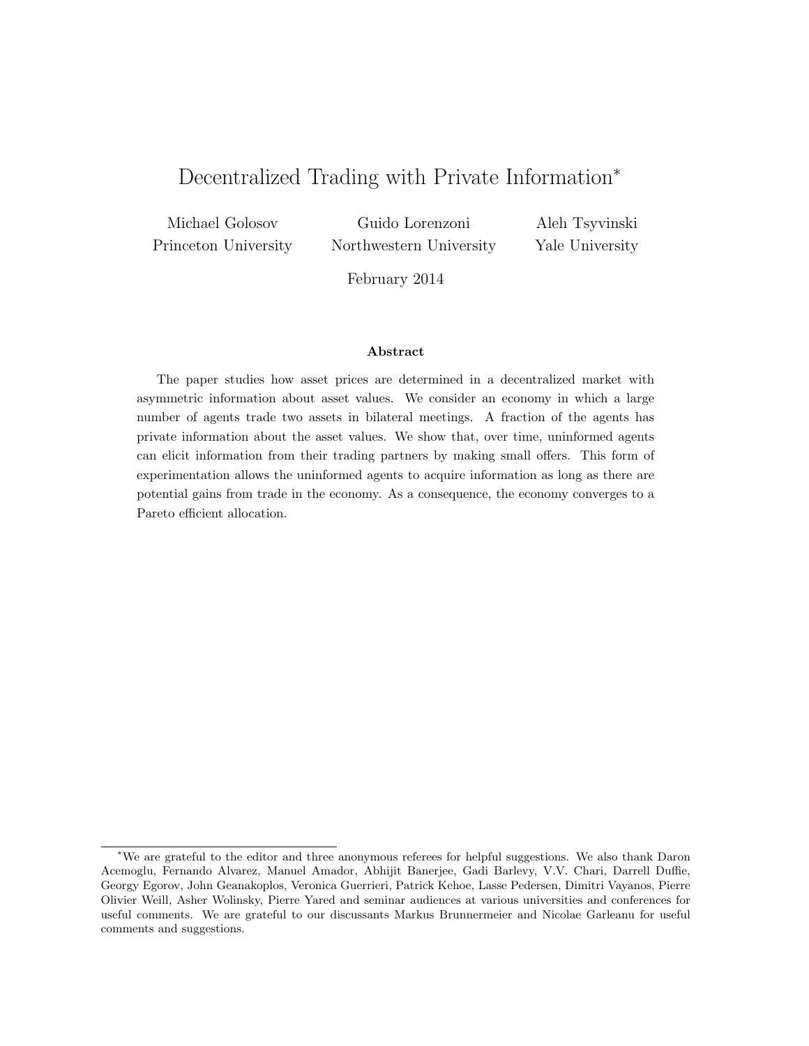# Decentralized Trading with Private Information*

Michael Golosov
Princeton University

Guido Lorenzoni
Northwestern University

Aleh Tsyvinski
Yale University

February 2014

### Abstract

The paper studies how asset prices are determined in a decentralized market with asymmetric information about asset values. We consider an economy in which a large number of agents trade two assets in bilateral meetings. A fraction of the agents has private information about the asset values. We show that, over time, uninformed agents can elicit information from their trading partners by making small offers. This form of experimentation allows the uninformed agents to acquire information as long as there are potential gains from trade in the economy. As a consequence, the economy converges to a Pareto efficient allocation.

---

*We are grateful to the editor and three anonymous referees for helpful suggestions. We also thank Daron Acemoglu, Fernando Alvarez, Manuel Amador, Abhijit Banerjee, Gadi Barlevy, V.V. Chari, Darrell Duffie, Georgy Egorov, John Geanakoplos, Veronica Guerrieri, Patrick Kehoe, Lasse Pedersen, Dimitri Vayanos, Pierre Olivier Weill, Asher Wolinsky, Pierre Yared and seminar audiences at various universities and conferences for useful comments. We are grateful to our discussants Markus Brunnermeier and Nicolae Garleanu for useful comments and suggestions.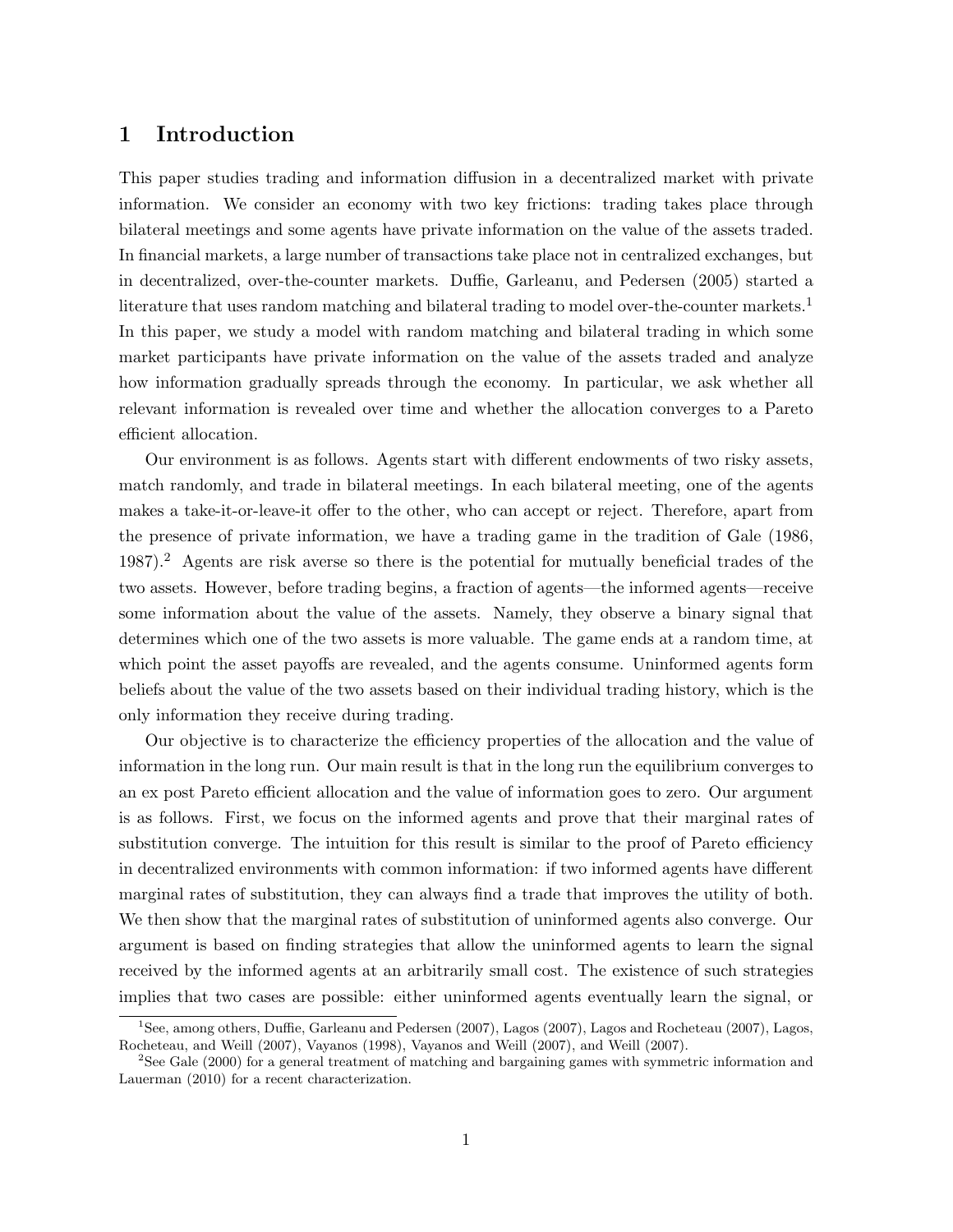# 1 Introduction

This paper studies trading and information diffusion in a decentralized market with private information. We consider an economy with two key frictions: trading takes place through bilateral meetings and some agents have private information on the value of the assets traded. In financial markets, a large number of transactions take place not in centralized exchanges, but in decentralized, over-the-counter markets. Duffie, Garleanu, and Pedersen (2005) started a literature that uses random matching and bilateral trading to model over-the-counter markets.[1] In this paper, we study a model with random matching and bilateral trading in which some market participants have private information on the value of the assets traded and analyze how information gradually spreads through the economy. In particular, we ask whether all relevant information is revealed over time and whether the allocation converges to a Pareto efficient allocation.

Our environment is as follows. Agents start with different endowments of two risky assets, match randomly, and trade in bilateral meetings. In each bilateral meeting, one of the agents makes a take-it-or-leave-it offer to the other, who can accept or reject. Therefore, apart from the presence of private information, we have a trading game in the tradition of Gale (1986, 1987).[2] Agents are risk averse so there is the potential for mutually beneficial trades of the two assets. However, before trading begins, a fraction of agents—the informed agents—receive some information about the value of the assets. Namely, they observe a binary signal that determines which one of the two assets is more valuable. The game ends at a random time, at which point the asset payoffs are revealed, and the agents consume. Uninformed agents form beliefs about the value of the two assets based on their individual trading history, which is the only information they receive during trading.

Our objective is to characterize the efficiency properties of the allocation and the value of information in the long run. Our main result is that in the long run the equilibrium converges to an ex post Pareto efficient allocation and the value of information goes to zero. Our argument is as follows. First, we focus on the informed agents and prove that their marginal rates of substitution converge. The intuition for this result is similar to the proof of Pareto efficiency in decentralized environments with common information: if two informed agents have different marginal rates of substitution, they can always find a trade that improves the utility of both. We then show that the marginal rates of substitution of uninformed agents also converge. Our argument is based on finding strategies that allow the uninformed agents to learn the signal received by the informed agents at an arbitrarily small cost. The existence of such strategies implies that two cases are possible: either uninformed agents eventually learn the signal, or

[1] See, among others, Duffie, Garleanu and Pedersen (2007), Lagos (2007), Lagos and Rocheteau (2007), Lagos, Rocheteau, and Weill (2007), Vayanos (1998), Vayanos and Weill (2007), and Weill (2007).

[2] See Gale (2000) for a general treatment of matching and bargaining games with symmetric information and Lauerman (2010) for a recent characterization.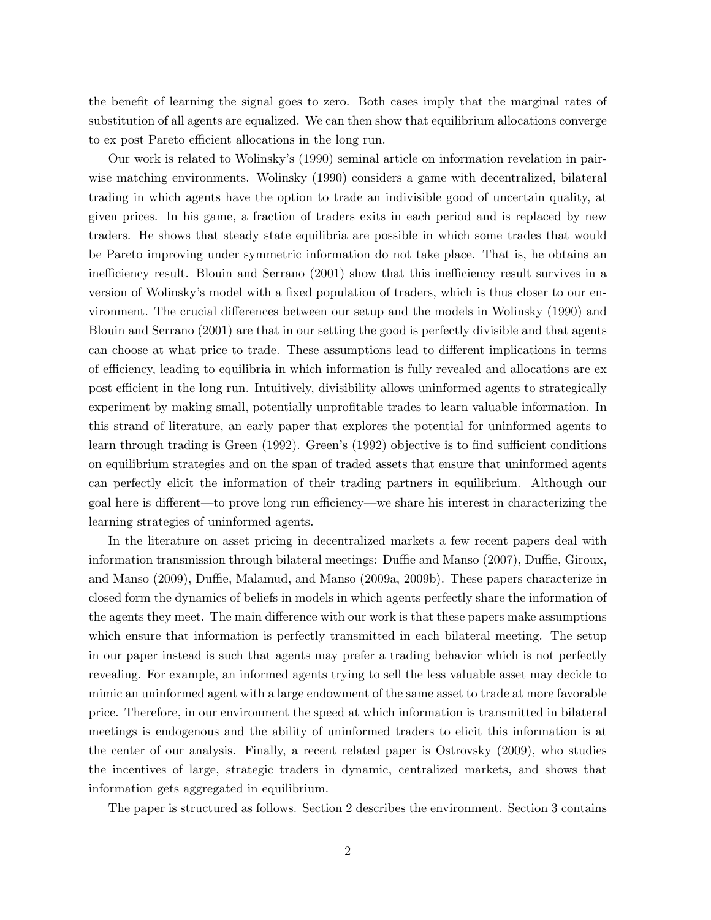the benefit of learning the signal goes to zero. Both cases imply that the marginal rates of substitution of all agents are equalized. We can then show that equilibrium allocations converge to ex post Pareto efficient allocations in the long run.

Our work is related to Wolinsky's (1990) seminal article on information revelation in pairwise matching environments. Wolinsky (1990) considers a game with decentralized, bilateral trading in which agents have the option to trade an indivisible good of uncertain quality, at given prices. In his game, a fraction of traders exits in each period and is replaced by new traders. He shows that steady state equilibria are possible in which some trades that would be Pareto improving under symmetric information do not take place. That is, he obtains an inefficiency result. Blouin and Serrano (2001) show that this inefficiency result survives in a version of Wolinsky's model with a fixed population of traders, which is thus closer to our environment. The crucial differences between our setup and the models in Wolinsky (1990) and Blouin and Serrano (2001) are that in our setting the good is perfectly divisible and that agents can choose at what price to trade. These assumptions lead to different implications in terms of efficiency, leading to equilibria in which information is fully revealed and allocations are ex post efficient in the long run. Intuitively, divisibility allows uninformed agents to strategically experiment by making small, potentially unprofitable trades to learn valuable information. In this strand of literature, an early paper that explores the potential for uninformed agents to learn through trading is Green (1992). Green's (1992) objective is to find sufficient conditions on equilibrium strategies and on the span of traded assets that ensure that uninformed agents can perfectly elicit the information of their trading partners in equilibrium. Although our goal here is different—to prove long run efficiency—we share his interest in characterizing the learning strategies of uninformed agents.

In the literature on asset pricing in decentralized markets a few recent papers deal with information transmission through bilateral meetings: Duffie and Manso (2007), Duffie, Giroux, and Manso (2009), Duffie, Malamud, and Manso (2009a, 2009b). These papers characterize in closed form the dynamics of beliefs in models in which agents perfectly share the information of the agents they meet. The main difference with our work is that these papers make assumptions which ensure that information is perfectly transmitted in each bilateral meeting. The setup in our paper instead is such that agents may prefer a trading behavior which is not perfectly revealing. For example, an informed agents trying to sell the less valuable asset may decide to mimic an uninformed agent with a large endowment of the same asset to trade at more favorable price. Therefore, in our environment the speed at which information is transmitted in bilateral meetings is endogenous and the ability of uninformed traders to elicit this information is at the center of our analysis. Finally, a recent related paper is Ostrovsky (2009), who studies the incentives of large, strategic traders in dynamic, centralized markets, and shows that information gets aggregated in equilibrium.

The paper is structured as follows. Section 2 describes the environment. Section 3 contains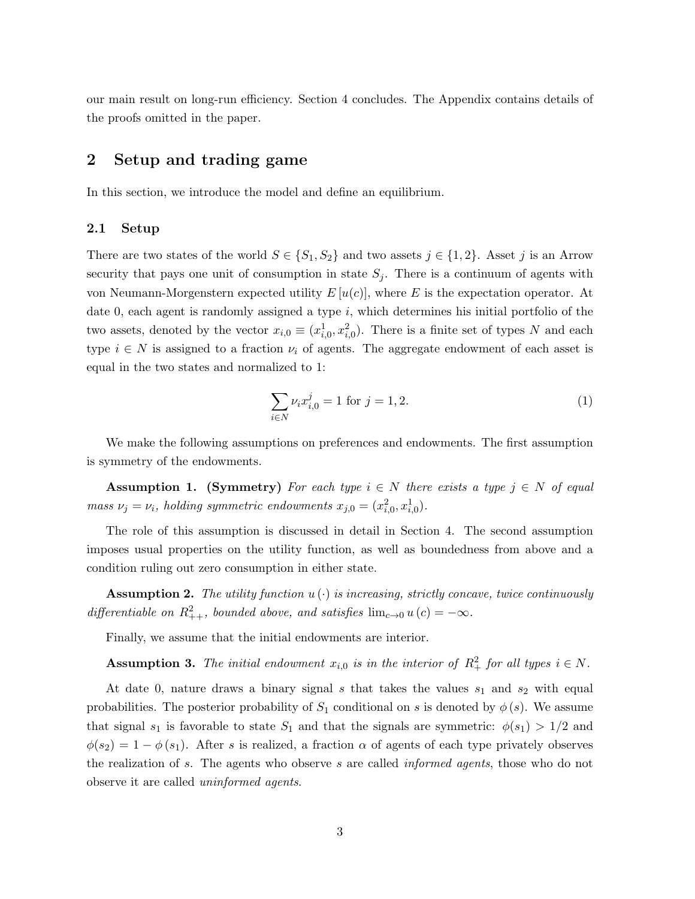our main result on long-run efficiency. Section 4 concludes. The Appendix contains details of the proofs omitted in the paper.

## 2 Setup and trading game

In this section, we introduce the model and define an equilibrium.

### 2.1 Setup

There are two states of the world $S \in \{S_1, S_2\}$ and two assets $j \in \{1, 2\}$. Asset $j$ is an Arrow security that pays one unit of consumption in state $S_j$. There is a continuum of agents with von Neumann-Morgenstern expected utility $E[u(c)]$, where $E$ is the expectation operator. At date 0, each agent is randomly assigned a type $i$, which determines his initial portfolio of the two assets, denoted by the vector $x_{i,0} \equiv (x^1_{i,0}, x^2_{i,0})$. There is a finite set of types $N$ and each type $i \in N$ is assigned to a fraction $\nu_i$ of agents. The aggregate endowment of each asset is equal in the two states and normalized to 1:

$$\sum_{i \in N} \nu_i x^j_{i,0} = 1 \text{ for } j = 1, 2. \tag{1}$$

We make the following assumptions on preferences and endowments. The first assumption is symmetry of the endowments.

**Assumption 1. (Symmetry)** *For each type $i \in N$ there exists a type $j \in N$ of equal mass $\nu_j = \nu_i$, holding symmetric endowments $x_{j,0} = (x^2_{i,0}, x^1_{i,0})$.*

The role of this assumption is discussed in detail in Section 4. The second assumption imposes usual properties on the utility function, as well as boundedness from above and a condition ruling out zero consumption in either state.

**Assumption 2.** *The utility function $u(\cdot)$ is increasing, strictly concave, twice continuously differentiable on $R^2_{++}$, bounded above, and satisfies $\lim_{c \to 0} u(c) = -\infty$.*

Finally, we assume that the initial endowments are interior.

**Assumption 3.** *The initial endowment $x_{i,0}$ is in the interior of $R^2_+$ for all types $i \in N$.*

At date 0, nature draws a binary signal $s$ that takes the values $s_1$ and $s_2$ with equal probabilities. The posterior probability of $S_1$ conditional on $s$ is denoted by $\phi(s)$. We assume that signal $s_1$ is favorable to state $S_1$ and that the signals are symmetric: $\phi(s_1) > 1/2$ and $\phi(s_2) = 1 - \phi(s_1)$. After $s$ is realized, a fraction $\alpha$ of agents of each type privately observes the realization of $s$. The agents who observe $s$ are called *informed agents*, those who do not observe it are called *uninformed agents*.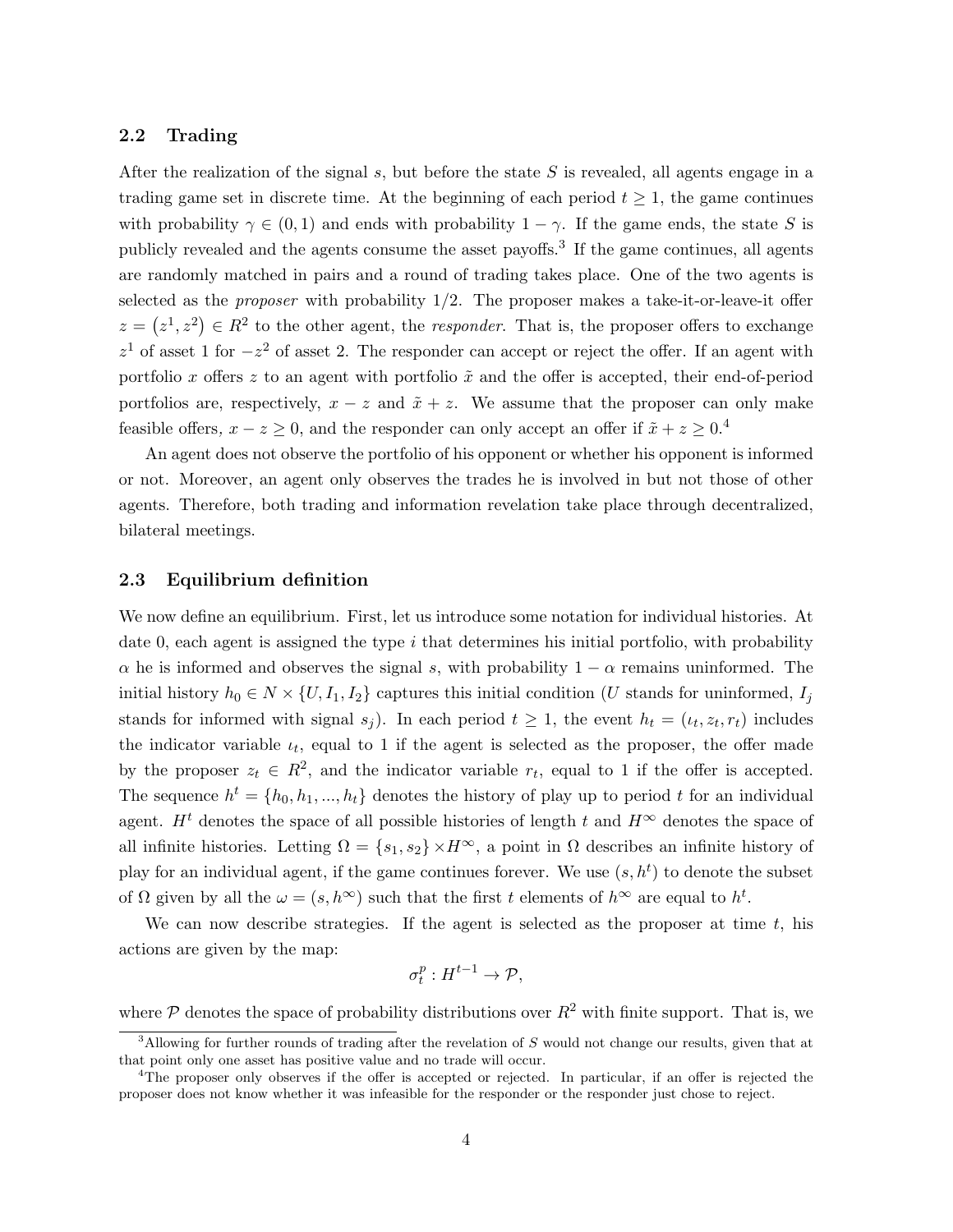### 2.2 Trading

After the realization of the signal $s$, but before the state $S$ is revealed, all agents engage in a trading game set in discrete time. At the beginning of each period $t \geq 1$, the game continues with probability $\gamma \in (0, 1)$ and ends with probability $1 - \gamma$. If the game ends, the state $S$ is publicly revealed and the agents consume the asset payoffs.[3] If the game continues, all agents are randomly matched in pairs and a round of trading takes place. One of the two agents is selected as the *proposer* with probability $1/2$. The proposer makes a take-it-or-leave-it offer $z = (z^1, z^2) \in R^2$ to the other agent, the *responder*. That is, the proposer offers to exchange $z^1$ of asset 1 for $-z^2$ of asset 2. The responder can accept or reject the offer. If an agent with portfolio $x$ offers $z$ to an agent with portfolio $\tilde{x}$ and the offer is accepted, their end-of-period portfolios are, respectively, $x - z$ and $\tilde{x} + z$. We assume that the proposer can only make feasible offers, $x - z \geq 0$, and the responder can only accept an offer if $\tilde{x} + z \geq 0$.[4]

An agent does not observe the portfolio of his opponent or whether his opponent is informed or not. Moreover, an agent only observes the trades he is involved in but not those of other agents. Therefore, both trading and information revelation take place through decentralized, bilateral meetings.

### 2.3 Equilibrium definition

We now define an equilibrium. First, let us introduce some notation for individual histories. At date 0, each agent is assigned the type $i$ that determines his initial portfolio, with probability $\alpha$ he is informed and observes the signal $s$, with probability $1 - \alpha$ remains uninformed. The initial history $h_0 \in N \times \{U, I_1, I_2\}$ captures this initial condition ($U$ stands for uninformed, $I_j$ stands for informed with signal $s_j$). In each period $t \geq 1$, the event $h_t = (\iota_t, z_t, r_t)$ includes the indicator variable $\iota_t$, equal to 1 if the agent is selected as the proposer, the offer made by the proposer $z_t \in R^2$, and the indicator variable $r_t$, equal to 1 if the offer is accepted. The sequence $h^t = \{h_0, h_1, ..., h_t\}$ denotes the history of play up to period $t$ for an individual agent. $H^t$ denotes the space of all possible histories of length $t$ and $H^\infty$ denotes the space of all infinite histories. Letting $\Omega = \{s_1, s_2\} \times H^\infty$, a point in $\Omega$ describes an infinite history of play for an individual agent, if the game continues forever. We use $(s, h^t)$ to denote the subset of $\Omega$ given by all the $\omega = (s, h^\infty)$ such that the first $t$ elements of $h^\infty$ are equal to $h^t$.

We can now describe strategies. If the agent is selected as the proposer at time $t$, his actions are given by the map:

$$\sigma_t^p : H^{t-1} \to \mathcal{P},$$

where $\mathcal{P}$ denotes the space of probability distributions over $R^2$ with finite support. That is, we

[3] Allowing for further rounds of trading after the revelation of $S$ would not change our results, given that at that point only one asset has positive value and no trade will occur.

[4] The proposer only observes if the offer is accepted or rejected. In particular, if an offer is rejected the proposer does not know whether it was infeasible for the responder or the responder just chose to reject.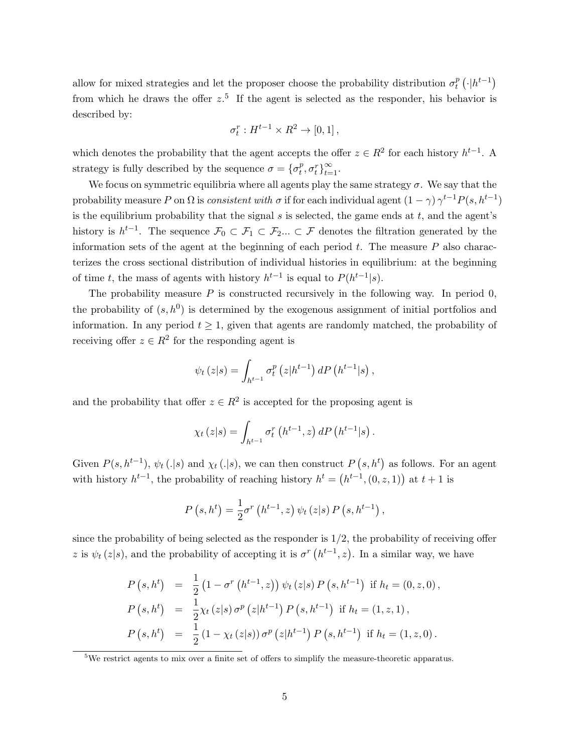allow for mixed strategies and let the proposer choose the probability distribution $\sigma_t^p\left(\cdot|h^{t-1}\right)$ from which he draws the offer $z$.[5] If the agent is selected as the responder, his behavior is described by:

$$\sigma_t^r : H^{t-1} \times R^2 \to [0,1],$$

which denotes the probability that the agent accepts the offer $z \in R^2$ for each history $h^{t-1}$. A strategy is fully described by the sequence $\sigma = \{\sigma_t^p, \sigma_t^r\}_{t=1}^{\infty}$.

We focus on symmetric equilibria where all agents play the same strategy $\sigma$. We say that the probability measure $P$ on $\Omega$ is *consistent with* $\sigma$ if for each individual agent $(1-\gamma)\gamma^{t-1}P(s, h^{t-1})$ is the equilibrium probability that the signal $s$ is selected, the game ends at $t$, and the agent's history is $h^{t-1}$. The sequence $\mathcal{F}_0 \subset \mathcal{F}_1 \subset \mathcal{F}_2 ... \subset \mathcal{F}$ denotes the filtration generated by the information sets of the agent at the beginning of each period $t$. The measure $P$ also characterizes the cross sectional distribution of individual histories in equilibrium: at the beginning of time $t$, the mass of agents with history $h^{t-1}$ is equal to $P(h^{t-1}|s)$.

The probability measure $P$ is constructed recursively in the following way. In period 0, the probability of $(s, h^0)$ is determined by the exogenous assignment of initial portfolios and information. In any period $t \geq 1$, given that agents are randomly matched, the probability of receiving offer $z \in R^2$ for the responding agent is

$$\psi_t(z|s) = \int_{h^{t-1}} \sigma_t^p\left(z|h^{t-1}\right) dP\left(h^{t-1}|s\right),$$

and the probability that offer $z \in R^2$ is accepted for the proposing agent is

$$\chi_t(z|s) = \int_{h^{t-1}} \sigma_t^r\left(h^{t-1}, z\right) dP\left(h^{t-1}|s\right).$$

Given $P(s, h^{t-1})$, $\psi_t(.|s)$ and $\chi_t(.|s)$, we can then construct $P\left(s, h^t\right)$ as follows. For an agent with history $h^{t-1}$, the probability of reaching history $h^t = \left(h^{t-1}, (0, z, 1)\right)$ at $t+1$ is

$$P\left(s, h^t\right) = \frac{1}{2}\sigma^r\left(h^{t-1}, z\right)\psi_t(z|s)\, P\left(s, h^{t-1}\right),$$

since the probability of being selected as the responder is $1/2$, the probability of receiving offer $z$ is $\psi_t(z|s)$, and the probability of accepting it is $\sigma^r\left(h^{t-1}, z\right)$. In a similar way, we have

$$\begin{aligned}
P\left(s, h^t\right) &= \frac{1}{2}\left(1 - \sigma^r\left(h^{t-1}, z\right)\right)\psi_t(z|s)\, P\left(s, h^{t-1}\right) \text{ if } h_t = (0, z, 0), \\
P\left(s, h^t\right) &= \frac{1}{2}\chi_t(z|s)\, \sigma^p\left(z|h^{t-1}\right) P\left(s, h^{t-1}\right) \text{ if } h_t = (1, z, 1), \\
P\left(s, h^t\right) &= \frac{1}{2}\left(1 - \chi_t(z|s)\right)\sigma^p\left(z|h^{t-1}\right) P\left(s, h^{t-1}\right) \text{ if } h_t = (1, z, 0).
\end{aligned}$$

[5] We restrict agents to mix over a finite set of offers to simplify the measure-theoretic apparatus.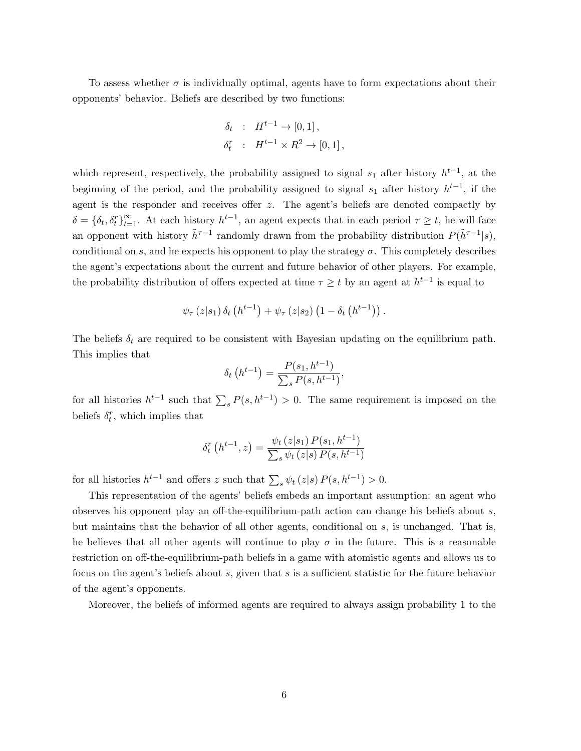To assess whether $\sigma$ is individually optimal, agents have to form expectations about their opponents' behavior. Beliefs are described by two functions:

$$\begin{aligned}
\delta_t &: H^{t-1} \to [0,1], \\
\delta_t^r &: H^{t-1} \times R^2 \to [0,1],
\end{aligned}$$

which represent, respectively, the probability assigned to signal $s_1$ after history $h^{t-1}$, at the beginning of the period, and the probability assigned to signal $s_1$ after history $h^{t-1}$, if the agent is the responder and receives offer $z$. The agent's beliefs are denoted compactly by $\delta = \{\delta_t, \delta_t^r\}_{t=1}^{\infty}$. At each history $h^{t-1}$, an agent expects that in each period $\tau \geq t$, he will face an opponent with history $\tilde{h}^{\tau-1}$ randomly drawn from the probability distribution $P(\tilde{h}^{\tau-1}|s)$, conditional on $s$, and he expects his opponent to play the strategy $\sigma$. This completely describes the agent's expectations about the current and future behavior of other players. For example, the probability distribution of offers expected at time $\tau \geq t$ by an agent at $h^{t-1}$ is equal to

$$\psi_\tau (z|s_1) \, \delta_t \left(h^{t-1}\right) + \psi_\tau (z|s_2) \left(1 - \delta_t \left(h^{t-1}\right)\right).$$

The beliefs $\delta_t$ are required to be consistent with Bayesian updating on the equilibrium path. This implies that

$$\delta_t \left(h^{t-1}\right) = \frac{P(s_1, h^{t-1})}{\sum_s P(s, h^{t-1})},$$

for all histories $h^{t-1}$ such that $\sum_s P(s, h^{t-1}) > 0$. The same requirement is imposed on the beliefs $\delta_t^r$, which implies that

$$\delta_t^r \left(h^{t-1}, z\right) = \frac{\psi_t (z|s_1) \, P(s_1, h^{t-1})}{\sum_s \psi_t (z|s) \, P(s, h^{t-1})}$$

for all histories $h^{t-1}$ and offers $z$ such that $\sum_s \psi_t (z|s) \, P(s, h^{t-1}) > 0$.

This representation of the agents' beliefs embeds an important assumption: an agent who observes his opponent play an off-the-equilibrium-path action can change his beliefs about $s$, but maintains that the behavior of all other agents, conditional on $s$, is unchanged. That is, he believes that all other agents will continue to play $\sigma$ in the future. This is a reasonable restriction on off-the-equilibrium-path beliefs in a game with atomistic agents and allows us to focus on the agent's beliefs about $s$, given that $s$ is a sufficient statistic for the future behavior of the agent's opponents.

Moreover, the beliefs of informed agents are required to always assign probability 1 to the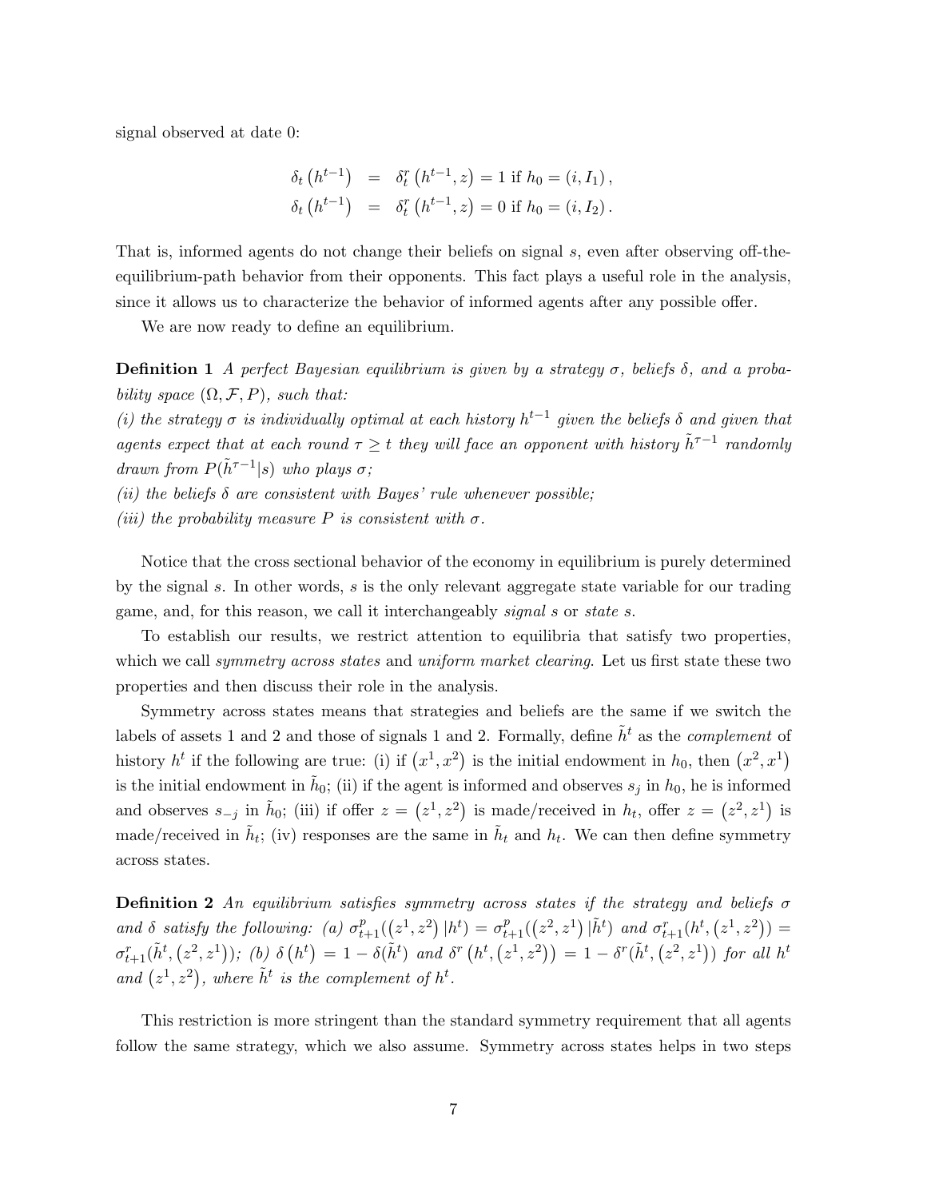signal observed at date 0:

$$
\begin{aligned}
\delta_t\left(h^{t-1}\right) &= \delta_t^r\left(h^{t-1}, z\right) = 1 \text{ if } h_0 = (i, I_1)\,, \\
\delta_t\left(h^{t-1}\right) &= \delta_t^r\left(h^{t-1}, z\right) = 0 \text{ if } h_0 = (i, I_2)\,.
\end{aligned}
$$

That is, informed agents do not change their beliefs on signal $s$, even after observing off-the-equilibrium-path behavior from their opponents. This fact plays a useful role in the analysis, since it allows us to characterize the behavior of informed agents after any possible offer.

We are now ready to define an equilibrium.

**Definition 1** *A perfect Bayesian equilibrium is given by a strategy $\sigma$, beliefs $\delta$, and a probability space $(\Omega, \mathcal{F}, P)$, such that:*
*(i) the strategy $\sigma$ is individually optimal at each history $h^{t-1}$ given the beliefs $\delta$ and given that agents expect that at each round $\tau \geq t$ they will face an opponent with history $\tilde{h}^{\tau-1}$ randomly drawn from $P(\tilde{h}^{\tau-1}|s)$ who plays $\sigma$;*
*(ii) the beliefs $\delta$ are consistent with Bayes' rule whenever possible;*
*(iii) the probability measure $P$ is consistent with $\sigma$.*

Notice that the cross sectional behavior of the economy in equilibrium is purely determined by the signal $s$. In other words, $s$ is the only relevant aggregate state variable for our trading game, and, for this reason, we call it interchangeably *signal $s$* or *state $s$*.

To establish our results, we restrict attention to equilibria that satisfy two properties, which we call *symmetry across states* and *uniform market clearing*. Let us first state these two properties and then discuss their role in the analysis.

Symmetry across states means that strategies and beliefs are the same if we switch the labels of assets 1 and 2 and those of signals 1 and 2. Formally, define $\tilde{h}^t$ as the *complement* of history $h^t$ if the following are true: (i) if $\left(x^1, x^2\right)$ is the initial endowment in $h_0$, then $\left(x^2, x^1\right)$ is the initial endowment in $\tilde{h}_0$; (ii) if the agent is informed and observes $s_j$ in $h_0$, he is informed and observes $s_{-j}$ in $\tilde{h}_0$; (iii) if offer $z = \left(z^1, z^2\right)$ is made/received in $h_t$, offer $z = \left(z^2, z^1\right)$ is made/received in $\tilde{h}_t$; (iv) responses are the same in $\tilde{h}_t$ and $h_t$. We can then define symmetry across states.

**Definition 2** *An equilibrium satisfies symmetry across states if the strategy and beliefs $\sigma$ and $\delta$ satisfy the following: (a) $\sigma_{t+1}^p(\left(z^1, z^2\right)|h^t) = \sigma_{t+1}^p(\left(z^2, z^1\right)|\tilde{h}^t)$ and $\sigma_{t+1}^r(h^t, \left(z^1, z^2\right)) = \sigma_{t+1}^r(\tilde{h}^t, \left(z^2, z^1\right))$; (b) $\delta\left(h^t\right) = 1 - \delta(\tilde{h}^t)$ and $\delta^r\left(h^t, \left(z^1, z^2\right)\right) = 1 - \delta^r(\tilde{h}^t, \left(z^2, z^1\right))$ for all $h^t$ and $\left(z^1, z^2\right)$, where $\tilde{h}^t$ is the complement of $h^t$.*

This restriction is more stringent than the standard symmetry requirement that all agents follow the same strategy, which we also assume. Symmetry across states helps in two steps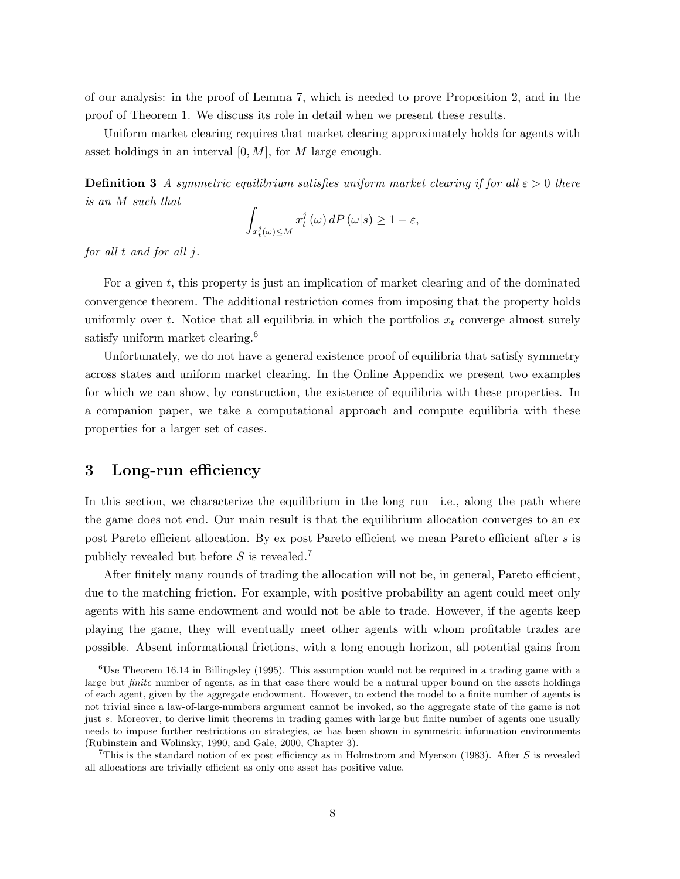of our analysis: in the proof of Lemma 7, which is needed to prove Proposition 2, and in the proof of Theorem 1. We discuss its role in detail when we present these results.

Uniform market clearing requires that market clearing approximately holds for agents with asset holdings in an interval $[0, M]$, for $M$ large enough.

**Definition 3** *A symmetric equilibrium satisfies uniform market clearing if for all $\varepsilon > 0$ there is an $M$ such that*

$$\int_{x_t^j(\omega)\leq M} x_t^j(\omega)\, dP(\omega|s) \geq 1 - \varepsilon,$$

*for all $t$ and for all $j$.*

For a given $t$, this property is just an implication of market clearing and of the dominated convergence theorem. The additional restriction comes from imposing that the property holds uniformly over $t$. Notice that all equilibria in which the portfolios $x_t$ converge almost surely satisfy uniform market clearing.[6]

Unfortunately, we do not have a general existence proof of equilibria that satisfy symmetry across states and uniform market clearing. In the Online Appendix we present two examples for which we can show, by construction, the existence of equilibria with these properties. In a companion paper, we take a computational approach and compute equilibria with these properties for a larger set of cases.

## 3 Long-run efficiency

In this section, we characterize the equilibrium in the long run—i.e., along the path where the game does not end. Our main result is that the equilibrium allocation converges to an ex post Pareto efficient allocation. By ex post Pareto efficient we mean Pareto efficient after $s$ is publicly revealed but before $S$ is revealed.[7]

After finitely many rounds of trading the allocation will not be, in general, Pareto efficient, due to the matching friction. For example, with positive probability an agent could meet only agents with his same endowment and would not be able to trade. However, if the agents keep playing the game, they will eventually meet other agents with whom profitable trades are possible. Absent informational frictions, with a long enough horizon, all potential gains from

[6] Use Theorem 16.14 in Billingsley (1995). This assumption would not be required in a trading game with a large but *finite* number of agents, as in that case there would be a natural upper bound on the assets holdings of each agent, given by the aggregate endowment. However, to extend the model to a finite number of agents is not trivial since a law-of-large-numbers argument cannot be invoked, so the aggregate state of the game is not just $s$. Moreover, to derive limit theorems in trading games with large but finite number of agents one usually needs to impose further restrictions on strategies, as has been shown in symmetric information environments (Rubinstein and Wolinsky, 1990, and Gale, 2000, Chapter 3).

[7] This is the standard notion of ex post efficiency as in Holmstrom and Myerson (1983). After $S$ is revealed all allocations are trivially efficient as only one asset has positive value.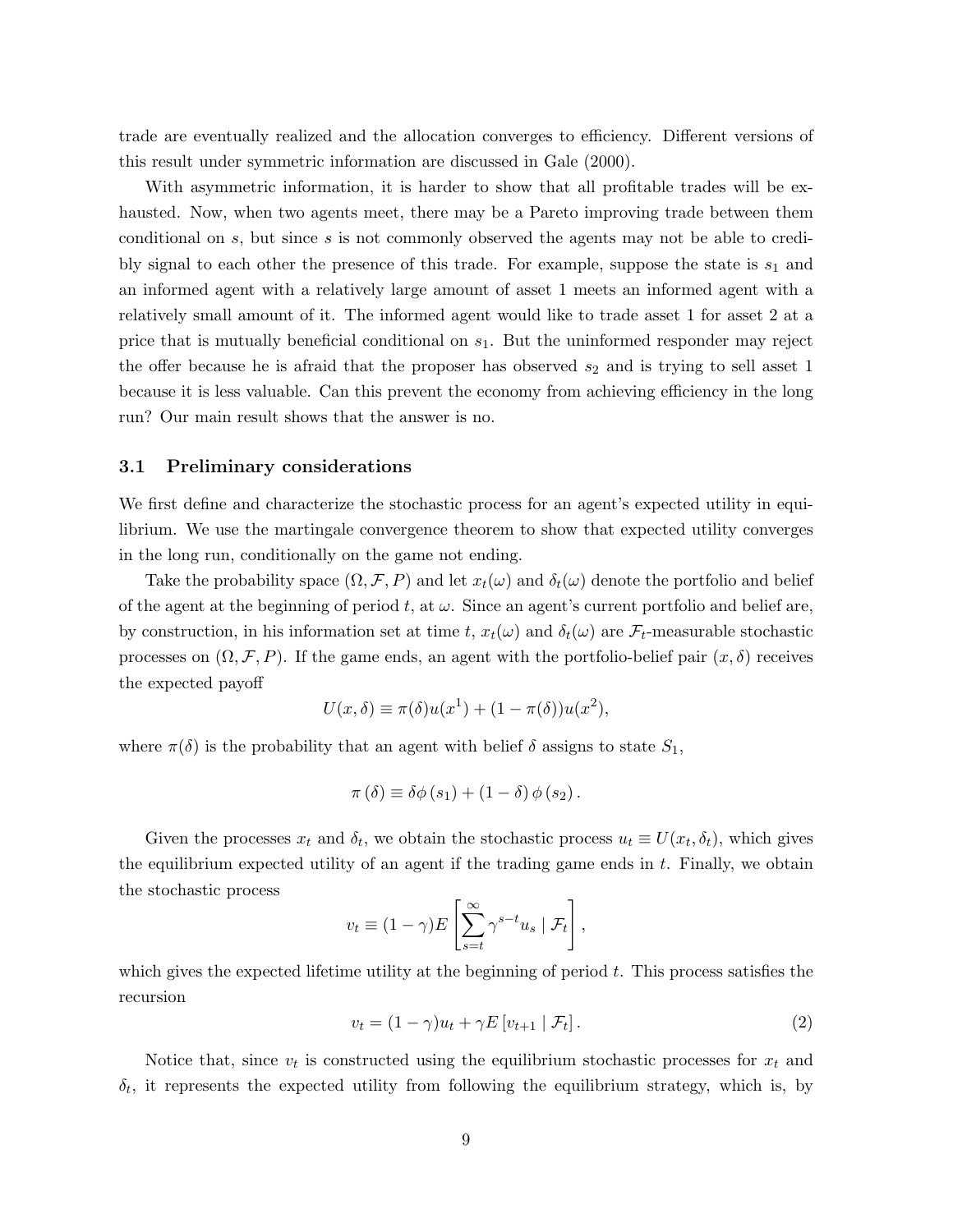trade are eventually realized and the allocation converges to efficiency. Different versions of this result under symmetric information are discussed in Gale (2000).

With asymmetric information, it is harder to show that all profitable trades will be exhausted. Now, when two agents meet, there may be a Pareto improving trade between them conditional on $s$, but since $s$ is not commonly observed the agents may not be able to credibly signal to each other the presence of this trade. For example, suppose the state is $s_1$ and an informed agent with a relatively large amount of asset 1 meets an informed agent with a relatively small amount of it. The informed agent would like to trade asset 1 for asset 2 at a price that is mutually beneficial conditional on $s_1$. But the uninformed responder may reject the offer because he is afraid that the proposer has observed $s_2$ and is trying to sell asset 1 because it is less valuable. Can this prevent the economy from achieving efficiency in the long run? Our main result shows that the answer is no.

### 3.1 Preliminary considerations

We first define and characterize the stochastic process for an agent's expected utility in equilibrium. We use the martingale convergence theorem to show that expected utility converges in the long run, conditionally on the game not ending.

Take the probability space $(\Omega, \mathcal{F}, P)$ and let $x_t(\omega)$ and $\delta_t(\omega)$ denote the portfolio and belief of the agent at the beginning of period $t$, at $\omega$. Since an agent's current portfolio and belief are, by construction, in his information set at time $t$, $x_t(\omega)$ and $\delta_t(\omega)$ are $\mathcal{F}_t$-measurable stochastic processes on $(\Omega, \mathcal{F}, P)$. If the game ends, an agent with the portfolio-belief pair $(x, \delta)$ receives the expected payoff

$$U(x, \delta) \equiv \pi(\delta)u(x^1) + (1 - \pi(\delta))u(x^2),$$

where $\pi(\delta)$ is the probability that an agent with belief $\delta$ assigns to state $S_1$,

$$\pi(\delta) \equiv \delta\phi(s_1) + (1 - \delta)\phi(s_2).$$

Given the processes $x_t$ and $\delta_t$, we obtain the stochastic process $u_t \equiv U(x_t, \delta_t)$, which gives the equilibrium expected utility of an agent if the trading game ends in $t$. Finally, we obtain the stochastic process

$$v_t \equiv (1 - \gamma)E\left[\sum_{s=t}^{\infty} \gamma^{s-t} u_s \mid \mathcal{F}_t\right],$$

which gives the expected lifetime utility at the beginning of period $t$. This process satisfies the recursion

$$v_t = (1 - \gamma)u_t + \gamma E\left[v_{t+1} \mid \mathcal{F}_t\right]. \tag{2}$$

Notice that, since $v_t$ is constructed using the equilibrium stochastic processes for $x_t$ and $\delta_t$, it represents the expected utility from following the equilibrium strategy, which is, by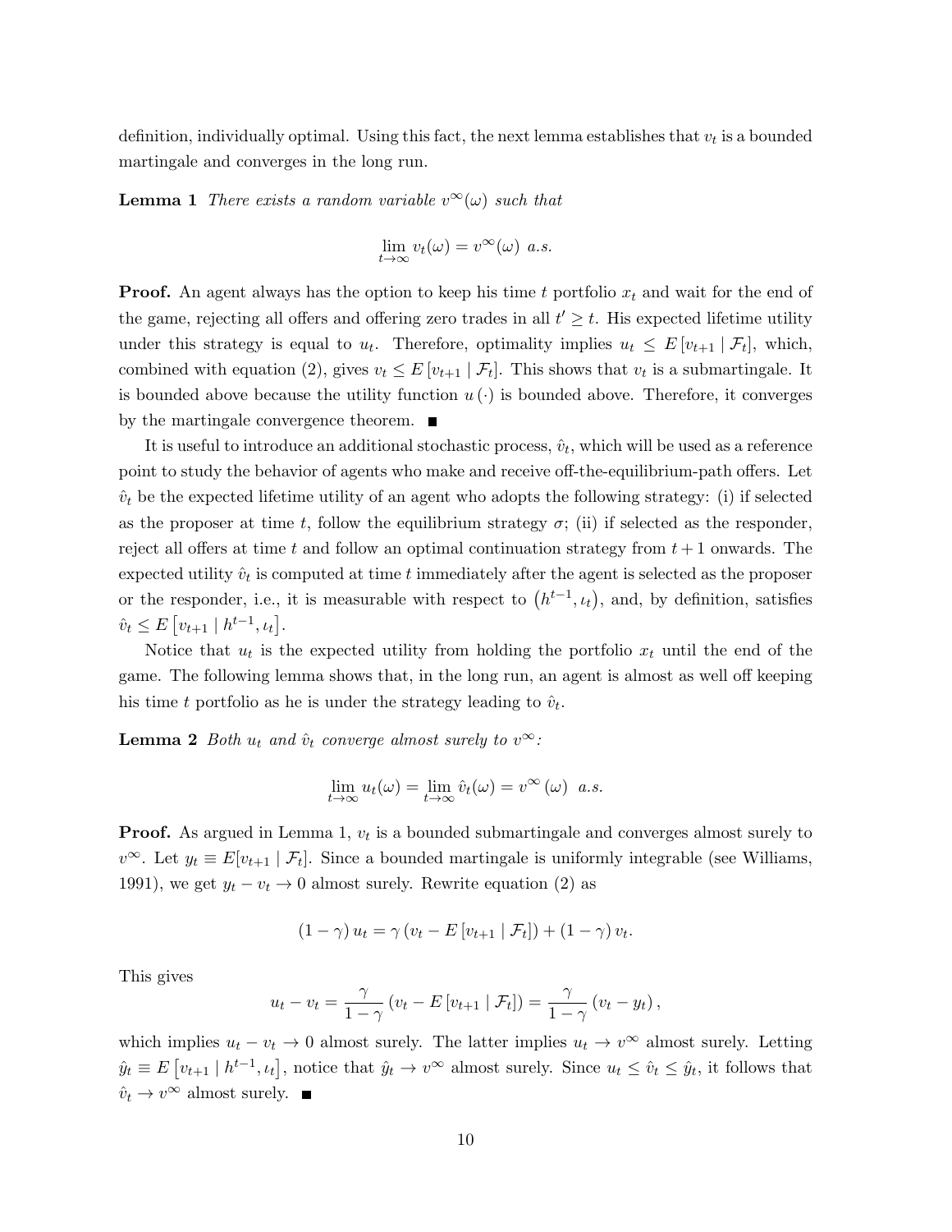definition, individually optimal. Using this fact, the next lemma establishes that $v_t$ is a bounded martingale and converges in the long run.

**Lemma 1** *There exists a random variable $v^\infty(\omega)$ such that*

$$\lim_{t\to\infty} v_t(\omega) = v^\infty(\omega) \text{ a.s.}$$

**Proof.** An agent always has the option to keep his time $t$ portfolio $x_t$ and wait for the end of the game, rejecting all offers and offering zero trades in all $t' \geq t$. His expected lifetime utility under this strategy is equal to $u_t$. Therefore, optimality implies $u_t \leq E[v_{t+1} \mid \mathcal{F}_t]$, which, combined with equation (2), gives $v_t \leq E[v_{t+1} \mid \mathcal{F}_t]$. This shows that $v_t$ is a submartingale. It is bounded above because the utility function $u(\cdot)$ is bounded above. Therefore, it converges by the martingale convergence theorem. ■

It is useful to introduce an additional stochastic process, $\hat{v}_t$, which will be used as a reference point to study the behavior of agents who make and receive off-the-equilibrium-path offers. Let $\hat{v}_t$ be the expected lifetime utility of an agent who adopts the following strategy: (i) if selected as the proposer at time $t$, follow the equilibrium strategy $\sigma$; (ii) if selected as the responder, reject all offers at time $t$ and follow an optimal continuation strategy from $t+1$ onwards. The expected utility $\hat{v}_t$ is computed at time $t$ immediately after the agent is selected as the proposer or the responder, i.e., it is measurable with respect to $(h^{t-1}, \iota_t)$, and, by definition, satisfies $\hat{v}_t \leq E\left[v_{t+1} \mid h^{t-1}, \iota_t\right]$.

Notice that $u_t$ is the expected utility from holding the portfolio $x_t$ until the end of the game. The following lemma shows that, in the long run, an agent is almost as well off keeping his time $t$ portfolio as he is under the strategy leading to $\hat{v}_t$.

**Lemma 2** *Both $u_t$ and $\hat{v}_t$ converge almost surely to $v^\infty$:*

$$\lim_{t\to\infty} u_t(\omega) = \lim_{t\to\infty} \hat{v}_t(\omega) = v^\infty(\omega) \text{ a.s.}$$

**Proof.** As argued in Lemma 1, $v_t$ is a bounded submartingale and converges almost surely to $v^\infty$. Let $y_t \equiv E[v_{t+1} \mid \mathcal{F}_t]$. Since a bounded martingale is uniformly integrable (see Williams, 1991), we get $y_t - v_t \to 0$ almost surely. Rewrite equation (2) as

$$(1-\gamma)\, u_t = \gamma \left(v_t - E\left[v_{t+1} \mid \mathcal{F}_t\right]\right) + (1-\gamma)\, v_t.$$

This gives

$$u_t - v_t = \frac{\gamma}{1-\gamma}\left(v_t - E\left[v_{t+1} \mid \mathcal{F}_t\right]\right) = \frac{\gamma}{1-\gamma}\left(v_t - y_t\right),$$

which implies $u_t - v_t \to 0$ almost surely. The latter implies $u_t \to v^\infty$ almost surely. Letting $\hat{y}_t \equiv E\left[v_{t+1} \mid h^{t-1}, \iota_t\right]$, notice that $\hat{y}_t \to v^\infty$ almost surely. Since $u_t \leq \hat{v}_t \leq \hat{y}_t$, it follows that $\hat{v}_t \to v^\infty$ almost surely. ■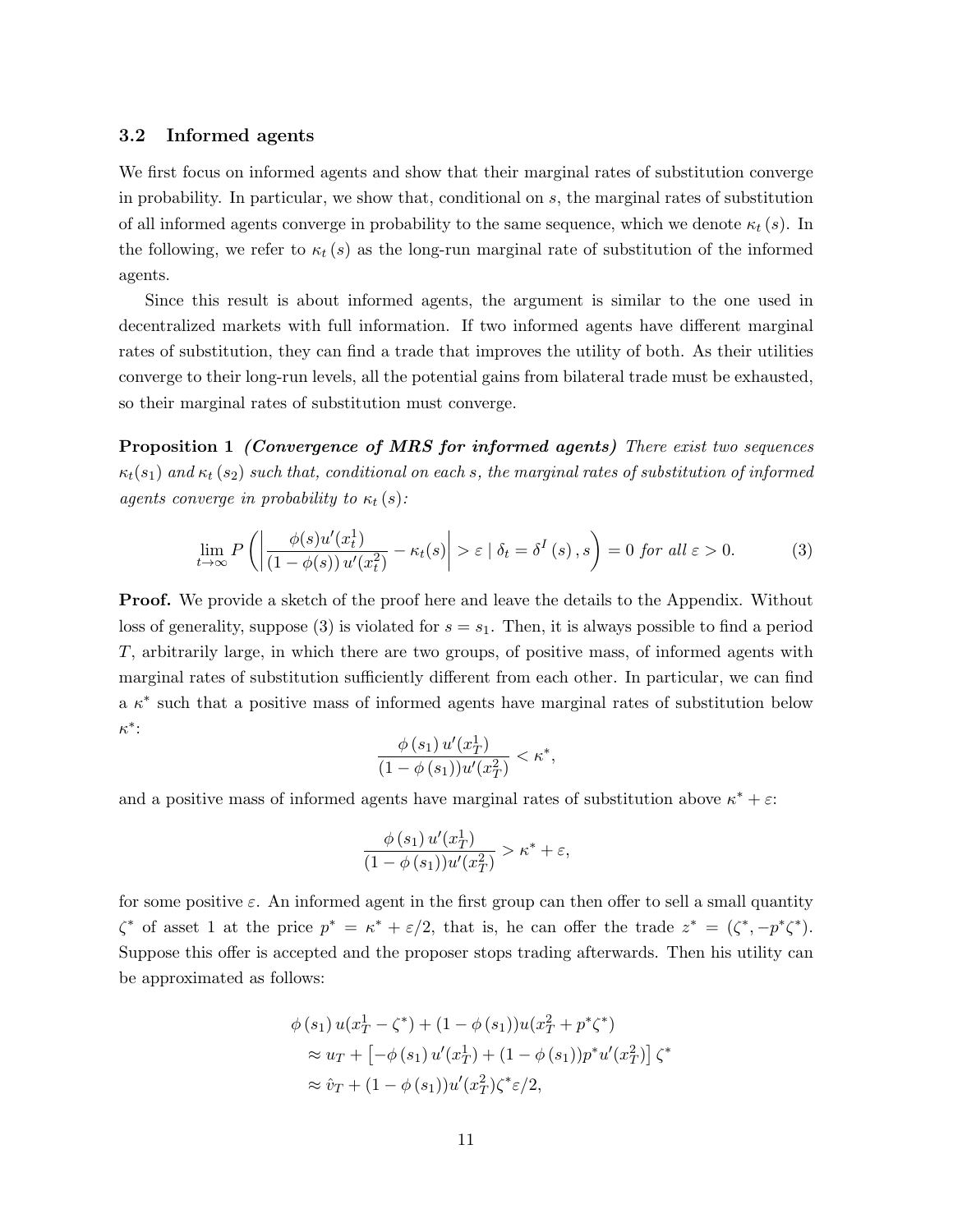### 3.2 Informed agents

We first focus on informed agents and show that their marginal rates of substitution converge in probability. In particular, we show that, conditional on $s$, the marginal rates of substitution of all informed agents converge in probability to the same sequence, which we denote $\kappa_t(s)$. In the following, we refer to $\kappa_t(s)$ as the long-run marginal rate of substitution of the informed agents.

Since this result is about informed agents, the argument is similar to the one used in decentralized markets with full information. If two informed agents have different marginal rates of substitution, they can find a trade that improves the utility of both. As their utilities converge to their long-run levels, all the potential gains from bilateral trade must be exhausted, so their marginal rates of substitution must converge.

**Proposition 1** ***(Convergence of MRS for informed agents)*** *There exist two sequences $\kappa_t(s_1)$ and $\kappa_t(s_2)$ such that, conditional on each $s$, the marginal rates of substitution of informed agents converge in probability to $\kappa_t(s)$:*

$$\lim_{t\to\infty} P\left(\left|\frac{\phi(s)u'(x_t^1)}{(1-\phi(s))\,u'(x_t^2)} - \kappa_t(s)\right| > \varepsilon \mid \delta_t = \delta^I(s), s\right) = 0 \text{ for all } \varepsilon > 0. \tag{3}$$

**Proof.** We provide a sketch of the proof here and leave the details to the Appendix. Without loss of generality, suppose (3) is violated for $s = s_1$. Then, it is always possible to find a period $T$, arbitrarily large, in which there are two groups, of positive mass, of informed agents with marginal rates of substitution sufficiently different from each other. In particular, we can find a $\kappa^*$ such that a positive mass of informed agents have marginal rates of substitution below $\kappa^*$:

$$\frac{\phi(s_1)\,u'(x_T^1)}{(1-\phi(s_1))u'(x_T^2)} < \kappa^*,$$

and a positive mass of informed agents have marginal rates of substitution above $\kappa^* + \varepsilon$:

$$\frac{\phi(s_1)\,u'(x_T^1)}{(1-\phi(s_1))u'(x_T^2)} > \kappa^* + \varepsilon,$$

for some positive $\varepsilon$. An informed agent in the first group can then offer to sell a small quantity $\zeta^*$ of asset 1 at the price $p^* = \kappa^* + \varepsilon/2$, that is, he can offer the trade $z^* = (\zeta^*, -p^*\zeta^*)$. Suppose this offer is accepted and the proposer stops trading afterwards. Then his utility can be approximated as follows:

$$\begin{aligned}
&\phi(s_1)\,u(x_T^1 - \zeta^*) + (1-\phi(s_1))u(x_T^2 + p^*\zeta^*) \\
&\quad\approx u_T + \left[-\phi(s_1)\,u'(x_T^1) + (1-\phi(s_1))p^*u'(x_T^2)\right]\zeta^* \\
&\quad\approx \hat{v}_T + (1-\phi(s_1))u'(x_T^2)\zeta^*\varepsilon/2,
\end{aligned}$$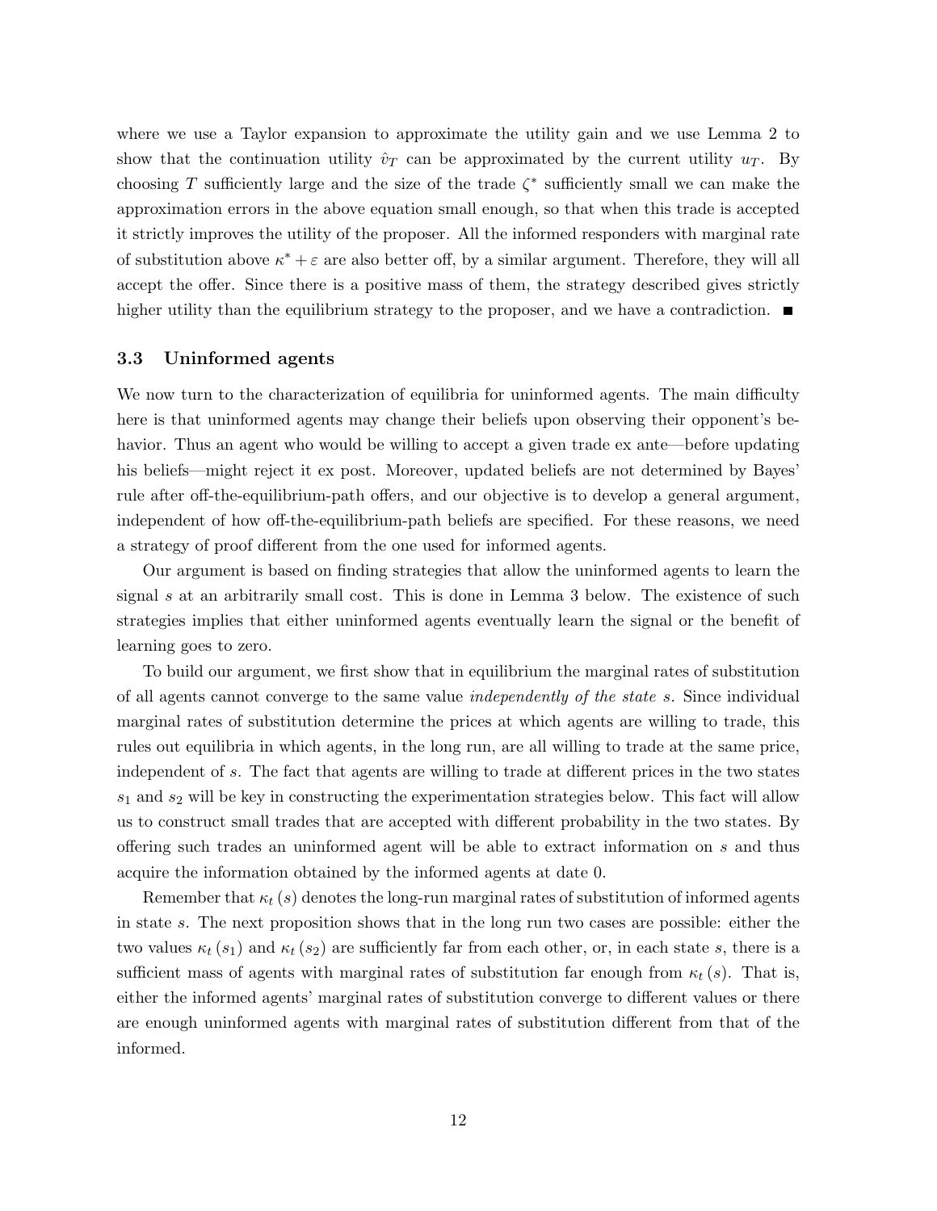where we use a Taylor expansion to approximate the utility gain and we use Lemma 2 to show that the continuation utility $\hat{v}_T$ can be approximated by the current utility $u_T$. By choosing $T$ sufficiently large and the size of the trade $\zeta^*$ sufficiently small we can make the approximation errors in the above equation small enough, so that when this trade is accepted it strictly improves the utility of the proposer. All the informed responders with marginal rate of substitution above $\kappa^* + \varepsilon$ are also better off, by a similar argument. Therefore, they will all accept the offer. Since there is a positive mass of them, the strategy described gives strictly higher utility than the equilibrium strategy to the proposer, and we have a contradiction. ■

### 3.3 Uninformed agents

We now turn to the characterization of equilibria for uninformed agents. The main difficulty here is that uninformed agents may change their beliefs upon observing their opponent's behavior. Thus an agent who would be willing to accept a given trade ex ante—before updating his beliefs—might reject it ex post. Moreover, updated beliefs are not determined by Bayes' rule after off-the-equilibrium-path offers, and our objective is to develop a general argument, independent of how off-the-equilibrium-path beliefs are specified. For these reasons, we need a strategy of proof different from the one used for informed agents.

Our argument is based on finding strategies that allow the uninformed agents to learn the signal $s$ at an arbitrarily small cost. This is done in Lemma 3 below. The existence of such strategies implies that either uninformed agents eventually learn the signal or the benefit of learning goes to zero.

To build our argument, we first show that in equilibrium the marginal rates of substitution of all agents cannot converge to the same value *independently of the state s*. Since individual marginal rates of substitution determine the prices at which agents are willing to trade, this rules out equilibria in which agents, in the long run, are all willing to trade at the same price, independent of $s$. The fact that agents are willing to trade at different prices in the two states $s_1$ and $s_2$ will be key in constructing the experimentation strategies below. This fact will allow us to construct small trades that are accepted with different probability in the two states. By offering such trades an uninformed agent will be able to extract information on $s$ and thus acquire the information obtained by the informed agents at date 0.

Remember that $\kappa_t(s)$ denotes the long-run marginal rates of substitution of informed agents in state $s$. The next proposition shows that in the long run two cases are possible: either the two values $\kappa_t(s_1)$ and $\kappa_t(s_2)$ are sufficiently far from each other, or, in each state $s$, there is a sufficient mass of agents with marginal rates of substitution far enough from $\kappa_t(s)$. That is, either the informed agents' marginal rates of substitution converge to different values or there are enough uninformed agents with marginal rates of substitution different from that of the informed.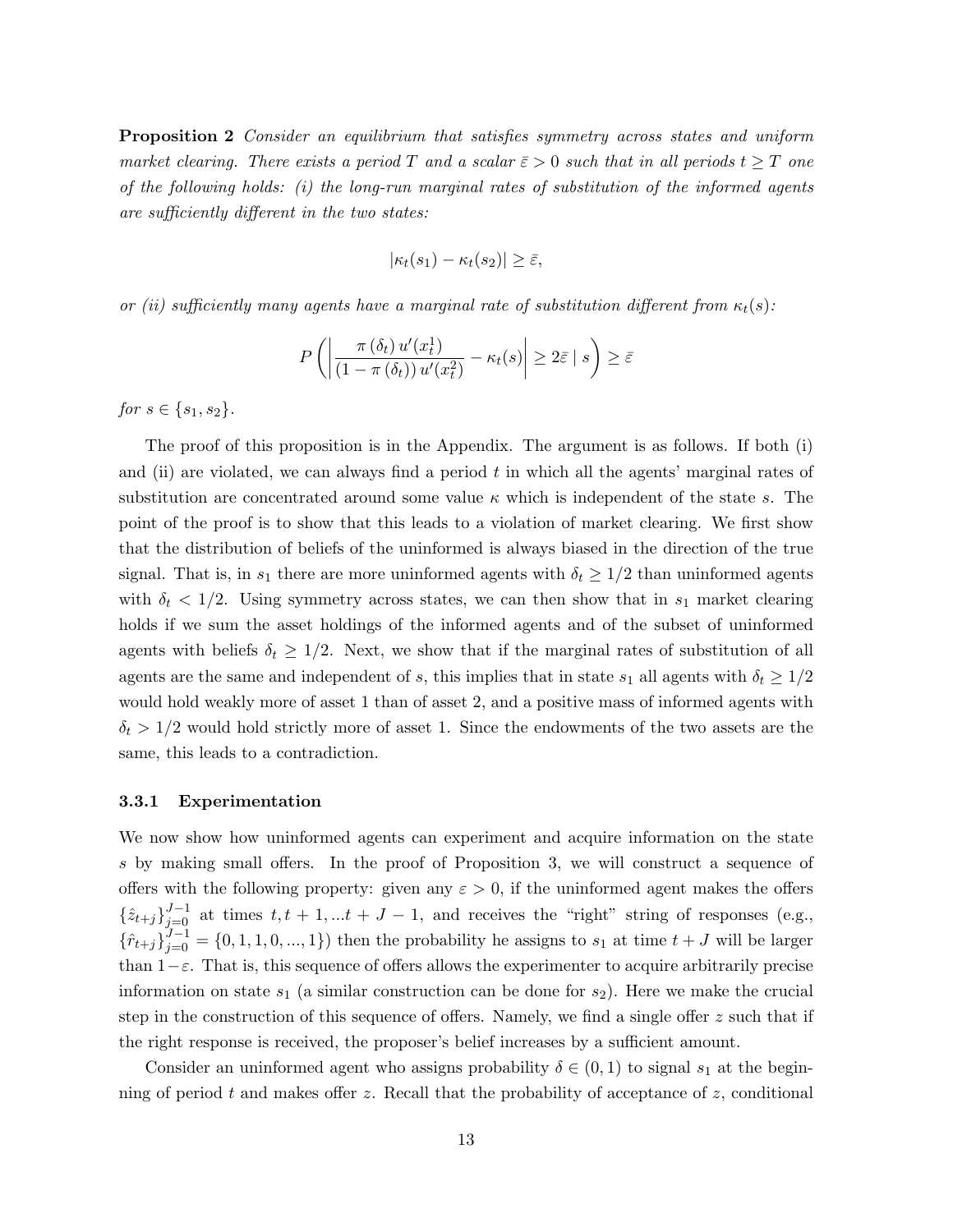**Proposition 2** *Consider an equilibrium that satisfies symmetry across states and uniform market clearing. There exists a period $T$ and a scalar $\bar{\varepsilon} > 0$ such that in all periods $t \geq T$ one of the following holds: (i) the long-run marginal rates of substitution of the informed agents are sufficiently different in the two states:*

$$|\kappa_t(s_1) - \kappa_t(s_2)| \geq \bar{\varepsilon},$$

*or (ii) sufficiently many agents have a marginal rate of substitution different from $\kappa_t(s)$:*

$$P\left(\left|\frac{\pi(\delta_t)\, u'(x_t^1)}{(1-\pi(\delta_t))\, u'(x_t^2)} - \kappa_t(s)\right| \geq 2\bar{\varepsilon} \mid s\right) \geq \bar{\varepsilon}$$

*for $s \in \{s_1, s_2\}$.*

The proof of this proposition is in the Appendix. The argument is as follows. If both (i) and (ii) are violated, we can always find a period $t$ in which all the agents' marginal rates of substitution are concentrated around some value $\kappa$ which is independent of the state $s$. The point of the proof is to show that this leads to a violation of market clearing. We first show that the distribution of beliefs of the uninformed is always biased in the direction of the true signal. That is, in $s_1$ there are more uninformed agents with $\delta_t \geq 1/2$ than uninformed agents with $\delta_t < 1/2$. Using symmetry across states, we can then show that in $s_1$ market clearing holds if we sum the asset holdings of the informed agents and of the subset of uninformed agents with beliefs $\delta_t \geq 1/2$. Next, we show that if the marginal rates of substitution of all agents are the same and independent of $s$, this implies that in state $s_1$ all agents with $\delta_t \geq 1/2$ would hold weakly more of asset 1 than of asset 2, and a positive mass of informed agents with $\delta_t > 1/2$ would hold strictly more of asset 1. Since the endowments of the two assets are the same, this leads to a contradiction.

### 3.3.1 Experimentation

We now show how uninformed agents can experiment and acquire information on the state $s$ by making small offers. In the proof of Proposition 3, we will construct a sequence of offers with the following property: given any $\varepsilon > 0$, if the uninformed agent makes the offers $\{\hat{z}_{t+j}\}_{j=0}^{J-1}$ at times $t, t+1, ...t+J-1$, and receives the "right" string of responses (e.g., $\{\hat{r}_{t+j}\}_{j=0}^{J-1} = \{0, 1, 1, 0, ..., 1\}$) then the probability he assigns to $s_1$ at time $t+J$ will be larger than $1-\varepsilon$. That is, this sequence of offers allows the experimenter to acquire arbitrarily precise information on state $s_1$ (a similar construction can be done for $s_2$). Here we make the crucial step in the construction of this sequence of offers. Namely, we find a single offer $z$ such that if the right response is received, the proposer's belief increases by a sufficient amount.

Consider an uninformed agent who assigns probability $\delta \in (0,1)$ to signal $s_1$ at the beginning of period $t$ and makes offer $z$. Recall that the probability of acceptance of $z$, conditional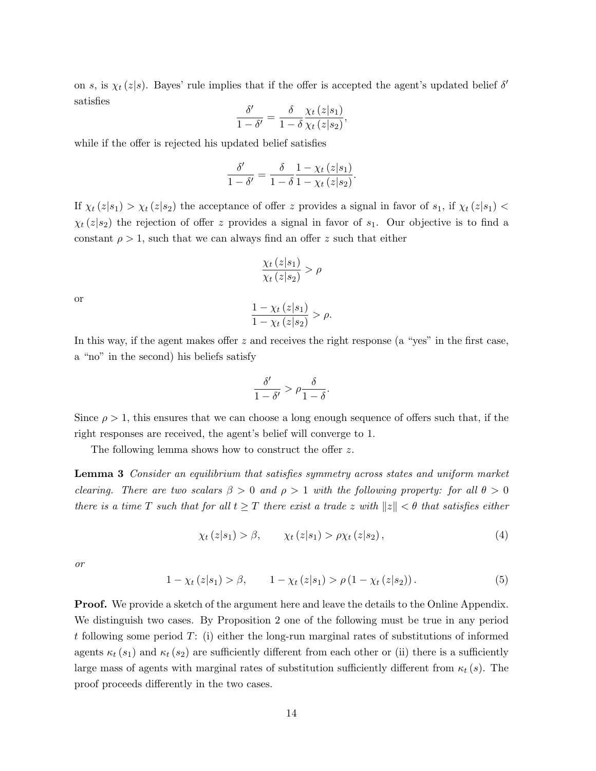on $s$, is $\chi_t(z|s)$. Bayes' rule implies that if the offer is accepted the agent's updated belief $\delta'$ satisfies

$$\frac{\delta'}{1-\delta'} = \frac{\delta}{1-\delta}\frac{\chi_t(z|s_1)}{\chi_t(z|s_2)},$$

while if the offer is rejected his updated belief satisfies

$$\frac{\delta'}{1-\delta'} = \frac{\delta}{1-\delta}\frac{1-\chi_t(z|s_1)}{1-\chi_t(z|s_2)}.$$

If $\chi_t(z|s_1) > \chi_t(z|s_2)$ the acceptance of offer $z$ provides a signal in favor of $s_1$, if $\chi_t(z|s_1) < \chi_t(z|s_2)$ the rejection of offer $z$ provides a signal in favor of $s_1$. Our objective is to find a constant $\rho > 1$, such that we can always find an offer $z$ such that either

$$\frac{\chi_t(z|s_1)}{\chi_t(z|s_2)} > \rho$$

or

$$\frac{1-\chi_t(z|s_1)}{1-\chi_t(z|s_2)} > \rho.$$

In this way, if the agent makes offer $z$ and receives the right response (a "yes" in the first case, a "no" in the second) his beliefs satisfy

$$\frac{\delta'}{1-\delta'} > \rho\frac{\delta}{1-\delta}.$$

Since $\rho > 1$, this ensures that we can choose a long enough sequence of offers such that, if the right responses are received, the agent's belief will converge to 1.

The following lemma shows how to construct the offer $z$.

**Lemma 3** *Consider an equilibrium that satisfies symmetry across states and uniform market clearing. There are two scalars $\beta > 0$ and $\rho > 1$ with the following property: for all $\theta > 0$ there is a time $T$ such that for all $t \geq T$ there exist a trade $z$ with $\|z\| < \theta$ that satisfies either*

$$\chi_t(z|s_1) > \beta, \qquad \chi_t(z|s_1) > \rho\chi_t(z|s_2), \tag{4}$$

*or*

$$1-\chi_t(z|s_1) > \beta, \qquad 1-\chi_t(z|s_1) > \rho(1-\chi_t(z|s_2)). \tag{5}$$

**Proof.** We provide a sketch of the argument here and leave the details to the Online Appendix. We distinguish two cases. By Proposition 2 one of the following must be true in any period $t$ following some period $T$: (i) either the long-run marginal rates of substitutions of informed agents $\kappa_t(s_1)$ and $\kappa_t(s_2)$ are sufficiently different from each other or (ii) there is a sufficiently large mass of agents with marginal rates of substitution sufficiently different from $\kappa_t(s)$. The proof proceeds differently in the two cases.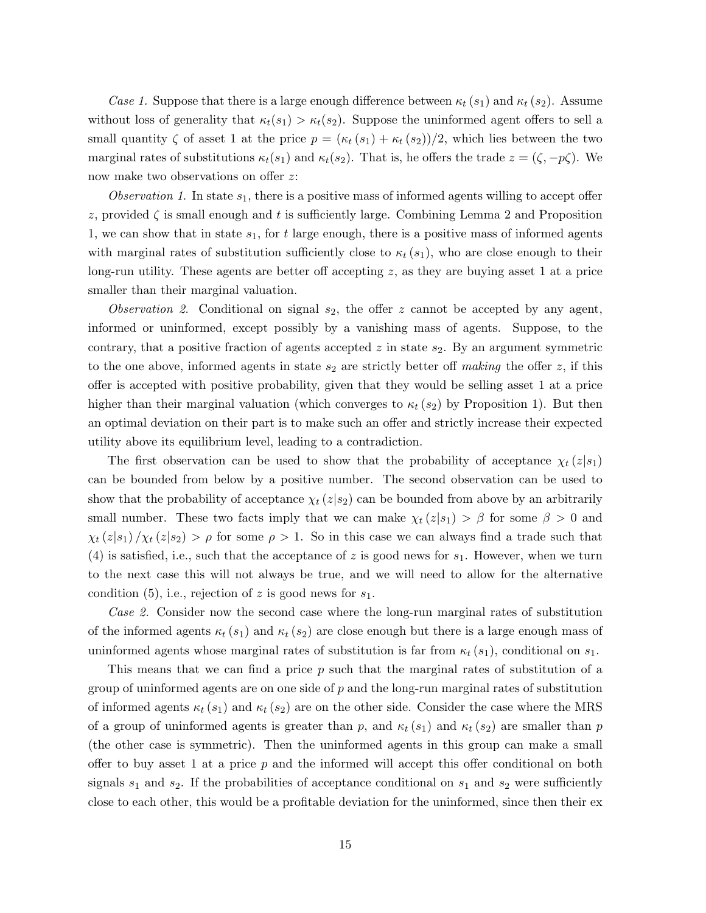*Case 1.* Suppose that there is a large enough difference between $\kappa_t(s_1)$ and $\kappa_t(s_2)$. Assume without loss of generality that $\kappa_t(s_1) > \kappa_t(s_2)$. Suppose the uninformed agent offers to sell a small quantity $\zeta$ of asset 1 at the price $p = (\kappa_t(s_1) + \kappa_t(s_2))/2$, which lies between the two marginal rates of substitutions $\kappa_t(s_1)$ and $\kappa_t(s_2)$. That is, he offers the trade $z = (\zeta, -p\zeta)$. We now make two observations on offer $z$:

*Observation 1.* In state $s_1$, there is a positive mass of informed agents willing to accept offer $z$, provided $\zeta$ is small enough and $t$ is sufficiently large. Combining Lemma 2 and Proposition 1, we can show that in state $s_1$, for $t$ large enough, there is a positive mass of informed agents with marginal rates of substitution sufficiently close to $\kappa_t(s_1)$, who are close enough to their long-run utility. These agents are better off accepting $z$, as they are buying asset 1 at a price smaller than their marginal valuation.

*Observation 2.* Conditional on signal $s_2$, the offer $z$ cannot be accepted by any agent, informed or uninformed, except possibly by a vanishing mass of agents. Suppose, to the contrary, that a positive fraction of agents accepted $z$ in state $s_2$. By an argument symmetric to the one above, informed agents in state $s_2$ are strictly better off *making* the offer $z$, if this offer is accepted with positive probability, given that they would be selling asset 1 at a price higher than their marginal valuation (which converges to $\kappa_t(s_2)$ by Proposition 1). But then an optimal deviation on their part is to make such an offer and strictly increase their expected utility above its equilibrium level, leading to a contradiction.

The first observation can be used to show that the probability of acceptance $\chi_t(z|s_1)$ can be bounded from below by a positive number. The second observation can be used to show that the probability of acceptance $\chi_t(z|s_2)$ can be bounded from above by an arbitrarily small number. These two facts imply that we can make $\chi_t(z|s_1) > \beta$ for some $\beta > 0$ and $\chi_t(z|s_1)/\chi_t(z|s_2) > \rho$ for some $\rho > 1$. So in this case we can always find a trade such that (4) is satisfied, i.e., such that the acceptance of $z$ is good news for $s_1$. However, when we turn to the next case this will not always be true, and we will need to allow for the alternative condition (5), i.e., rejection of $z$ is good news for $s_1$.

*Case 2.* Consider now the second case where the long-run marginal rates of substitution of the informed agents $\kappa_t(s_1)$ and $\kappa_t(s_2)$ are close enough but there is a large enough mass of uninformed agents whose marginal rates of substitution is far from $\kappa_t(s_1)$, conditional on $s_1$.

This means that we can find a price $p$ such that the marginal rates of substitution of a group of uninformed agents are on one side of $p$ and the long-run marginal rates of substitution of informed agents $\kappa_t(s_1)$ and $\kappa_t(s_2)$ are on the other side. Consider the case where the MRS of a group of uninformed agents is greater than $p$, and $\kappa_t(s_1)$ and $\kappa_t(s_2)$ are smaller than $p$ (the other case is symmetric). Then the uninformed agents in this group can make a small offer to buy asset 1 at a price $p$ and the informed will accept this offer conditional on both signals $s_1$ and $s_2$. If the probabilities of acceptance conditional on $s_1$ and $s_2$ were sufficiently close to each other, this would be a profitable deviation for the uninformed, since then their ex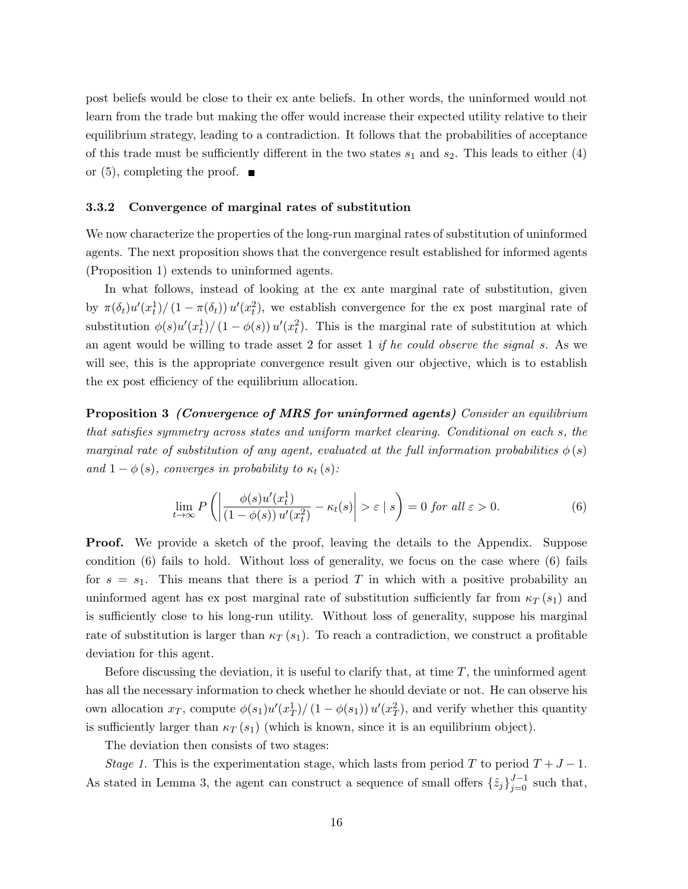post beliefs would be close to their ex ante beliefs. In other words, the uninformed would not learn from the trade but making the offer would increase their expected utility relative to their equilibrium strategy, leading to a contradiction. It follows that the probabilities of acceptance of this trade must be sufficiently different in the two states $s_1$ and $s_2$. This leads to either (4) or (5), completing the proof. ∎

### 3.3.2 Convergence of marginal rates of substitution

We now characterize the properties of the long-run marginal rates of substitution of uninformed agents. The next proposition shows that the convergence result established for informed agents (Proposition 1) extends to uninformed agents.

In what follows, instead of looking at the ex ante marginal rate of substitution, given by $\pi(\delta_t)u'(x_t^1)/(1-\pi(\delta_t))\,u'(x_t^2)$, we establish convergence for the ex post marginal rate of substitution $\phi(s)u'(x_t^1)/(1-\phi(s))\,u'(x_t^2)$. This is the marginal rate of substitution at which an agent would be willing to trade asset 2 for asset 1 *if he could observe the signal* $s$. As we will see, this is the appropriate convergence result given our objective, which is to establish the ex post efficiency of the equilibrium allocation.

**Proposition 3** ***(Convergence of MRS for uninformed agents)*** *Consider an equilibrium that satisfies symmetry across states and uniform market clearing. Conditional on each $s$, the marginal rate of substitution of any agent, evaluated at the full information probabilities $\phi(s)$ and $1-\phi(s)$, converges in probability to $\kappa_t(s)$:*

$$\lim_{t\to\infty} P\left(\left|\frac{\phi(s)u'(x_t^1)}{(1-\phi(s))\,u'(x_t^2)} - \kappa_t(s)\right| > \varepsilon \mid s\right) = 0 \text{ for all } \varepsilon > 0. \tag{6}$$

**Proof.** We provide a sketch of the proof, leaving the details to the Appendix. Suppose condition (6) fails to hold. Without loss of generality, we focus on the case where (6) fails for $s = s_1$. This means that there is a period $T$ in which with a positive probability an uninformed agent has ex post marginal rate of substitution sufficiently far from $\kappa_T(s_1)$ and is sufficiently close to his long-run utility. Without loss of generality, suppose his marginal rate of substitution is larger than $\kappa_T(s_1)$. To reach a contradiction, we construct a profitable deviation for this agent.

Before discussing the deviation, it is useful to clarify that, at time $T$, the uninformed agent has all the necessary information to check whether he should deviate or not. He can observe his own allocation $x_T$, compute $\phi(s_1)u'(x_T^1)/(1-\phi(s_1))\,u'(x_T^2)$, and verify whether this quantity is sufficiently larger than $\kappa_T(s_1)$ (which is known, since it is an equilibrium object).

The deviation then consists of two stages:

*Stage 1.* This is the experimentation stage, which lasts from period $T$ to period $T+J-1$. As stated in Lemma 3, the agent can construct a sequence of small offers $\{\hat{z}_j\}_{j=0}^{J-1}$ such that,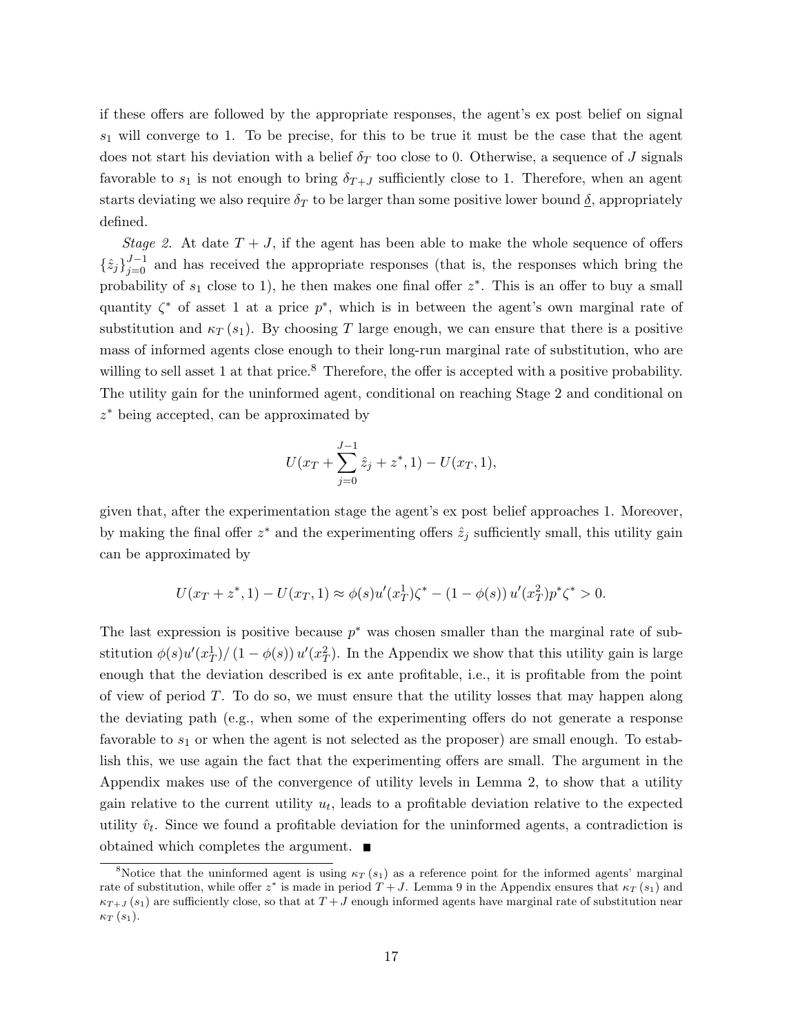if these offers are followed by the appropriate responses, the agent's ex post belief on signal $s_1$ will converge to 1. To be precise, for this to be true it must be the case that the agent does not start his deviation with a belief $\delta_T$ too close to 0. Otherwise, a sequence of $J$ signals favorable to $s_1$ is not enough to bring $\delta_{T+J}$ sufficiently close to 1. Therefore, when an agent starts deviating we also require $\delta_T$ to be larger than some positive lower bound $\underline{\delta}$, appropriately defined.

*Stage 2.* At date $T+J$, if the agent has been able to make the whole sequence of offers $\{\hat{z}_j\}_{j=0}^{J-1}$ and has received the appropriate responses (that is, the responses which bring the probability of $s_1$ close to 1), he then makes one final offer $z^*$. This is an offer to buy a small quantity $\zeta^*$ of asset 1 at a price $p^*$, which is in between the agent's own marginal rate of substitution and $\kappa_T(s_1)$. By choosing $T$ large enough, we can ensure that there is a positive mass of informed agents close enough to their long-run marginal rate of substitution, who are willing to sell asset 1 at that price.[8] Therefore, the offer is accepted with a positive probability. The utility gain for the uninformed agent, conditional on reaching Stage 2 and conditional on $z^*$ being accepted, can be approximated by

$$U(x_T + \sum_{j=0}^{J-1} \hat{z}_j + z^*, 1) - U(x_T, 1),$$

given that, after the experimentation stage the agent's ex post belief approaches 1. Moreover, by making the final offer $z^*$ and the experimenting offers $\hat{z}_j$ sufficiently small, this utility gain can be approximated by

$$U(x_T + z^*, 1) - U(x_T, 1) \approx \phi(s) u'(x_T^1)\zeta^* - (1 - \phi(s)) u'(x_T^2) p^* \zeta^* > 0.$$

The last expression is positive because $p^*$ was chosen smaller than the marginal rate of substitution $\phi(s)u'(x_T^1)/ (1 - \phi(s)) u'(x_T^2)$. In the Appendix we show that this utility gain is large enough that the deviation described is ex ante profitable, i.e., it is profitable from the point of view of period $T$. To do so, we must ensure that the utility losses that may happen along the deviating path (e.g., when some of the experimenting offers do not generate a response favorable to $s_1$ or when the agent is not selected as the proposer) are small enough. To establish this, we use again the fact that the experimenting offers are small. The argument in the Appendix makes use of the convergence of utility levels in Lemma 2, to show that a utility gain relative to the current utility $u_t$, leads to a profitable deviation relative to the expected utility $\hat{v}_t$. Since we found a profitable deviation for the uninformed agents, a contradiction is obtained which completes the argument. ∎

[8] Notice that the uninformed agent is using $\kappa_T(s_1)$ as a reference point for the informed agents' marginal rate of substitution, while offer $z^*$ is made in period $T+J$. Lemma 9 in the Appendix ensures that $\kappa_T(s_1)$ and $\kappa_{T+J}(s_1)$ are sufficiently close, so that at $T+J$ enough informed agents have marginal rate of substitution near $\kappa_T(s_1)$.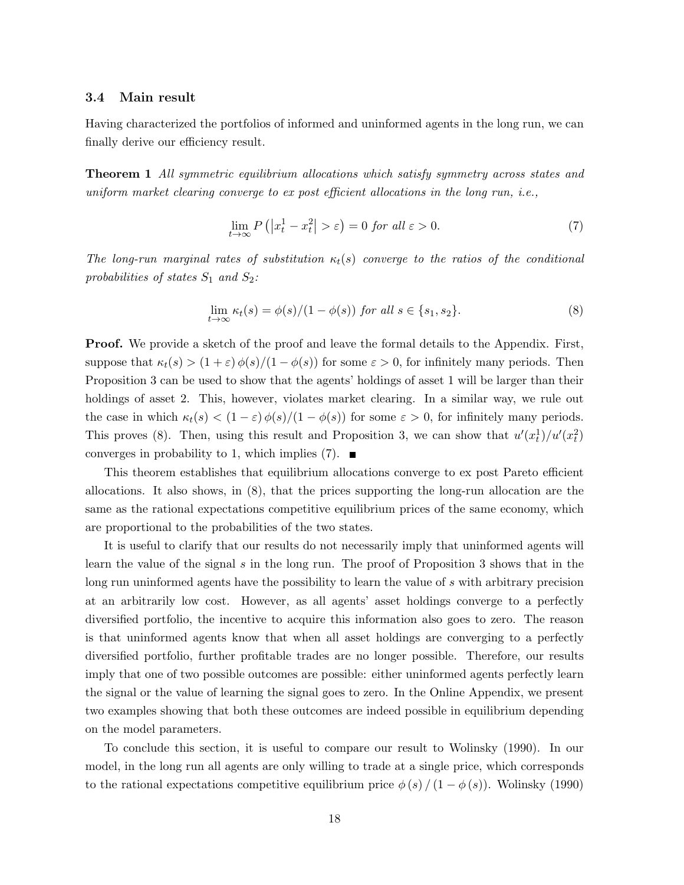### 3.4 Main result

Having characterized the portfolios of informed and uninformed agents in the long run, we can finally derive our efficiency result.

**Theorem 1** *All symmetric equilibrium allocations which satisfy symmetry across states and uniform market clearing converge to ex post efficient allocations in the long run, i.e.,*

$$\lim_{t\to\infty} P\left(\left|x_t^1 - x_t^2\right| > \varepsilon\right) = 0 \text{ for all } \varepsilon > 0. \tag{7}$$

*The long-run marginal rates of substitution $\kappa_t(s)$ converge to the ratios of the conditional probabilities of states $S_1$ and $S_2$:*

$$\lim_{t\to\infty} \kappa_t(s) = \phi(s)/(1-\phi(s)) \text{ for all } s \in \{s_1, s_2\}. \tag{8}$$

**Proof.** We provide a sketch of the proof and leave the formal details to the Appendix. First, suppose that $\kappa_t(s) > (1+\varepsilon)\,\phi(s)/(1-\phi(s))$ for some $\varepsilon > 0$, for infinitely many periods. Then Proposition 3 can be used to show that the agents' holdings of asset 1 will be larger than their holdings of asset 2. This, however, violates market clearing. In a similar way, we rule out the case in which $\kappa_t(s) < (1-\varepsilon)\,\phi(s)/(1-\phi(s))$ for some $\varepsilon > 0$, for infinitely many periods. This proves (8). Then, using this result and Proposition 3, we can show that $u'(x_t^1)/u'(x_t^2)$ converges in probability to 1, which implies (7). ■

This theorem establishes that equilibrium allocations converge to ex post Pareto efficient allocations. It also shows, in (8), that the prices supporting the long-run allocation are the same as the rational expectations competitive equilibrium prices of the same economy, which are proportional to the probabilities of the two states.

It is useful to clarify that our results do not necessarily imply that uninformed agents will learn the value of the signal $s$ in the long run. The proof of Proposition 3 shows that in the long run uninformed agents have the possibility to learn the value of $s$ with arbitrary precision at an arbitrarily low cost. However, as all agents' asset holdings converge to a perfectly diversified portfolio, the incentive to acquire this information also goes to zero. The reason is that uninformed agents know that when all asset holdings are converging to a perfectly diversified portfolio, further profitable trades are no longer possible. Therefore, our results imply that one of two possible outcomes are possible: either uninformed agents perfectly learn the signal or the value of learning the signal goes to zero. In the Online Appendix, we present two examples showing that both these outcomes are indeed possible in equilibrium depending on the model parameters.

To conclude this section, it is useful to compare our result to Wolinsky (1990). In our model, in the long run all agents are only willing to trade at a single price, which corresponds to the rational expectations competitive equilibrium price $\phi(s)/(1-\phi(s))$. Wolinsky (1990)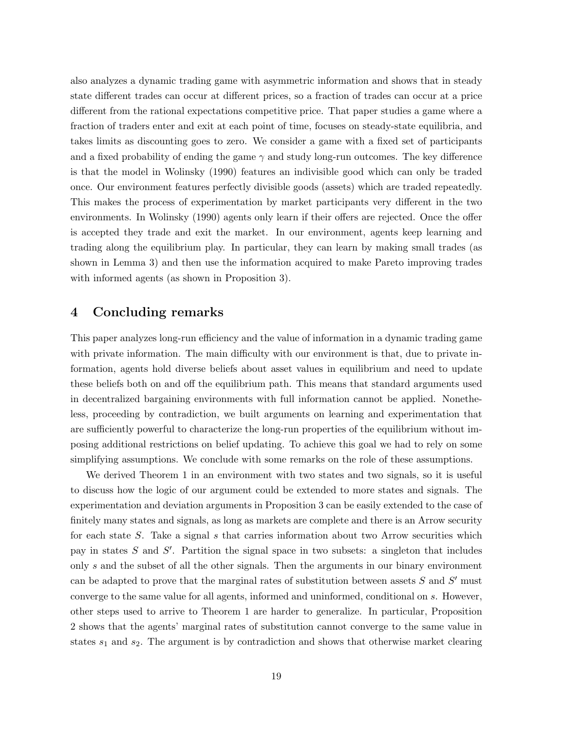also analyzes a dynamic trading game with asymmetric information and shows that in steady state different trades can occur at different prices, so a fraction of trades can occur at a price different from the rational expectations competitive price. That paper studies a game where a fraction of traders enter and exit at each point of time, focuses on steady-state equilibria, and takes limits as discounting goes to zero. We consider a game with a fixed set of participants and a fixed probability of ending the game $\gamma$ and study long-run outcomes. The key difference is that the model in Wolinsky (1990) features an indivisible good which can only be traded once. Our environment features perfectly divisible goods (assets) which are traded repeatedly. This makes the process of experimentation by market participants very different in the two environments. In Wolinsky (1990) agents only learn if their offers are rejected. Once the offer is accepted they trade and exit the market. In our environment, agents keep learning and trading along the equilibrium play. In particular, they can learn by making small trades (as shown in Lemma 3) and then use the information acquired to make Pareto improving trades with informed agents (as shown in Proposition 3).

## 4 Concluding remarks

This paper analyzes long-run efficiency and the value of information in a dynamic trading game with private information. The main difficulty with our environment is that, due to private information, agents hold diverse beliefs about asset values in equilibrium and need to update these beliefs both on and off the equilibrium path. This means that standard arguments used in decentralized bargaining environments with full information cannot be applied. Nonetheless, proceeding by contradiction, we built arguments on learning and experimentation that are sufficiently powerful to characterize the long-run properties of the equilibrium without imposing additional restrictions on belief updating. To achieve this goal we had to rely on some simplifying assumptions. We conclude with some remarks on the role of these assumptions.

We derived Theorem 1 in an environment with two states and two signals, so it is useful to discuss how the logic of our argument could be extended to more states and signals. The experimentation and deviation arguments in Proposition 3 can be easily extended to the case of finitely many states and signals, as long as markets are complete and there is an Arrow security for each state $S$. Take a signal $s$ that carries information about two Arrow securities which pay in states $S$ and $S'$. Partition the signal space in two subsets: a singleton that includes only $s$ and the subset of all the other signals. Then the arguments in our binary environment can be adapted to prove that the marginal rates of substitution between assets $S$ and $S'$ must converge to the same value for all agents, informed and uninformed, conditional on $s$. However, other steps used to arrive to Theorem 1 are harder to generalize. In particular, Proposition 2 shows that the agents' marginal rates of substitution cannot converge to the same value in states $s_1$ and $s_2$. The argument is by contradiction and shows that otherwise market clearing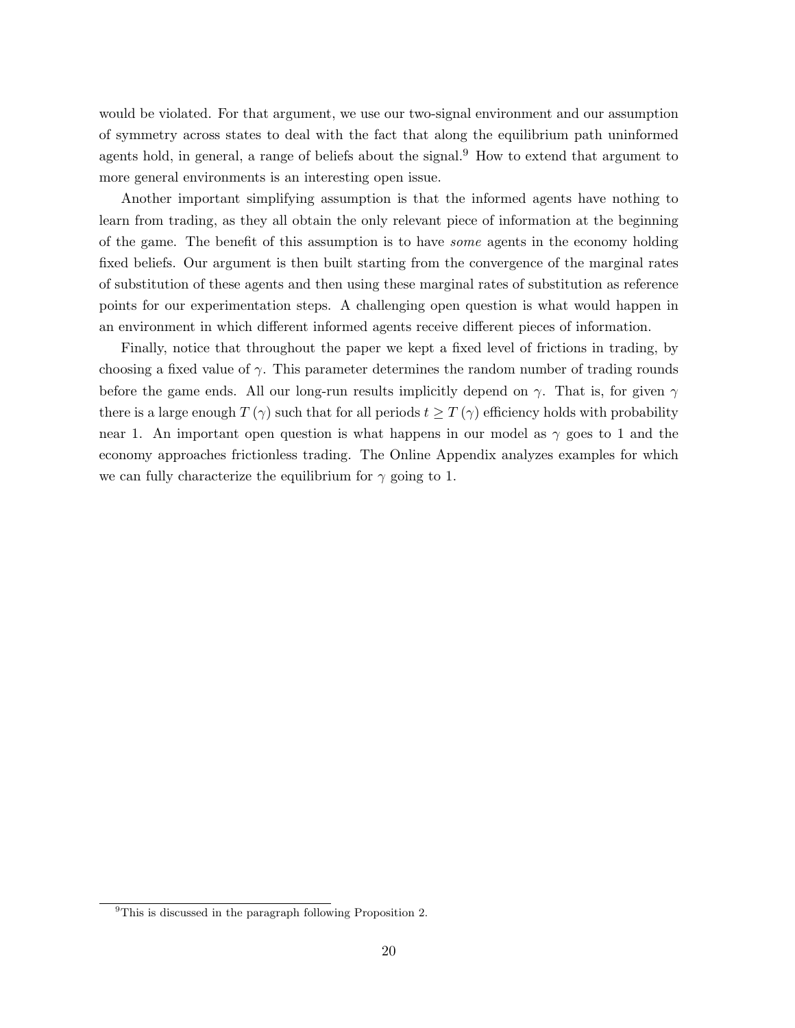would be violated. For that argument, we use our two-signal environment and our assumption of symmetry across states to deal with the fact that along the equilibrium path uninformed agents hold, in general, a range of beliefs about the signal.[9] How to extend that argument to more general environments is an interesting open issue.

Another important simplifying assumption is that the informed agents have nothing to learn from trading, as they all obtain the only relevant piece of information at the beginning of the game. The benefit of this assumption is to have *some* agents in the economy holding fixed beliefs. Our argument is then built starting from the convergence of the marginal rates of substitution of these agents and then using these marginal rates of substitution as reference points for our experimentation steps. A challenging open question is what would happen in an environment in which different informed agents receive different pieces of information.

Finally, notice that throughout the paper we kept a fixed level of frictions in trading, by choosing a fixed value of $\gamma$. This parameter determines the random number of trading rounds before the game ends. All our long-run results implicitly depend on $\gamma$. That is, for given $\gamma$ there is a large enough $T(\gamma)$ such that for all periods $t \geq T(\gamma)$ efficiency holds with probability near 1. An important open question is what happens in our model as $\gamma$ goes to 1 and the economy approaches frictionless trading. The Online Appendix analyzes examples for which we can fully characterize the equilibrium for $\gamma$ going to 1.

[9] This is discussed in the paragraph following Proposition 2.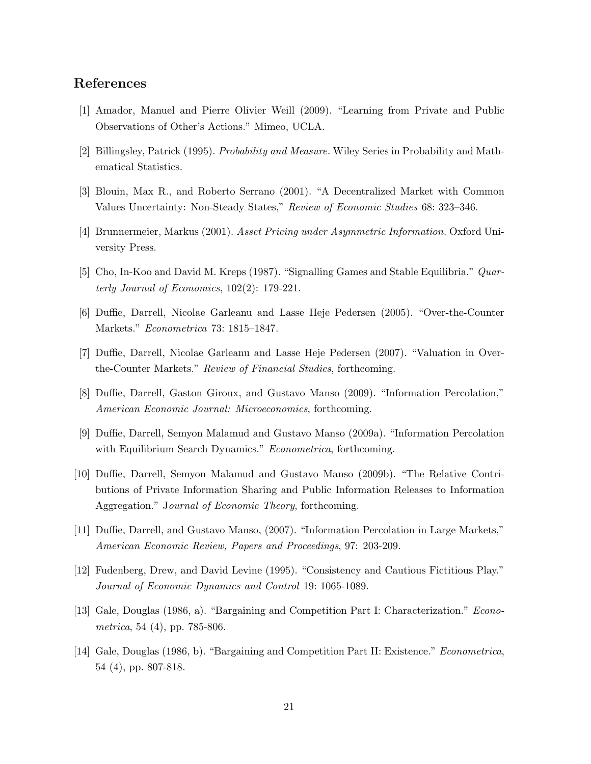## References

[1] Amador, Manuel and Pierre Olivier Weill (2009). "Learning from Private and Public Observations of Other's Actions." Mimeo, UCLA.

[2] Billingsley, Patrick (1995). *Probability and Measure.* Wiley Series in Probability and Mathematical Statistics.

[3] Blouin, Max R., and Roberto Serrano (2001). "A Decentralized Market with Common Values Uncertainty: Non-Steady States," *Review of Economic Studies* 68: 323–346.

[4] Brunnermeier, Markus (2001). *Asset Pricing under Asymmetric Information.* Oxford University Press.

[5] Cho, In-Koo and David M. Kreps (1987). "Signalling Games and Stable Equilibria." *Quarterly Journal of Economics*, 102(2): 179-221.

[6] Duffie, Darrell, Nicolae Garleanu and Lasse Heje Pedersen (2005). "Over-the-Counter Markets." *Econometrica* 73: 1815–1847.

[7] Duffie, Darrell, Nicolae Garleanu and Lasse Heje Pedersen (2007). "Valuation in Over-the-Counter Markets." *Review of Financial Studies*, forthcoming.

[8] Duffie, Darrell, Gaston Giroux, and Gustavo Manso (2009). "Information Percolation," *American Economic Journal: Microeconomics*, forthcoming.

[9] Duffie, Darrell, Semyon Malamud and Gustavo Manso (2009a). "Information Percolation with Equilibrium Search Dynamics." *Econometrica*, forthcoming.

[10] Duffie, Darrell, Semyon Malamud and Gustavo Manso (2009b). "The Relative Contributions of Private Information Sharing and Public Information Releases to Information Aggregation." J*ournal of Economic Theory*, forthcoming.

[11] Duffie, Darrell, and Gustavo Manso, (2007). "Information Percolation in Large Markets," *American Economic Review, Papers and Proceedings*, 97: 203-209.

[12] Fudenberg, Drew, and David Levine (1995). "Consistency and Cautious Fictitious Play." *Journal of Economic Dynamics and Control* 19: 1065-1089.

[13] Gale, Douglas (1986, a). "Bargaining and Competition Part I: Characterization." *Econometrica*, 54 (4), pp. 785-806.

[14] Gale, Douglas (1986, b). "Bargaining and Competition Part II: Existence." *Econometrica*, 54 (4), pp. 807-818.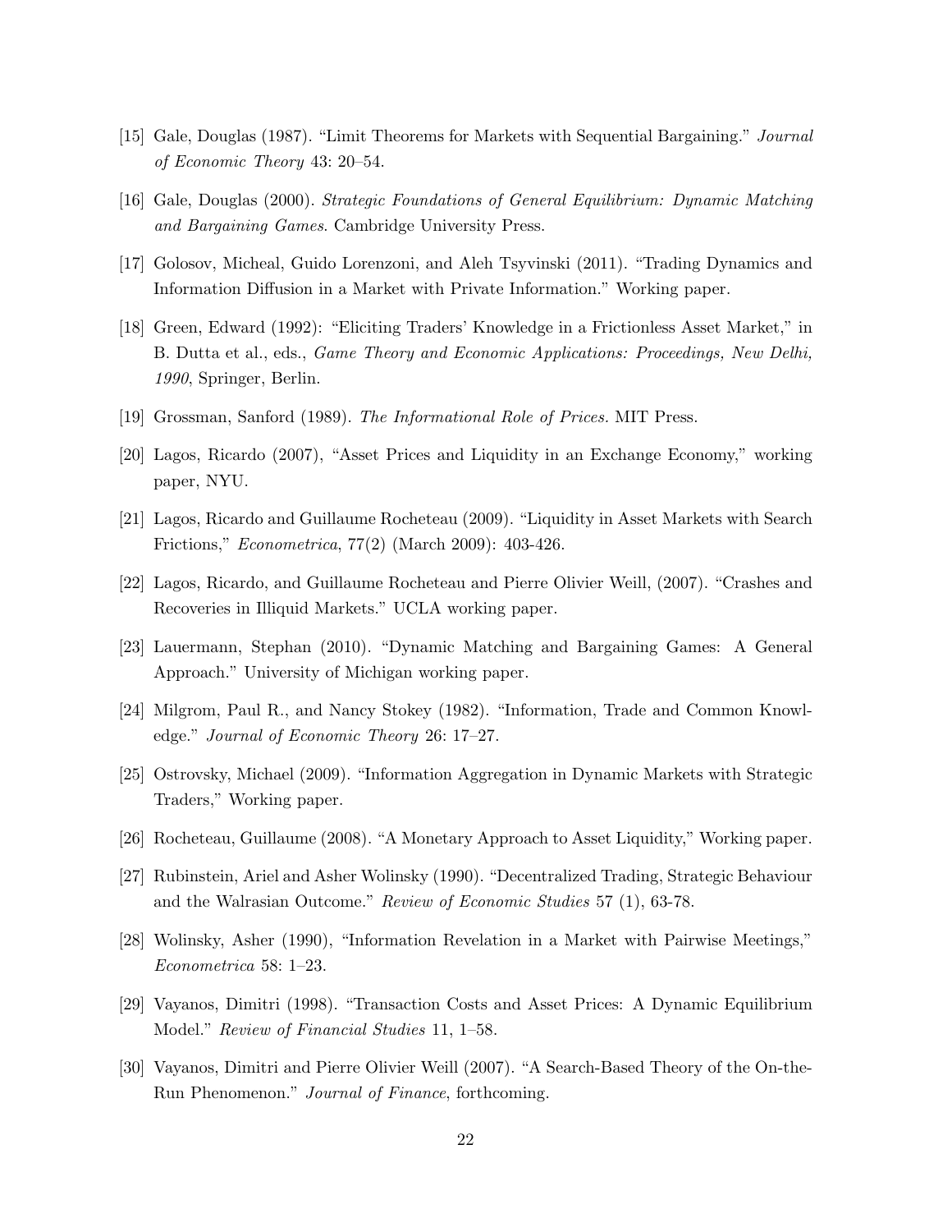[15] Gale, Douglas (1987). "Limit Theorems for Markets with Sequential Bargaining." *Journal of Economic Theory* 43: 20–54.

[16] Gale, Douglas (2000). *Strategic Foundations of General Equilibrium: Dynamic Matching and Bargaining Games*. Cambridge University Press.

[17] Golosov, Micheal, Guido Lorenzoni, and Aleh Tsyvinski (2011). "Trading Dynamics and Information Diffusion in a Market with Private Information." Working paper.

[18] Green, Edward (1992): "Eliciting Traders' Knowledge in a Frictionless Asset Market," in B. Dutta et al., eds., *Game Theory and Economic Applications: Proceedings, New Delhi, 1990*, Springer, Berlin.

[19] Grossman, Sanford (1989). *The Informational Role of Prices.* MIT Press.

[20] Lagos, Ricardo (2007), "Asset Prices and Liquidity in an Exchange Economy," working paper, NYU.

[21] Lagos, Ricardo and Guillaume Rocheteau (2009). "Liquidity in Asset Markets with Search Frictions," *Econometrica*, 77(2) (March 2009): 403-426.

[22] Lagos, Ricardo, and Guillaume Rocheteau and Pierre Olivier Weill, (2007). "Crashes and Recoveries in Illiquid Markets." UCLA working paper.

[23] Lauermann, Stephan (2010). "Dynamic Matching and Bargaining Games: A General Approach." University of Michigan working paper.

[24] Milgrom, Paul R., and Nancy Stokey (1982). "Information, Trade and Common Knowledge." *Journal of Economic Theory* 26: 17–27.

[25] Ostrovsky, Michael (2009). "Information Aggregation in Dynamic Markets with Strategic Traders," Working paper.

[26] Rocheteau, Guillaume (2008). "A Monetary Approach to Asset Liquidity," Working paper.

[27] Rubinstein, Ariel and Asher Wolinsky (1990). "Decentralized Trading, Strategic Behaviour and the Walrasian Outcome." *Review of Economic Studies* 57 (1), 63-78.

[28] Wolinsky, Asher (1990), "Information Revelation in a Market with Pairwise Meetings," *Econometrica* 58: 1–23.

[29] Vayanos, Dimitri (1998). "Transaction Costs and Asset Prices: A Dynamic Equilibrium Model." *Review of Financial Studies* 11, 1–58.

[30] Vayanos, Dimitri and Pierre Olivier Weill (2007). "A Search-Based Theory of the On-the-Run Phenomenon." *Journal of Finance*, forthcoming.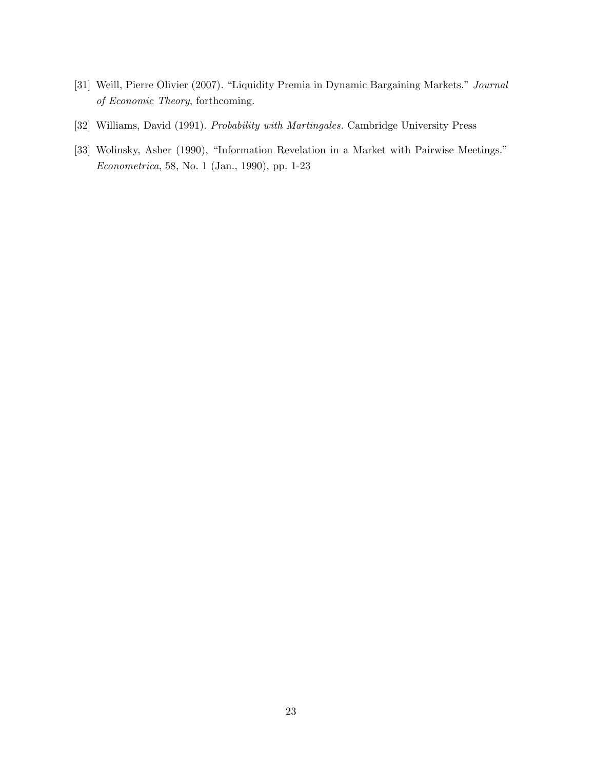[31] Weill, Pierre Olivier (2007). "Liquidity Premia in Dynamic Bargaining Markets." *Journal of Economic Theory*, forthcoming.

[32] Williams, David (1991). *Probability with Martingales.* Cambridge University Press

[33] Wolinsky, Asher (1990), "Information Revelation in a Market with Pairwise Meetings." *Econometrica*, 58, No. 1 (Jan., 1990), pp. 1-23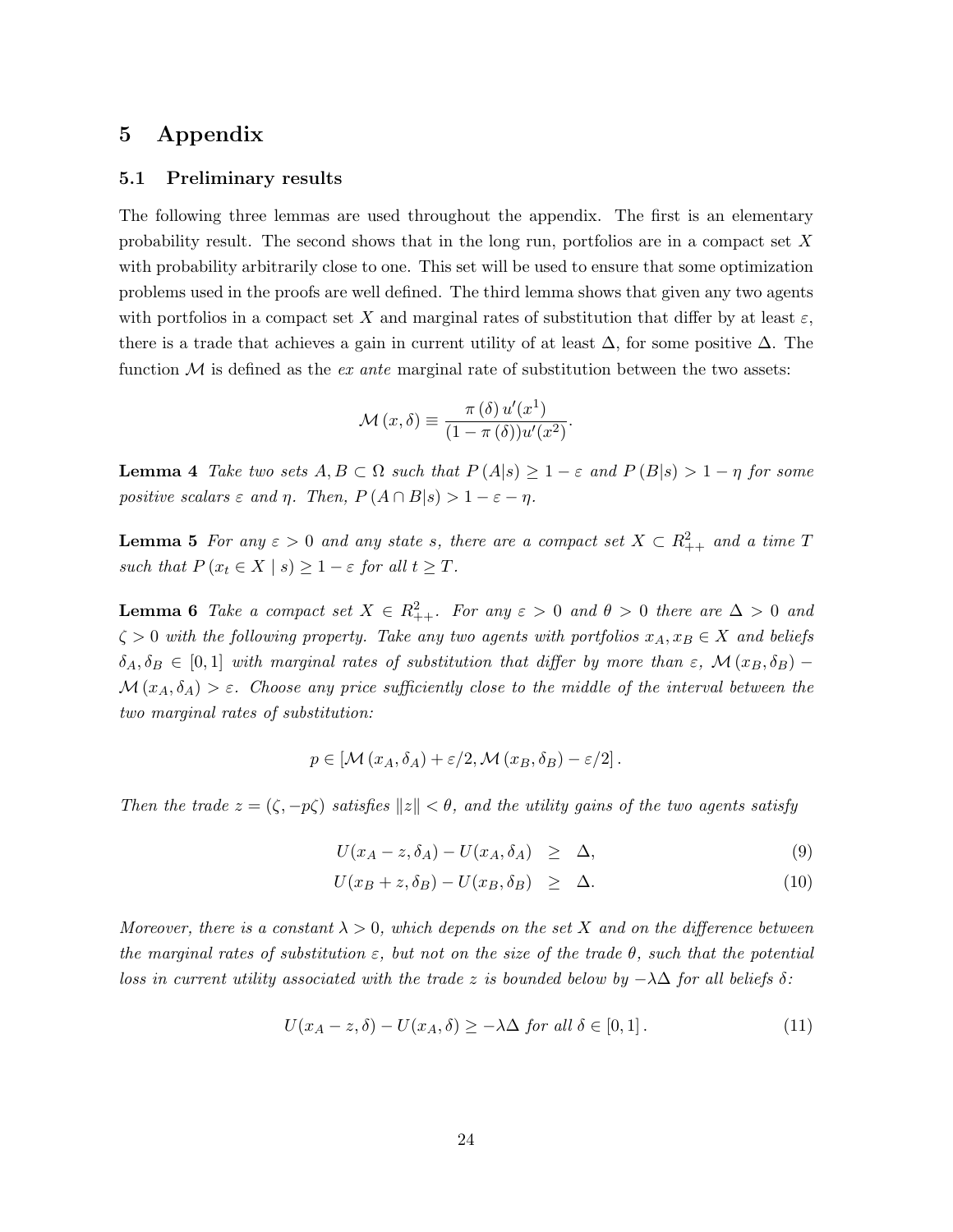# 5 Appendix

## 5.1 Preliminary results

The following three lemmas are used throughout the appendix. The first is an elementary probability result. The second shows that in the long run, portfolios are in a compact set $X$ with probability arbitrarily close to one. This set will be used to ensure that some optimization problems used in the proofs are well defined. The third lemma shows that given any two agents with portfolios in a compact set $X$ and marginal rates of substitution that differ by at least $\varepsilon$, there is a trade that achieves a gain in current utility of at least $\Delta$, for some positive $\Delta$. The function $\mathcal{M}$ is defined as the *ex ante* marginal rate of substitution between the two assets:

$$\mathcal{M}(x, \delta) \equiv \frac{\pi(\delta) u'(x^1)}{(1 - \pi(\delta))u'(x^2)}.$$

**Lemma 4** *Take two sets $A, B \subset \Omega$ such that $P(A|s) \geq 1 - \varepsilon$ and $P(B|s) > 1 - \eta$ for some positive scalars $\varepsilon$ and $\eta$. Then, $P(A \cap B|s) > 1 - \varepsilon - \eta$.*

**Lemma 5** *For any $\varepsilon > 0$ and any state $s$, there are a compact set $X \subset R^2_{++}$ and a time $T$ such that $P(x_t \in X \mid s) \geq 1 - \varepsilon$ for all $t \geq T$.*

**Lemma 6** *Take a compact set $X \in R^2_{++}$. For any $\varepsilon > 0$ and $\theta > 0$ there are $\Delta > 0$ and $\zeta > 0$ with the following property. Take any two agents with portfolios $x_A, x_B \in X$ and beliefs $\delta_A, \delta_B \in [0, 1]$ with marginal rates of substitution that differ by more than $\varepsilon$, $\mathcal{M}(x_B, \delta_B) - \mathcal{M}(x_A, \delta_A) > \varepsilon$. Choose any price sufficiently close to the middle of the interval between the two marginal rates of substitution:*

$$p \in [\mathcal{M}(x_A, \delta_A) + \varepsilon/2, \mathcal{M}(x_B, \delta_B) - \varepsilon/2].$$

*Then the trade $z = (\zeta, -p\zeta)$ satisfies $\|z\| < \theta$, and the utility gains of the two agents satisfy*

$$U(x_A - z, \delta_A) - U(x_A, \delta_A) \geq \Delta, \tag{9}$$

$$U(x_B + z, \delta_B) - U(x_B, \delta_B) \geq \Delta. \tag{10}$$

*Moreover, there is a constant $\lambda > 0$, which depends on the set $X$ and on the difference between the marginal rates of substitution $\varepsilon$, but not on the size of the trade $\theta$, such that the potential loss in current utility associated with the trade $z$ is bounded below by $-\lambda\Delta$ for all beliefs $\delta$:*

$$U(x_A - z, \delta) - U(x_A, \delta) \geq -\lambda\Delta \text{ for all } \delta \in [0, 1]. \tag{11}$$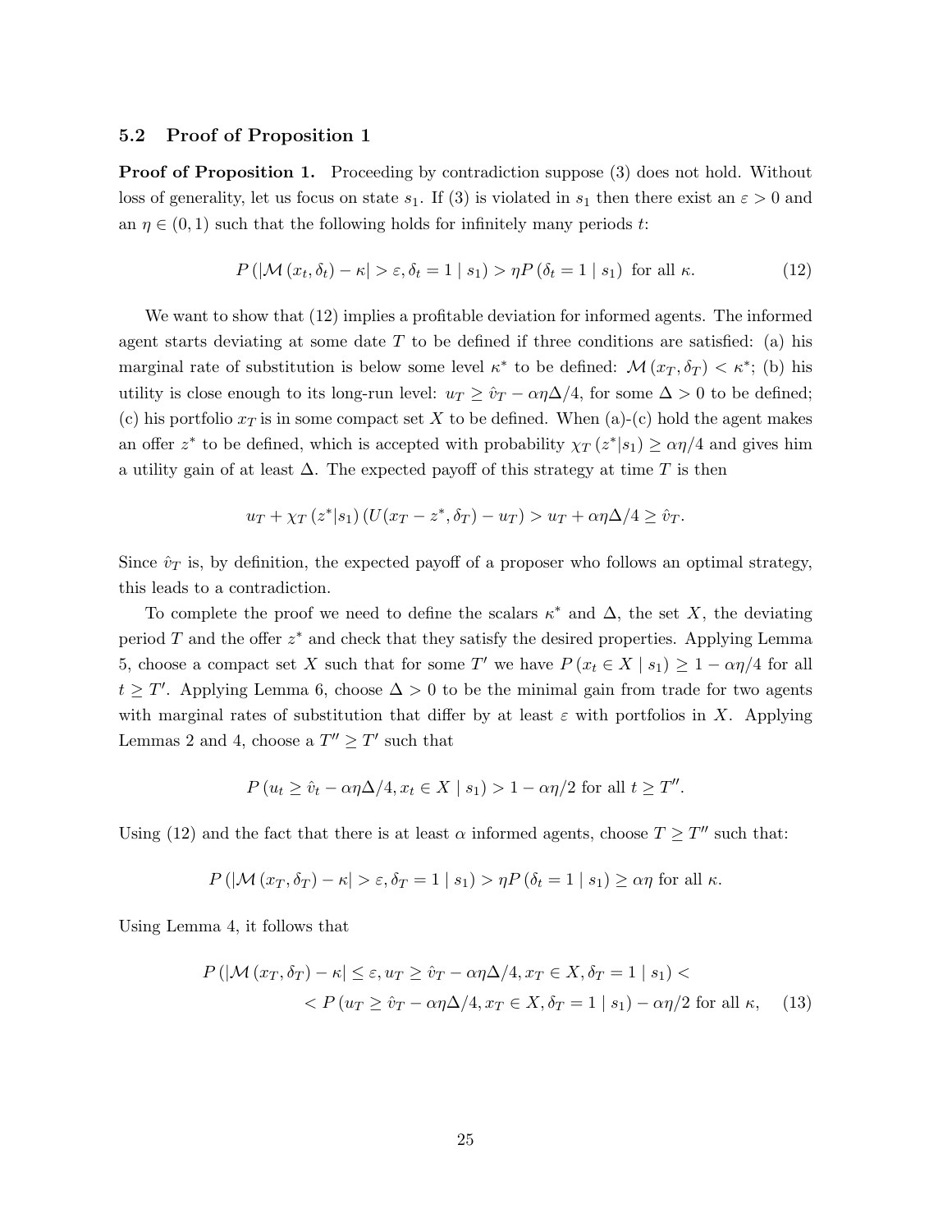### 5.2 Proof of Proposition 1

**Proof of Proposition 1.** Proceeding by contradiction suppose (3) does not hold. Without loss of generality, let us focus on state $s_1$. If (3) is violated in $s_1$ then there exist an $\varepsilon > 0$ and an $\eta \in (0,1)$ such that the following holds for infinitely many periods $t$:

$$P\left(|\mathcal{M}\left(x_t, \delta_t\right) - \kappa| > \varepsilon, \delta_t = 1 \mid s_1\right) > \eta P\left(\delta_t = 1 \mid s_1\right) \text{ for all } \kappa. \tag{12}$$

We want to show that (12) implies a profitable deviation for informed agents. The informed agent starts deviating at some date $T$ to be defined if three conditions are satisfied: (a) his marginal rate of substitution is below some level $\kappa^*$ to be defined: $\mathcal{M}\left(x_T, \delta_T\right) < \kappa^*$; (b) his utility is close enough to its long-run level: $u_T \geq \hat{v}_T - \alpha\eta\Delta/4$, for some $\Delta > 0$ to be defined; (c) his portfolio $x_T$ is in some compact set $X$ to be defined. When (a)-(c) hold the agent makes an offer $z^*$ to be defined, which is accepted with probability $\chi_T\left(z^*|s_1\right) \geq \alpha\eta/4$ and gives him a utility gain of at least $\Delta$. The expected payoff of this strategy at time $T$ is then

$$u_T + \chi_T\left(z^*|s_1\right)\left(U(x_T - z^*, \delta_T) - u_T\right) > u_T + \alpha\eta\Delta/4 \geq \hat{v}_T.$$

Since $\hat{v}_T$ is, by definition, the expected payoff of a proposer who follows an optimal strategy, this leads to a contradiction.

To complete the proof we need to define the scalars $\kappa^*$ and $\Delta$, the set $X$, the deviating period $T$ and the offer $z^*$ and check that they satisfy the desired properties. Applying Lemma 5, choose a compact set $X$ such that for some $T'$ we have $P\left(x_t \in X \mid s_1\right) \geq 1 - \alpha\eta/4$ for all $t \geq T'$. Applying Lemma 6, choose $\Delta > 0$ to be the minimal gain from trade for two agents with marginal rates of substitution that differ by at least $\varepsilon$ with portfolios in $X$. Applying Lemmas 2 and 4, choose a $T'' \geq T'$ such that

$$P\left(u_t \geq \hat{v}_t - \alpha\eta\Delta/4, x_t \in X \mid s_1\right) > 1 - \alpha\eta/2 \text{ for all } t \geq T''.$$

Using (12) and the fact that there is at least $\alpha$ informed agents, choose $T \geq T''$ such that:

$$P\left(|\mathcal{M}\left(x_T, \delta_T\right) - \kappa| > \varepsilon, \delta_T = 1 \mid s_1\right) > \eta P\left(\delta_t = 1 \mid s_1\right) \geq \alpha\eta \text{ for all } \kappa.$$

Using Lemma 4, it follows that

$$\begin{aligned} P\left(|\mathcal{M}\left(x_T, \delta_T\right) - \kappa| \leq \varepsilon, u_T \geq \hat{v}_T - \alpha\eta\Delta/4, x_T \in X, \delta_T = 1 \mid s_1\right) < \\ < P\left(u_T \geq \hat{v}_T - \alpha\eta\Delta/4, x_T \in X, \delta_T = 1 \mid s_1\right) - \alpha\eta/2 \text{ for all } \kappa, \end{aligned} \tag{13}$$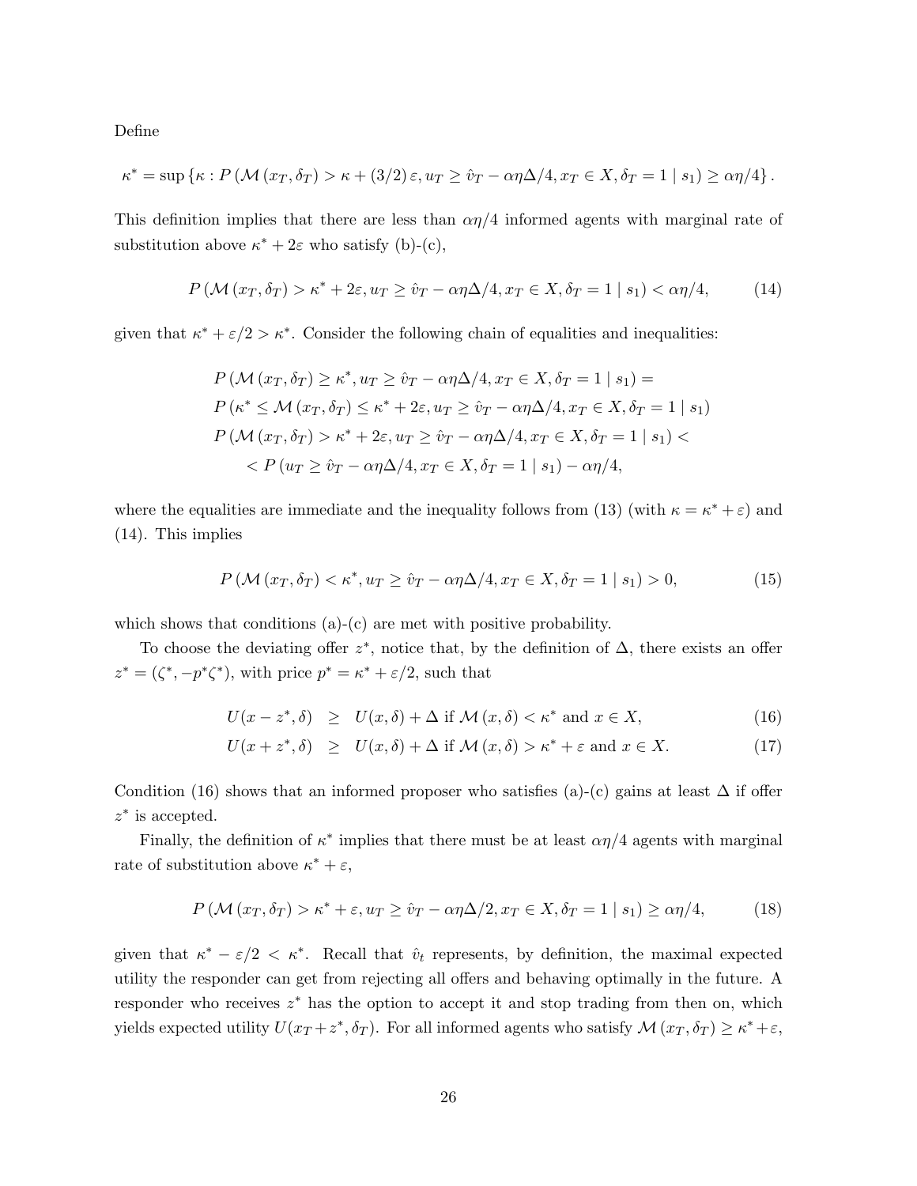Define

$$\kappa^* = \sup \left\{ \kappa : P\left(\mathcal{M}\left(x_T, \delta_T\right) > \kappa + (3/2)\,\varepsilon, u_T \geq \hat{v}_T - \alpha\eta\Delta/4, x_T \in X, \delta_T = 1 \mid s_1\right) \geq \alpha\eta/4 \right\}.$$

This definition implies that there are less than $\alpha\eta/4$ informed agents with marginal rate of substitution above $\kappa^* + 2\varepsilon$ who satisfy (b)-(c),

$$P\left(\mathcal{M}\left(x_T, \delta_T\right) > \kappa^* + 2\varepsilon, u_T \geq \hat{v}_T - \alpha\eta\Delta/4, x_T \in X, \delta_T = 1 \mid s_1\right) < \alpha\eta/4, \tag{14}$$

given that $\kappa^* + \varepsilon/2 > \kappa^*$. Consider the following chain of equalities and inequalities:

$$\begin{aligned}
&P\left(\mathcal{M}\left(x_T, \delta_T\right) \geq \kappa^*, u_T \geq \hat{v}_T - \alpha\eta\Delta/4, x_T \in X, \delta_T = 1 \mid s_1\right) = \\
&P\left(\kappa^* \leq \mathcal{M}\left(x_T, \delta_T\right) \leq \kappa^* + 2\varepsilon, u_T \geq \hat{v}_T - \alpha\eta\Delta/4, x_T \in X, \delta_T = 1 \mid s_1\right) \\
&P\left(\mathcal{M}\left(x_T, \delta_T\right) > \kappa^* + 2\varepsilon, u_T \geq \hat{v}_T - \alpha\eta\Delta/4, x_T \in X, \delta_T = 1 \mid s_1\right) < \\
&\qquad < P\left(u_T \geq \hat{v}_T - \alpha\eta\Delta/4, x_T \in X, \delta_T = 1 \mid s_1\right) - \alpha\eta/4,
\end{aligned}$$

where the equalities are immediate and the inequality follows from (13) (with $\kappa = \kappa^* + \varepsilon$) and (14). This implies

$$P\left(\mathcal{M}\left(x_T, \delta_T\right) < \kappa^*, u_T \geq \hat{v}_T - \alpha\eta\Delta/4, x_T \in X, \delta_T = 1 \mid s_1\right) > 0, \tag{15}$$

which shows that conditions (a)-(c) are met with positive probability.

To choose the deviating offer $z^*$, notice that, by the definition of $\Delta$, there exists an offer $z^* = (\zeta^*, -p^*\zeta^*)$, with price $p^* = \kappa^* + \varepsilon/2$, such that

$$U(x - z^*, \delta) \;\geq\; U(x, \delta) + \Delta \text{ if } \mathcal{M}\left(x, \delta\right) < \kappa^* \text{ and } x \in X, \tag{16}$$

$$U(x + z^*, \delta) \;\geq\; U(x, \delta) + \Delta \text{ if } \mathcal{M}\left(x, \delta\right) > \kappa^* + \varepsilon \text{ and } x \in X. \tag{17}$$

Condition (16) shows that an informed proposer who satisfies (a)-(c) gains at least $\Delta$ if offer $z^*$ is accepted.

Finally, the definition of $\kappa^*$ implies that there must be at least $\alpha\eta/4$ agents with marginal rate of substitution above $\kappa^* + \varepsilon$,

$$P\left(\mathcal{M}\left(x_T, \delta_T\right) > \kappa^* + \varepsilon, u_T \geq \hat{v}_T - \alpha\eta\Delta/2, x_T \in X, \delta_T = 1 \mid s_1\right) \geq \alpha\eta/4, \tag{18}$$

given that $\kappa^* - \varepsilon/2 < \kappa^*$. Recall that $\hat{v}_t$ represents, by definition, the maximal expected utility the responder can get from rejecting all offers and behaving optimally in the future. A responder who receives $z^*$ has the option to accept it and stop trading from then on, which yields expected utility $U(x_T + z^*, \delta_T)$. For all informed agents who satisfy $\mathcal{M}\left(x_T, \delta_T\right) \geq \kappa^* + \varepsilon$,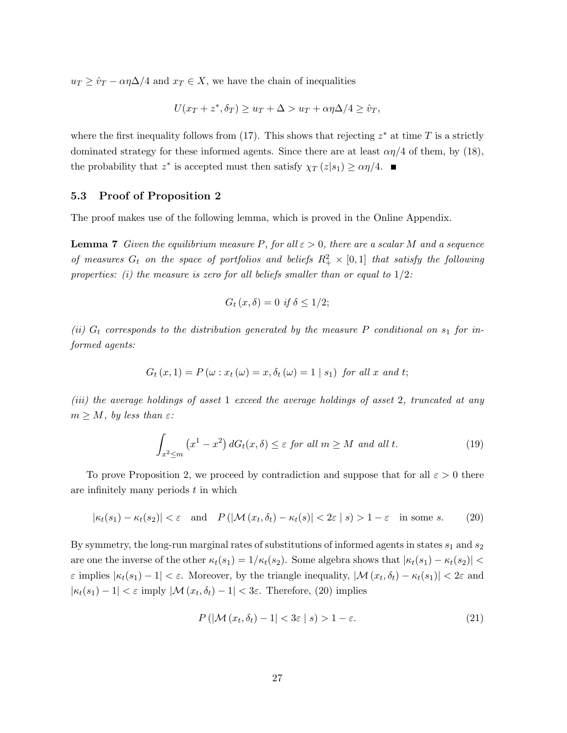$u_T \geq \hat{v}_T - \alpha\eta\Delta/4$ and $x_T \in X$, we have the chain of inequalities

$$U(x_T + z^*, \delta_T) \geq u_T + \Delta > u_T + \alpha\eta\Delta/4 \geq \hat{v}_T,$$

where the first inequality follows from (17). This shows that rejecting $z^*$ at time $T$ is a strictly dominated strategy for these informed agents. Since there are at least $\alpha\eta/4$ of them, by (18), the probability that $z^*$ is accepted must then satisfy $\chi_T(z|s_1) \geq \alpha\eta/4$. ■

### 5.3 Proof of Proposition 2

The proof makes use of the following lemma, which is proved in the Online Appendix.

**Lemma 7** *Given the equilibrium measure $P$, for all $\varepsilon > 0$, there are a scalar $M$ and a sequence of measures $G_t$ on the space of portfolios and beliefs $R_+^2 \times [0,1]$ that satisfy the following properties: (i) the measure is zero for all beliefs smaller than or equal to $1/2$:*

$$G_t(x, \delta) = 0 \text{ if } \delta \leq 1/2;$$

*(ii) $G_t$ corresponds to the distribution generated by the measure $P$ conditional on $s_1$ for informed agents:*

$$G_t(x, 1) = P(\omega : x_t(\omega) = x, \delta_t(\omega) = 1 \mid s_1) \text{ for all } x \text{ and } t;$$

*(iii) the average holdings of asset 1 exceed the average holdings of asset 2, truncated at any $m \geq M$, by less than $\varepsilon$:*

$$\int_{x^2 \leq m} (x^1 - x^2) \, dG_t(x, \delta) \leq \varepsilon \text{ for all } m \geq M \text{ and all } t. \tag{19}$$

To prove Proposition 2, we proceed by contradiction and suppose that for all $\varepsilon > 0$ there are infinitely many periods $t$ in which

$$|\kappa_t(s_1) - \kappa_t(s_2)| < \varepsilon \quad \text{and} \quad P(|\mathcal{M}(x_t, \delta_t) - \kappa_t(s)| < 2\varepsilon \mid s) > 1 - \varepsilon \quad \text{in some } s. \tag{20}$$

By symmetry, the long-run marginal rates of substitutions of informed agents in states $s_1$ and $s_2$ are one the inverse of the other $\kappa_t(s_1) = 1/\kappa_t(s_2)$. Some algebra shows that $|\kappa_t(s_1) - \kappa_t(s_2)| < \varepsilon$ implies $|\kappa_t(s_1) - 1| < \varepsilon$. Moreover, by the triangle inequality, $|\mathcal{M}(x_t, \delta_t) - \kappa_t(s_1)| < 2\varepsilon$ and $|\kappa_t(s_1) - 1| < \varepsilon$ imply $|\mathcal{M}(x_t, \delta_t) - 1| < 3\varepsilon$. Therefore, (20) implies

$$P(|\mathcal{M}(x_t, \delta_t) - 1| < 3\varepsilon \mid s) > 1 - \varepsilon. \tag{21}$$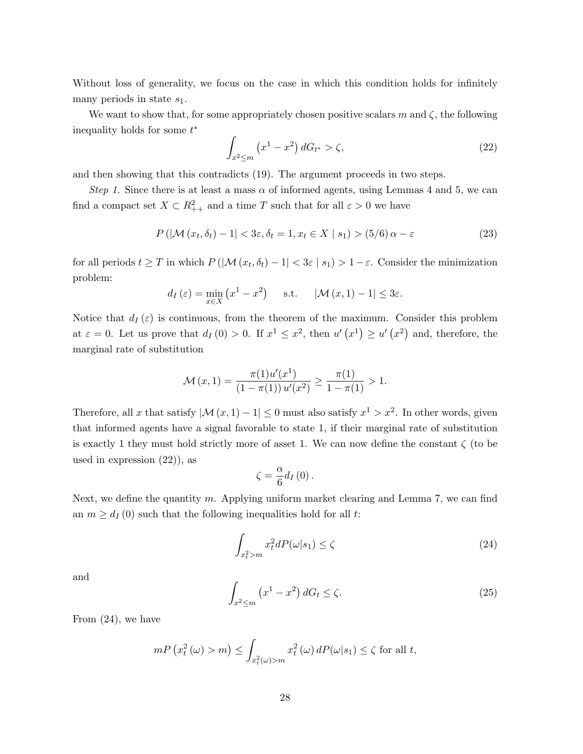Without loss of generality, we focus on the case in which this condition holds for infinitely many periods in state $s_1$.

We want to show that, for some appropriately chosen positive scalars $m$ and $\zeta$, the following inequality holds for some $t^*$

$$\int_{x^2 \leq m} \left(x^1 - x^2\right) dG_{t^*} > \zeta, \tag{22}$$

and then showing that this contradicts (19). The argument proceeds in two steps.

*Step 1.* Since there is at least a mass $\alpha$ of informed agents, using Lemmas 4 and 5, we can find a compact set $X \subset R^2_{++}$ and a time $T$ such that for all $\varepsilon > 0$ we have

$$P\left(\left|\mathcal{M}\left(x_t, \delta_t\right) - 1\right| < 3\varepsilon, \delta_t = 1, x_t \in X \mid s_1\right) > (5/6)\,\alpha - \varepsilon \tag{23}$$

for all periods $t \geq T$ in which $P\left(\left|\mathcal{M}\left(x_t, \delta_t\right) - 1\right| < 3\varepsilon \mid s_1\right) > 1 - \varepsilon$. Consider the minimization problem:

$$d_I\left(\varepsilon\right) = \min_{x \in X} \left(x^1 - x^2\right) \qquad \text{s.t.} \qquad \left|\mathcal{M}\left(x, 1\right) - 1\right| \leq 3\varepsilon.$$

Notice that $d_I\left(\varepsilon\right)$ is continuous, from the theorem of the maximum. Consider this problem at $\varepsilon = 0$. Let us prove that $d_I\left(0\right) > 0$. If $x^1 \leq x^2$, then $u'\left(x^1\right) \geq u'\left(x^2\right)$ and, therefore, the marginal rate of substitution

$$\mathcal{M}\left(x, 1\right) = \frac{\pi(1) u'(x^1)}{\left(1 - \pi(1)\right) u'(x^2)} \geq \frac{\pi(1)}{1 - \pi(1)} > 1.$$

Therefore, all $x$ that satisfy $\left|\mathcal{M}\left(x, 1\right) - 1\right| \leq 0$ must also satisfy $x^1 > x^2$. In other words, given that informed agents have a signal favorable to state 1, if their marginal rate of substitution is exactly 1 they must hold strictly more of asset 1. We can now define the constant $\zeta$ (to be used in expression (22)), as

$$\zeta = \frac{\alpha}{6} d_I\left(0\right).$$

Next, we define the quantity $m$. Applying uniform market clearing and Lemma 7, we can find an $m \geq d_I\left(0\right)$ such that the following inequalities hold for all $t$:

$$\int_{x_t^2 > m} x_t^2 dP(\omega | s_1) \leq \zeta \tag{24}$$

and

$$\int_{x^2 \leq m} \left(x^1 - x^2\right) dG_t \leq \zeta. \tag{25}$$

From (24), we have

$$mP\left(x_t^2\left(\omega\right) > m\right) \leq \int_{x_t^2(\omega) > m} x_t^2\left(\omega\right) dP(\omega | s_1) \leq \zeta \text{ for all } t,$$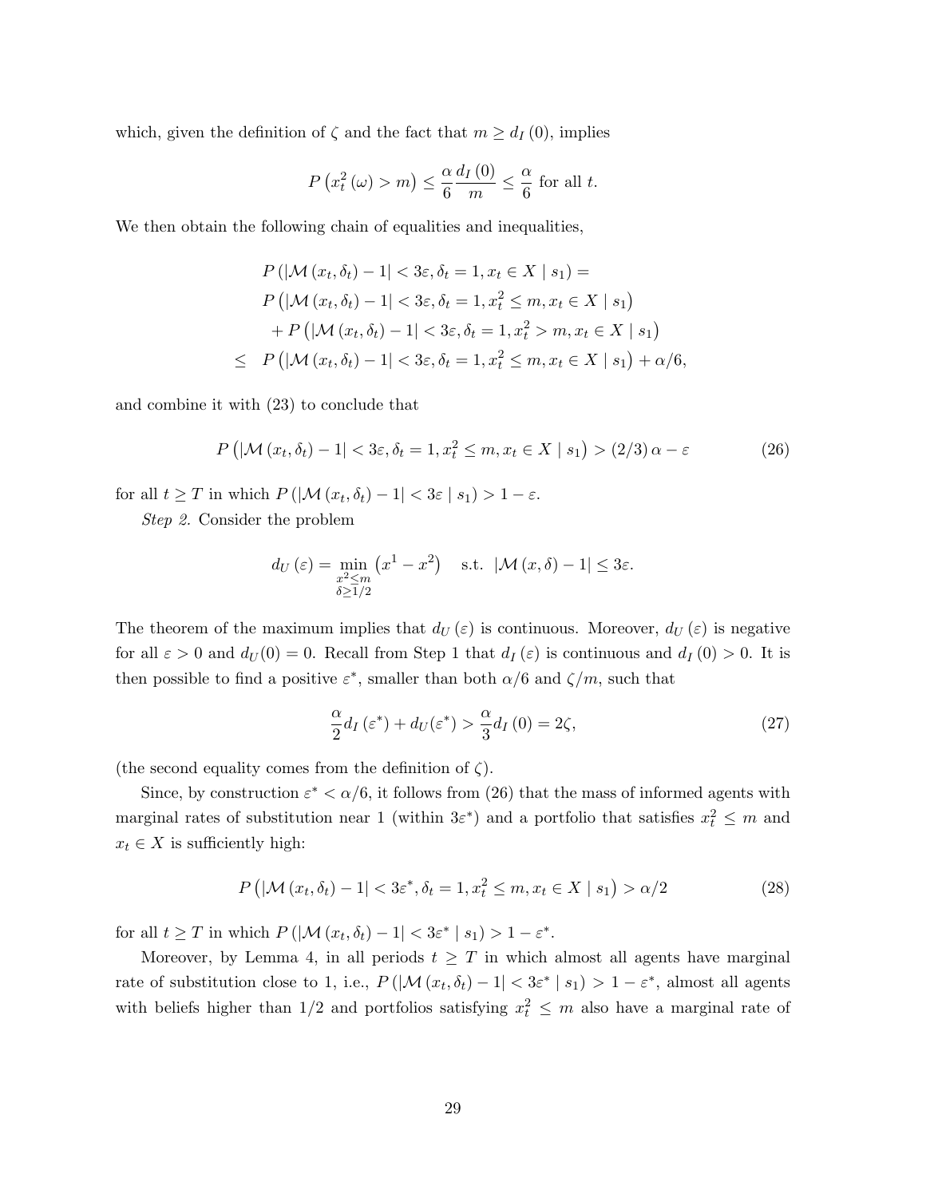which, given the definition of $\zeta$ and the fact that $m \geq d_I(0)$, implies

$$P\left(x_t^2(\omega) > m\right) \leq \frac{\alpha}{6}\frac{d_I(0)}{m} \leq \frac{\alpha}{6} \text{ for all } t.$$

We then obtain the following chain of equalities and inequalities,

$$\begin{aligned}
& P\left(|\mathcal{M}(x_t, \delta_t) - 1| < 3\varepsilon, \delta_t = 1, x_t \in X \mid s_1\right) = \\
& P\left(|\mathcal{M}(x_t, \delta_t) - 1| < 3\varepsilon, \delta_t = 1, x_t^2 \leq m, x_t \in X \mid s_1\right) \\
& \quad + P\left(|\mathcal{M}(x_t, \delta_t) - 1| < 3\varepsilon, \delta_t = 1, x_t^2 > m, x_t \in X \mid s_1\right) \\
\leq \quad & P\left(|\mathcal{M}(x_t, \delta_t) - 1| < 3\varepsilon, \delta_t = 1, x_t^2 \leq m, x_t \in X \mid s_1\right) + \alpha/6,
\end{aligned}$$

and combine it with (23) to conclude that

$$P\left(|\mathcal{M}(x_t, \delta_t) - 1| < 3\varepsilon, \delta_t = 1, x_t^2 \leq m, x_t \in X \mid s_1\right) > (2/3)\,\alpha - \varepsilon \tag{26}$$

for all $t \geq T$ in which $P\left(|\mathcal{M}(x_t, \delta_t) - 1| < 3\varepsilon \mid s_1\right) > 1 - \varepsilon$.

*Step 2.* Consider the problem

$$d_U(\varepsilon) = \min_{\substack{x^2 \leq m \\ \delta \geq 1/2}} \left(x^1 - x^2\right) \quad \text{s.t. } |\mathcal{M}(x, \delta) - 1| \leq 3\varepsilon.$$

The theorem of the maximum implies that $d_U(\varepsilon)$ is continuous. Moreover, $d_U(\varepsilon)$ is negative for all $\varepsilon > 0$ and $d_U(0) = 0$. Recall from Step 1 that $d_I(\varepsilon)$ is continuous and $d_I(0) > 0$. It is then possible to find a positive $\varepsilon^*$, smaller than both $\alpha/6$ and $\zeta/m$, such that

$$\frac{\alpha}{2} d_I(\varepsilon^*) + d_U(\varepsilon^*) > \frac{\alpha}{3} d_I(0) = 2\zeta, \tag{27}$$

(the second equality comes from the definition of $\zeta$).

Since, by construction $\varepsilon^* < \alpha/6$, it follows from (26) that the mass of informed agents with marginal rates of substitution near 1 (within $3\varepsilon^*$) and a portfolio that satisfies $x_t^2 \leq m$ and $x_t \in X$ is sufficiently high:

$$P\left(|\mathcal{M}(x_t, \delta_t) - 1| < 3\varepsilon^*, \delta_t = 1, x_t^2 \leq m, x_t \in X \mid s_1\right) > \alpha/2 \tag{28}$$

for all $t \geq T$ in which $P\left(|\mathcal{M}(x_t, \delta_t) - 1| < 3\varepsilon^* \mid s_1\right) > 1 - \varepsilon^*$.

Moreover, by Lemma 4, in all periods $t \geq T$ in which almost all agents have marginal rate of substitution close to 1, i.e., $P\left(|\mathcal{M}(x_t, \delta_t) - 1| < 3\varepsilon^* \mid s_1\right) > 1 - \varepsilon^*$, almost all agents with beliefs higher than 1/2 and portfolios satisfying $x_t^2 \leq m$ also have a marginal rate of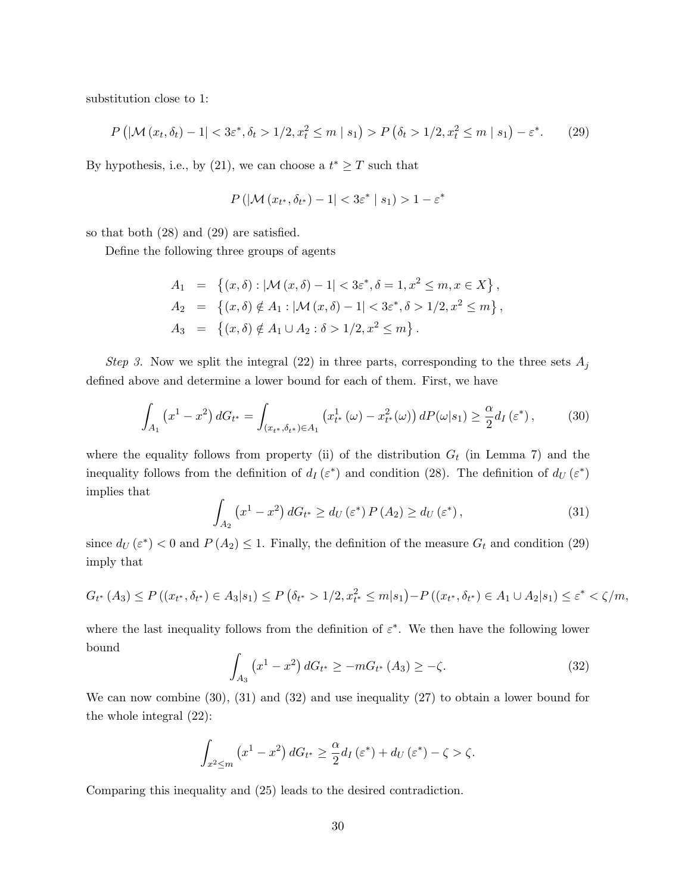substitution close to 1:

$$P\left(|\mathcal{M}\left(x_t,\delta_t\right)-1|<3\varepsilon^*,\delta_t>1/2,x_t^2\leq m\mid s_1\right)>P\left(\delta_t>1/2,x_t^2\leq m\mid s_1\right)-\varepsilon^*. \tag{29}$$

By hypothesis, i.e., by (21), we can choose a $t^*\geq T$ such that

$$P\left(|\mathcal{M}\left(x_{t^*},\delta_{t^*}\right)-1|<3\varepsilon^*\mid s_1\right)>1-\varepsilon^*$$

so that both (28) and (29) are satisfied.

Define the following three groups of agents

$$\begin{aligned}
A_1 &= \left\{(x,\delta):|\mathcal{M}\left(x,\delta\right)-1|<3\varepsilon^*,\delta=1,x^2\leq m,x\in X\right\},\\
A_2 &= \left\{(x,\delta)\notin A_1:|\mathcal{M}\left(x,\delta\right)-1|<3\varepsilon^*,\delta>1/2,x^2\leq m\right\},\\
A_3 &= \left\{(x,\delta)\notin A_1\cup A_2:\delta>1/2,x^2\leq m\right\}.
\end{aligned}$$

*Step 3.* Now we split the integral (22) in three parts, corresponding to the three sets $A_j$ defined above and determine a lower bound for each of them. First, we have

$$\int_{A_1}\left(x^1-x^2\right)dG_{t^*}=\int_{(x_{t^*},\delta_{t^*})\in A_1}\left(x_{t^*}^1\left(\omega\right)-x_{t^*}^2(\omega)\right)dP(\omega|s_1)\geq\frac{\alpha}{2}d_I\left(\varepsilon^*\right), \tag{30}$$

where the equality follows from property (ii) of the distribution $G_t$ (in Lemma 7) and the inequality follows from the definition of $d_I\left(\varepsilon^*\right)$ and condition (28). The definition of $d_U\left(\varepsilon^*\right)$ implies that

$$\int_{A_2}\left(x^1-x^2\right)dG_{t^*}\geq d_U\left(\varepsilon^*\right)P\left(A_2\right)\geq d_U\left(\varepsilon^*\right), \tag{31}$$

since $d_U\left(\varepsilon^*\right)<0$ and $P\left(A_2\right)\leq 1$. Finally, the definition of the measure $G_t$ and condition (29) imply that

$$G_{t^*}\left(A_3\right)\leq P\left((x_{t^*},\delta_{t^*})\in A_3|s_1\right)\leq P\left(\delta_{t^*}>1/2,x_{t^*}^2\leq m|s_1\right)-P\left((x_{t^*},\delta_{t^*})\in A_1\cup A_2|s_1\right)\leq\varepsilon^*<\zeta/m,$$

where the last inequality follows from the definition of $\varepsilon^*$. We then have the following lower bound

$$\int_{A_3}\left(x^1-x^2\right)dG_{t^*}\geq -mG_{t^*}\left(A_3\right)\geq-\zeta. \tag{32}$$

We can now combine (30), (31) and (32) and use inequality (27) to obtain a lower bound for the whole integral (22):

$$\int_{x^2\leq m}\left(x^1-x^2\right)dG_{t^*}\geq\frac{\alpha}{2}d_I\left(\varepsilon^*\right)+d_U\left(\varepsilon^*\right)-\zeta>\zeta.$$

Comparing this inequality and (25) leads to the desired contradiction.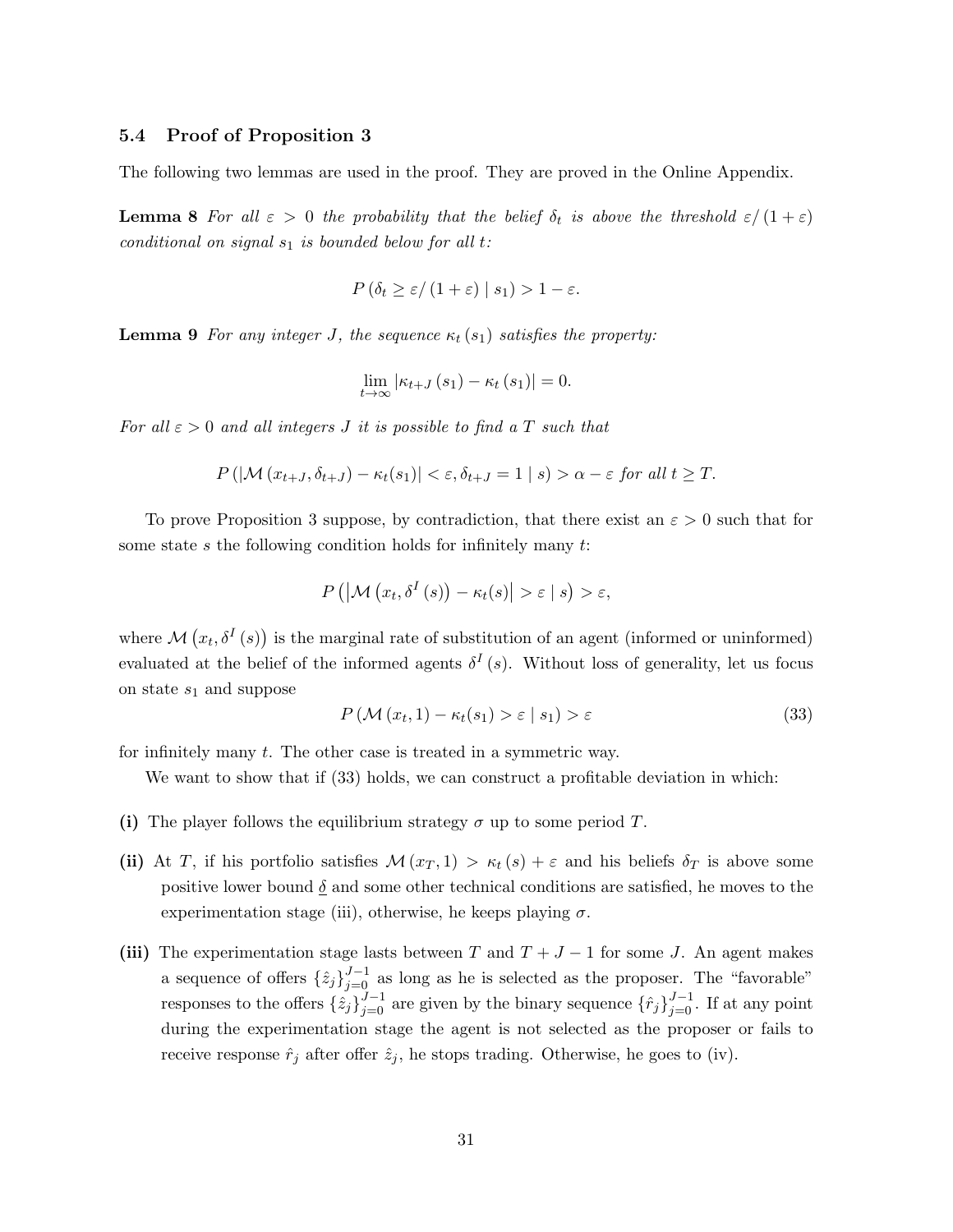### 5.4 Proof of Proposition 3

The following two lemmas are used in the proof. They are proved in the Online Appendix.

**Lemma 8** *For all $\varepsilon > 0$ the probability that the belief $\delta_t$ is above the threshold $\varepsilon/(1+\varepsilon)$ conditional on signal $s_1$ is bounded below for all $t$:*

$$P\left(\delta_t \geq \varepsilon/(1+\varepsilon) \mid s_1\right) > 1 - \varepsilon.$$

**Lemma 9** *For any integer $J$, the sequence $\kappa_t(s_1)$ satisfies the property:*

$$\lim_{t\to\infty} \left|\kappa_{t+J}(s_1) - \kappa_t(s_1)\right| = 0.$$

*For all $\varepsilon > 0$ and all integers $J$ it is possible to find a $T$ such that*

$$P\left(\left|\mathcal{M}\left(x_{t+J}, \delta_{t+J}\right) - \kappa_t(s_1)\right| < \varepsilon, \delta_{t+J} = 1 \mid s\right) > \alpha - \varepsilon \text{ for all } t \geq T.$$

To prove Proposition 3 suppose, by contradiction, that there exist an $\varepsilon > 0$ such that for some state $s$ the following condition holds for infinitely many $t$:

$$P\left(\left|\mathcal{M}\left(x_t, \delta^I(s)\right) - \kappa_t(s)\right| > \varepsilon \mid s\right) > \varepsilon,$$

where $\mathcal{M}\left(x_t, \delta^I(s)\right)$ is the marginal rate of substitution of an agent (informed or uninformed) evaluated at the belief of the informed agents $\delta^I(s)$. Without loss of generality, let us focus on state $s_1$ and suppose

$$P\left(\mathcal{M}\left(x_t, 1\right) - \kappa_t(s_1) > \varepsilon \mid s_1\right) > \varepsilon \tag{33}$$

for infinitely many $t$. The other case is treated in a symmetric way.

We want to show that if (33) holds, we can construct a profitable deviation in which:

**(i)** The player follows the equilibrium strategy $\sigma$ up to some period $T$.

**(ii)** At $T$, if his portfolio satisfies $\mathcal{M}(x_T, 1) > \kappa_t(s) + \varepsilon$ and his beliefs $\delta_T$ is above some positive lower bound $\underline{\delta}$ and some other technical conditions are satisfied, he moves to the experimentation stage (iii), otherwise, he keeps playing $\sigma$.

**(iii)** The experimentation stage lasts between $T$ and $T+J-1$ for some $J$. An agent makes a sequence of offers $\{\hat{z}_j\}_{j=0}^{J-1}$ as long as he is selected as the proposer. The "favorable" responses to the offers $\{\hat{z}_j\}_{j=0}^{J-1}$ are given by the binary sequence $\{\hat{r}_j\}_{j=0}^{J-1}$. If at any point during the experimentation stage the agent is not selected as the proposer or fails to receive response $\hat{r}_j$ after offer $\hat{z}_j$, he stops trading. Otherwise, he goes to (iv).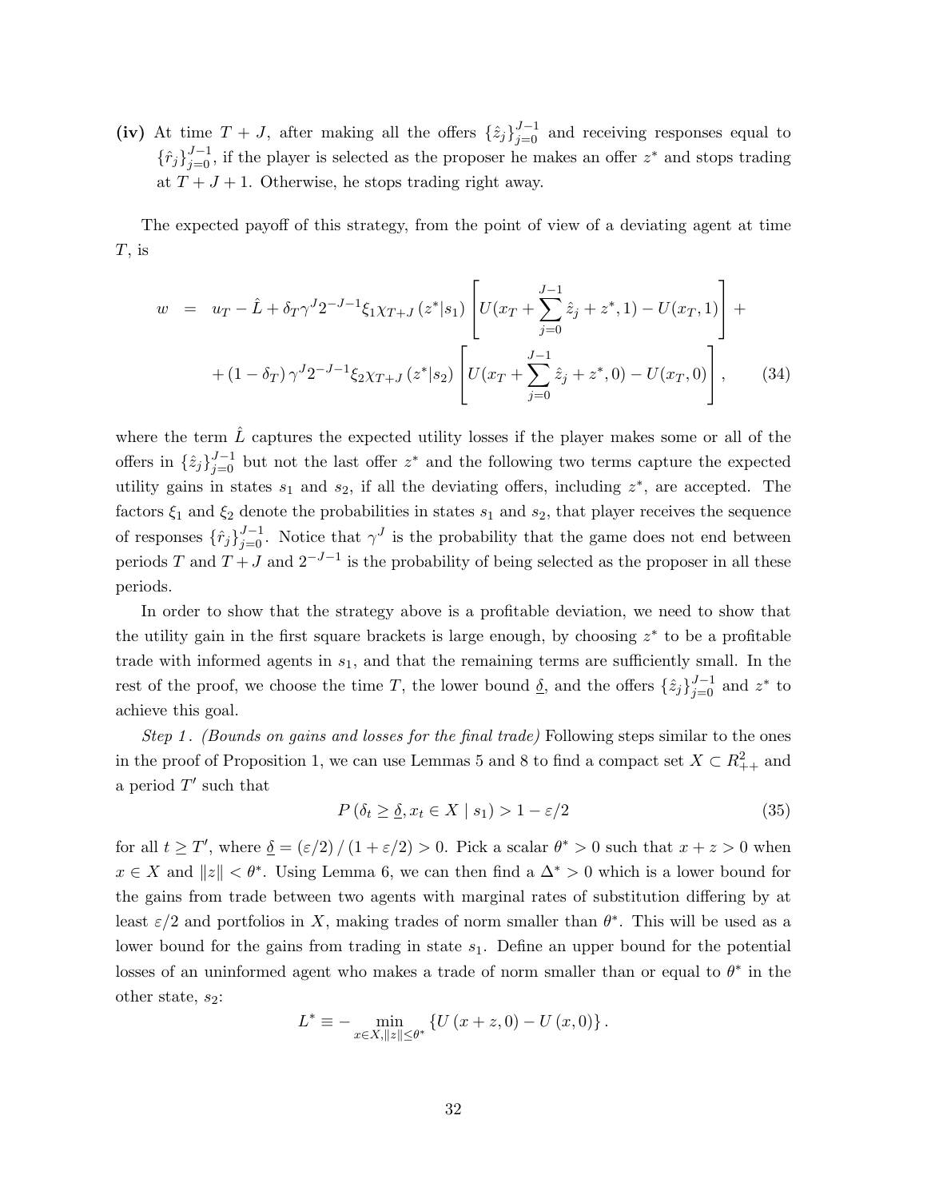**(iv)** At time $T + J$, after making all the offers $\{\hat{z}_j\}_{j=0}^{J-1}$ and receiving responses equal to $\{\hat{r}_j\}_{j=0}^{J-1}$, if the player is selected as the proposer he makes an offer $z^*$ and stops trading at $T + J + 1$. Otherwise, he stops trading right away.

The expected payoff of this strategy, from the point of view of a deviating agent at time $T$, is

$$
\begin{aligned}
w &= u_T - \hat{L} + \delta_T \gamma^J 2^{-J-1} \xi_1 \chi_{T+J}(z^*|s_1) \left[ U(x_T + \sum_{j=0}^{J-1} \hat{z}_j + z^*, 1) - U(x_T, 1) \right] + \\
&\quad + (1 - \delta_T) \gamma^J 2^{-J-1} \xi_2 \chi_{T+J}(z^*|s_2) \left[ U(x_T + \sum_{j=0}^{J-1} \hat{z}_j + z^*, 0) - U(x_T, 0) \right], \qquad (34)
\end{aligned}
$$

where the term $\hat{L}$ captures the expected utility losses if the player makes some or all of the offers in $\{\hat{z}_j\}_{j=0}^{J-1}$ but not the last offer $z^*$ and the following two terms capture the expected utility gains in states $s_1$ and $s_2$, if all the deviating offers, including $z^*$, are accepted. The factors $\xi_1$ and $\xi_2$ denote the probabilities in states $s_1$ and $s_2$, that player receives the sequence of responses $\{\hat{r}_j\}_{j=0}^{J-1}$. Notice that $\gamma^J$ is the probability that the game does not end between periods $T$ and $T + J$ and $2^{-J-1}$ is the probability of being selected as the proposer in all these periods.

In order to show that the strategy above is a profitable deviation, we need to show that the utility gain in the first square brackets is large enough, by choosing $z^*$ to be a profitable trade with informed agents in $s_1$, and that the remaining terms are sufficiently small. In the rest of the proof, we choose the time $T$, the lower bound $\underline{\delta}$, and the offers $\{\hat{z}_j\}_{j=0}^{J-1}$ and $z^*$ to achieve this goal.

*Step 1. (Bounds on gains and losses for the final trade)* Following steps similar to the ones in the proof of Proposition 1, we can use Lemmas 5 and 8 to find a compact set $X \subset R^2_{++}$ and a period $T'$ such that

$$
P(\delta_t \geq \underline{\delta}, x_t \in X \mid s_1) > 1 - \varepsilon/2 \qquad (35)
$$

for all $t \geq T'$, where $\underline{\delta} = (\varepsilon/2)/(1 + \varepsilon/2) > 0$. Pick a scalar $\theta^* > 0$ such that $x + z > 0$ when $x \in X$ and $\|z\| < \theta^*$. Using Lemma 6, we can then find a $\Delta^* > 0$ which is a lower bound for the gains from trade between two agents with marginal rates of substitution differing by at least $\varepsilon/2$ and portfolios in $X$, making trades of norm smaller than $\theta^*$. This will be used as a lower bound for the gains from trading in state $s_1$. Define an upper bound for the potential losses of an uninformed agent who makes a trade of norm smaller than or equal to $\theta^*$ in the other state, $s_2$:

$$
L^* \equiv - \min_{x \in X, \|z\| \leq \theta^*} \{U(x + z, 0) - U(x, 0)\}.
$$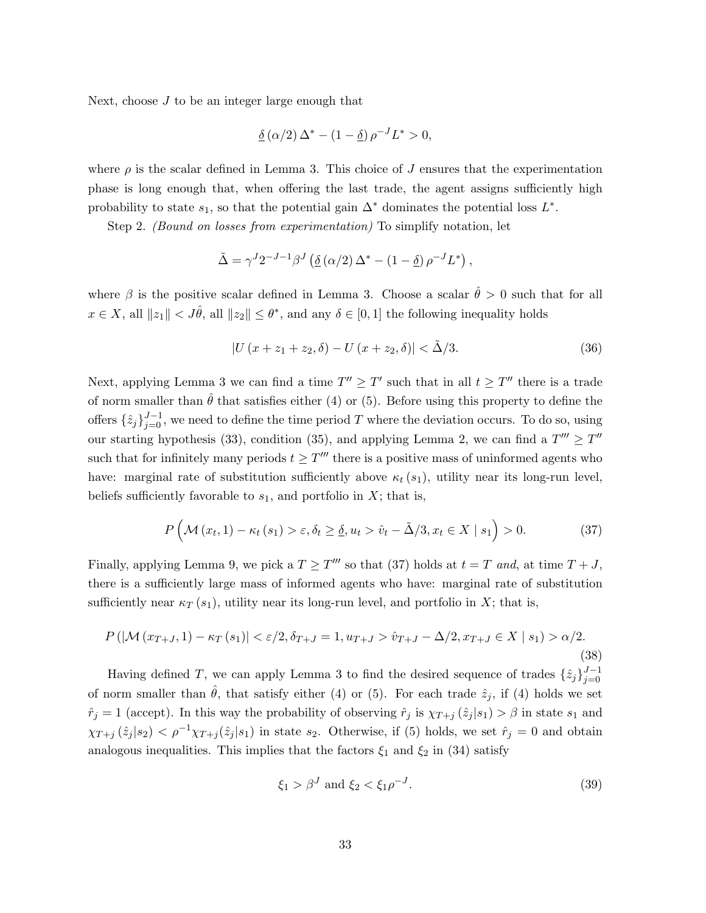Next, choose $J$ to be an integer large enough that

$$\underline{\delta}\left(\alpha/2\right)\Delta^* - \left(1-\underline{\delta}\right)\rho^{-J}L^* > 0,$$

where $\rho$ is the scalar defined in Lemma 3. This choice of $J$ ensures that the experimentation phase is long enough that, when offering the last trade, the agent assigns sufficiently high probability to state $s_1$, so that the potential gain $\Delta^*$ dominates the potential loss $L^*$.

Step 2. *(Bound on losses from experimentation)* To simplify notation, let

$$\tilde{\Delta} = \gamma^J 2^{-J-1}\beta^J\left(\underline{\delta}\left(\alpha/2\right)\Delta^* - \left(1-\underline{\delta}\right)\rho^{-J}L^*\right),$$

where $\beta$ is the positive scalar defined in Lemma 3. Choose a scalar $\hat{\theta} > 0$ such that for all $x \in X$, all $\|z_1\| < J\hat{\theta}$, all $\|z_2\| \leq \theta^*$, and any $\delta \in [0,1]$ the following inequality holds

$$\left|U\left(x + z_1 + z_2, \delta\right) - U\left(x + z_2, \delta\right)\right| < \tilde{\Delta}/3. \tag{36}$$

Next, applying Lemma 3 we can find a time $T'' \geq T'$ such that in all $t \geq T''$ there is a trade of norm smaller than $\hat{\theta}$ that satisfies either (4) or (5). Before using this property to define the offers $\{\hat{z}_j\}_{j=0}^{J-1}$, we need to define the time period $T$ where the deviation occurs. To do so, using our starting hypothesis (33), condition (35), and applying Lemma 2, we can find a $T''' \geq T''$ such that for infinitely many periods $t \geq T'''$ there is a positive mass of uninformed agents who have: marginal rate of substitution sufficiently above $\kappa_t\left(s_1\right)$, utility near its long-run level, beliefs sufficiently favorable to $s_1$, and portfolio in $X$; that is,

$$P\left(\mathcal{M}\left(x_t, 1\right) - \kappa_t\left(s_1\right) > \varepsilon, \delta_t \geq \underline{\delta}, u_t > \hat{v}_t - \tilde{\Delta}/3, x_t \in X \mid s_1\right) > 0. \tag{37}$$

Finally, applying Lemma 9, we pick a $T \geq T'''$ so that (37) holds at $t = T$ *and*, at time $T + J$, there is a sufficiently large mass of informed agents who have: marginal rate of substitution sufficiently near $\kappa_T\left(s_1\right)$, utility near its long-run level, and portfolio in $X$; that is,

$$P\left(\left|\mathcal{M}\left(x_{T+J}, 1\right) - \kappa_T\left(s_1\right)\right| < \varepsilon/2, \delta_{T+J} = 1, u_{T+J} > \hat{v}_{T+J} - \Delta/2, x_{T+J} \in X \mid s_1\right) > \alpha/2. \tag{38}$$

Having defined $T$, we can apply Lemma 3 to find the desired sequence of trades $\{\hat{z}_j\}_{j=0}^{J-1}$ of norm smaller than $\hat{\theta}$, that satisfy either (4) or (5). For each trade $\hat{z}_j$, if (4) holds we set $\hat{r}_j = 1$ (accept). In this way the probability of observing $\hat{r}_j$ is $\chi_{T+j}\left(\hat{z}_j|s_1\right) > \beta$ in state $s_1$ and $\chi_{T+j}\left(\hat{z}_j|s_2\right) < \rho^{-1}\chi_{T+j}(\hat{z}_j|s_1)$ in state $s_2$. Otherwise, if (5) holds, we set $\hat{r}_j = 0$ and obtain analogous inequalities. This implies that the factors $\xi_1$ and $\xi_2$ in (34) satisfy

$$\xi_1 > \beta^J \text{ and } \xi_2 < \xi_1\rho^{-J}. \tag{39}$$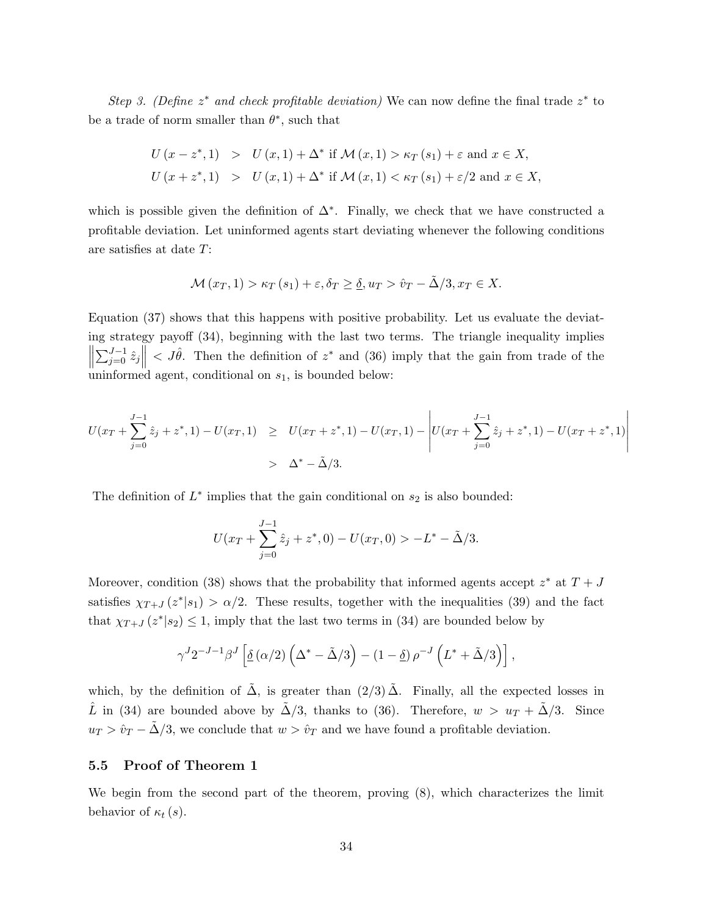*Step 3. (Define $z^*$ and check profitable deviation)* We can now define the final trade $z^*$ to be a trade of norm smaller than $\theta^*$, such that

$$
\begin{aligned}
U\left(x-z^*,1\right) &> U\left(x,1\right)+\Delta^* \text{ if } \mathcal{M}\left(x,1\right)>\kappa_T\left(s_1\right)+\varepsilon \text{ and } x\in X,\\
U\left(x+z^*,1\right) &> U\left(x,1\right)+\Delta^* \text{ if } \mathcal{M}\left(x,1\right)<\kappa_T\left(s_1\right)+\varepsilon/2 \text{ and } x\in X,
\end{aligned}
$$

which is possible given the definition of $\Delta^*$. Finally, we check that we have constructed a profitable deviation. Let uninformed agents start deviating whenever the following conditions are satisfies at date $T$:

$$
\mathcal{M}\left(x_T,1\right)>\kappa_T\left(s_1\right)+\varepsilon, \delta_T\geq\underline{\delta}, u_T>\hat{v}_T-\tilde{\Delta}/3, x_T\in X.
$$

Equation (37) shows that this happens with positive probability. Let us evaluate the deviating strategy payoff (34), beginning with the last two terms. The triangle inequality implies $\left\|\sum_{j=0}^{J-1}\hat{z}_j\right\|<J\hat{\theta}$. Then the definition of $z^*$ and (36) imply that the gain from trade of the uninformed agent, conditional on $s_1$, is bounded below:

$$
\begin{aligned}
U(x_T+\sum_{j=0}^{J-1}\hat{z}_j+z^*,1)-U(x_T,1) &\geq U(x_T+z^*,1)-U(x_T,1)-\left|U(x_T+\sum_{j=0}^{J-1}\hat{z}_j+z^*,1)-U(x_T+z^*,1)\right|\\
&> \Delta^*-\tilde{\Delta}/3.
\end{aligned}
$$

The definition of $L^*$ implies that the gain conditional on $s_2$ is also bounded:

$$
U(x_T+\sum_{j=0}^{J-1}\hat{z}_j+z^*,0)-U(x_T,0)>-L^*-\tilde{\Delta}/3.
$$

Moreover, condition (38) shows that the probability that informed agents accept $z^*$ at $T+J$ satisfies $\chi_{T+J}\left(z^*|s_1\right)>\alpha/2$. These results, together with the inequalities (39) and the fact that $\chi_{T+J}\left(z^*|s_2\right)\leq 1$, imply that the last two terms in (34) are bounded below by

$$
\gamma^J 2^{-J-1}\beta^J\left[\underline{\delta}\left(\alpha/2\right)\left(\Delta^*-\tilde{\Delta}/3\right)-\left(1-\underline{\delta}\right)\rho^{-J}\left(L^*+\tilde{\Delta}/3\right)\right],
$$

which, by the definition of $\tilde{\Delta}$, is greater than $(2/3)\,\tilde{\Delta}$. Finally, all the expected losses in $\hat{L}$ in (34) are bounded above by $\tilde{\Delta}/3$, thanks to (36). Therefore, $w>u_T+\tilde{\Delta}/3$. Since $u_T>\hat{v}_T-\tilde{\Delta}/3$, we conclude that $w>\hat{v}_T$ and we have found a profitable deviation.

### 5.5 Proof of Theorem 1

We begin from the second part of the theorem, proving (8), which characterizes the limit behavior of $\kappa_t\left(s\right)$.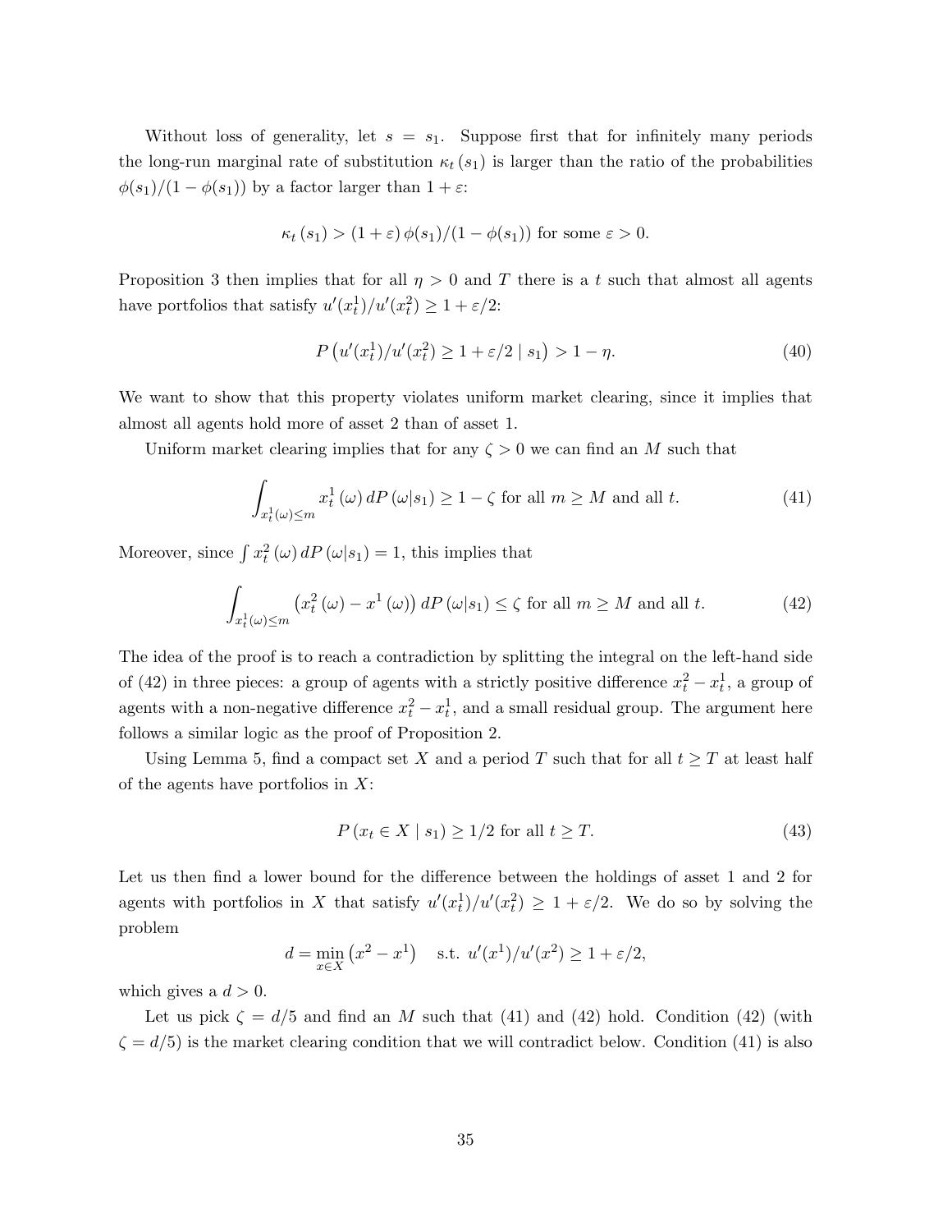Without loss of generality, let $s = s_1$. Suppose first that for infinitely many periods the long-run marginal rate of substitution $\kappa_t(s_1)$ is larger than the ratio of the probabilities $\phi(s_1)/(1-\phi(s_1))$ by a factor larger than $1+\varepsilon$:

$$\kappa_t(s_1) > (1+\varepsilon)\,\phi(s_1)/(1-\phi(s_1)) \text{ for some } \varepsilon > 0.$$

Proposition 3 then implies that for all $\eta > 0$ and $T$ there is a $t$ such that almost all agents have portfolios that satisfy $u'(x_t^1)/u'(x_t^2) \geq 1+\varepsilon/2$:

$$P\left(u'(x_t^1)/u'(x_t^2) \geq 1+\varepsilon/2 \mid s_1\right) > 1-\eta. \tag{40}$$

We want to show that this property violates uniform market clearing, since it implies that almost all agents hold more of asset 2 than of asset 1.

Uniform market clearing implies that for any $\zeta > 0$ we can find an $M$ such that

$$\int_{x_t^1(\omega)\leq m} x_t^1(\omega)\,dP(\omega|s_1) \geq 1-\zeta \text{ for all } m \geq M \text{ and all } t. \tag{41}$$

Moreover, since $\int x_t^2(\omega)\,dP(\omega|s_1) = 1$, this implies that

$$\int_{x_t^1(\omega)\leq m} \left(x_t^2(\omega) - x^1(\omega)\right) dP(\omega|s_1) \leq \zeta \text{ for all } m \geq M \text{ and all } t. \tag{42}$$

The idea of the proof is to reach a contradiction by splitting the integral on the left-hand side of (42) in three pieces: a group of agents with a strictly positive difference $x_t^2 - x_t^1$, a group of agents with a non-negative difference $x_t^2 - x_t^1$, and a small residual group. The argument here follows a similar logic as the proof of Proposition 2.

Using Lemma 5, find a compact set $X$ and a period $T$ such that for all $t \geq T$ at least half of the agents have portfolios in $X$:

$$P(x_t \in X \mid s_1) \geq 1/2 \text{ for all } t \geq T. \tag{43}$$

Let us then find a lower bound for the difference between the holdings of asset 1 and 2 for agents with portfolios in $X$ that satisfy $u'(x_t^1)/u'(x_t^2) \geq 1+\varepsilon/2$. We do so by solving the problem

$$d = \min_{x\in X}\left(x^2 - x^1\right) \quad \text{s.t. } u'(x^1)/u'(x^2) \geq 1+\varepsilon/2,$$

which gives a $d > 0$.

Let us pick $\zeta = d/5$ and find an $M$ such that (41) and (42) hold. Condition (42) (with $\zeta = d/5$) is the market clearing condition that we will contradict below. Condition (41) is also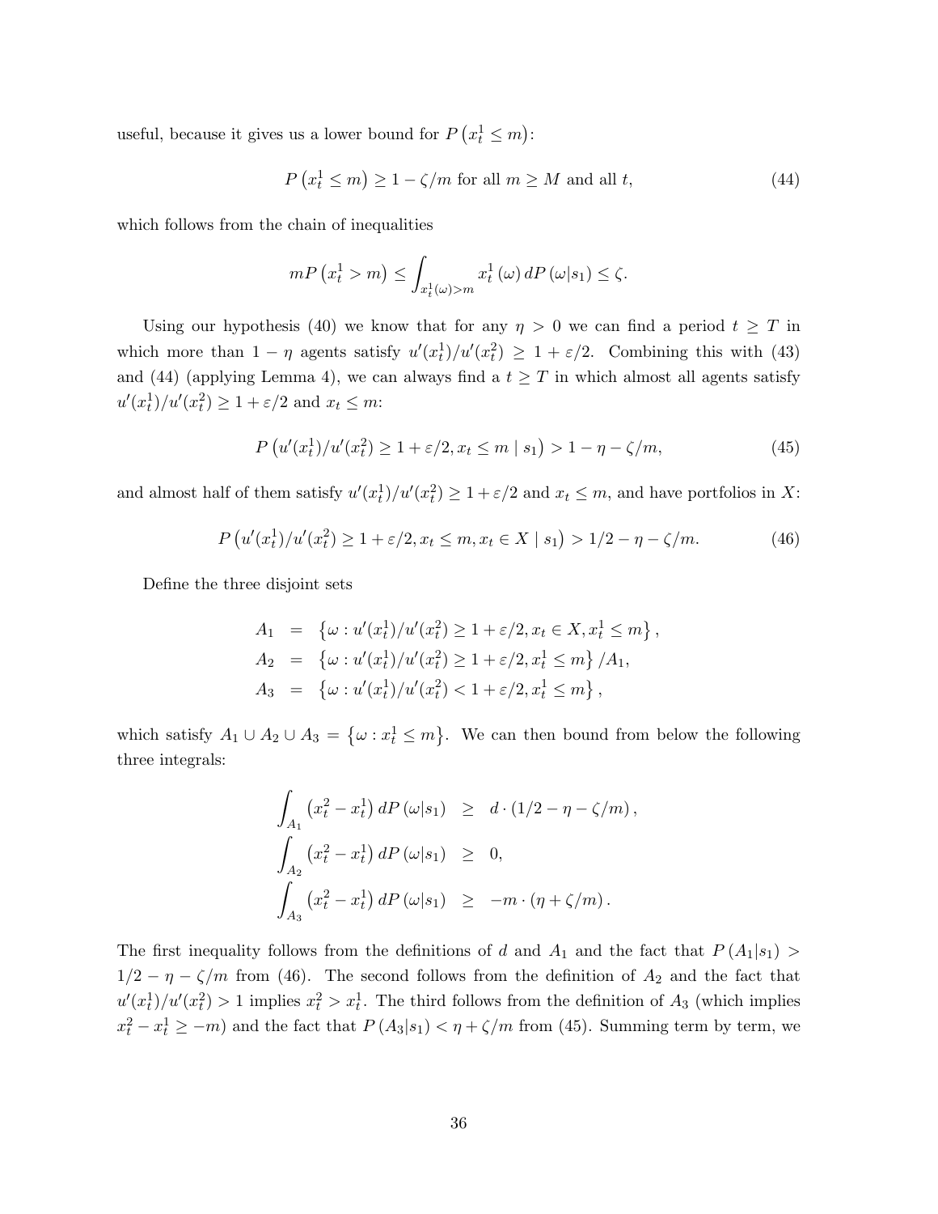useful, because it gives us a lower bound for $P\left(x_t^1 \leq m\right)$:

$$P\left(x_t^1 \leq m\right) \geq 1 - \zeta/m \text{ for all } m \geq M \text{ and all } t, \tag{44}$$

which follows from the chain of inequalities

$$mP\left(x_t^1 > m\right) \leq \int_{x_t^1(\omega)>m} x_t^1\left(\omega\right) dP\left(\omega|s_1\right) \leq \zeta.$$

Using our hypothesis (40) we know that for any $\eta > 0$ we can find a period $t \geq T$ in which more than $1 - \eta$ agents satisfy $u'(x_t^1)/u'(x_t^2) \geq 1 + \varepsilon/2$. Combining this with (43) and (44) (applying Lemma 4), we can always find a $t \geq T$ in which almost all agents satisfy $u'(x_t^1)/u'(x_t^2) \geq 1 + \varepsilon/2$ and $x_t \leq m$:

$$P\left(u'(x_t^1)/u'(x_t^2) \geq 1 + \varepsilon/2, x_t \leq m \mid s_1\right) > 1 - \eta - \zeta/m, \tag{45}$$

and almost half of them satisfy $u'(x_t^1)/u'(x_t^2) \geq 1 + \varepsilon/2$ and $x_t \leq m$, and have portfolios in $X$:

$$P\left(u'(x_t^1)/u'(x_t^2) \geq 1 + \varepsilon/2, x_t \leq m, x_t \in X \mid s_1\right) > 1/2 - \eta - \zeta/m. \tag{46}$$

Define the three disjoint sets

$$\begin{aligned}
A_1 &= \left\{\omega : u'(x_t^1)/u'(x_t^2) \geq 1 + \varepsilon/2, x_t \in X, x_t^1 \leq m\right\}, \\
A_2 &= \left\{\omega : u'(x_t^1)/u'(x_t^2) \geq 1 + \varepsilon/2, x_t^1 \leq m\right\} / A_1, \\
A_3 &= \left\{\omega : u'(x_t^1)/u'(x_t^2) < 1 + \varepsilon/2, x_t^1 \leq m\right\},
\end{aligned}$$

which satisfy $A_1 \cup A_2 \cup A_3 = \left\{\omega : x_t^1 \leq m\right\}$. We can then bound from below the following three integrals:

$$\begin{aligned}
\int_{A_1} \left(x_t^2 - x_t^1\right) dP\left(\omega|s_1\right) &\geq d \cdot \left(1/2 - \eta - \zeta/m\right), \\
\int_{A_2} \left(x_t^2 - x_t^1\right) dP\left(\omega|s_1\right) &\geq 0, \\
\int_{A_3} \left(x_t^2 - x_t^1\right) dP\left(\omega|s_1\right) &\geq -m \cdot \left(\eta + \zeta/m\right).
\end{aligned}$$

The first inequality follows from the definitions of $d$ and $A_1$ and the fact that $P\left(A_1|s_1\right) > 1/2 - \eta - \zeta/m$ from (46). The second follows from the definition of $A_2$ and the fact that $u'(x_t^1)/u'(x_t^2) > 1$ implies $x_t^2 > x_t^1$. The third follows from the definition of $A_3$ (which implies $x_t^2 - x_t^1 \geq -m$) and the fact that $P\left(A_3|s_1\right) < \eta + \zeta/m$ from (45). Summing term by term, we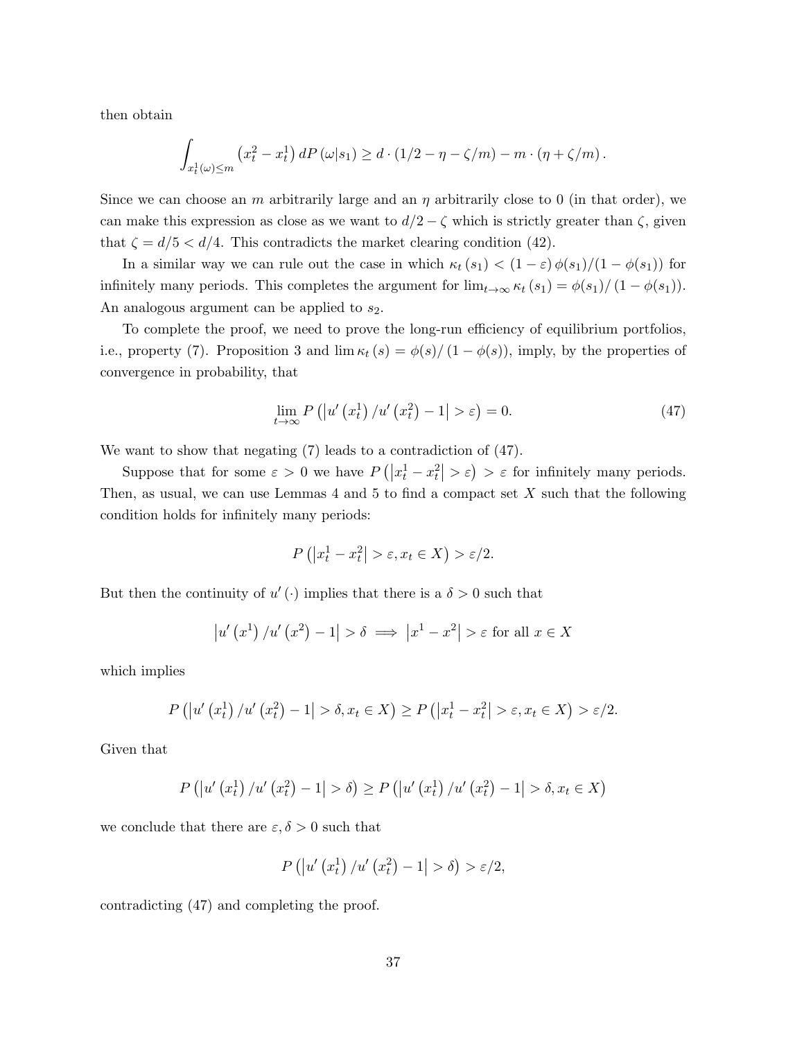then obtain

$$\int_{x_t^1(\omega)\leq m} \left(x_t^2 - x_t^1\right) dP\left(\omega|s_1\right) \geq d \cdot (1/2 - \eta - \zeta/m) - m \cdot (\eta + \zeta/m).$$

Since we can choose an $m$ arbitrarily large and an $\eta$ arbitrarily close to 0 (in that order), we can make this expression as close as we want to $d/2 - \zeta$ which is strictly greater than $\zeta$, given that $\zeta = d/5 < d/4$. This contradicts the market clearing condition (42).

In a similar way we can rule out the case in which $\kappa_t(s_1) < (1-\varepsilon)\,\phi(s_1)/(1-\phi(s_1))$ for infinitely many periods. This completes the argument for $\lim_{t\to\infty} \kappa_t(s_1) = \phi(s_1)/\left(1-\phi(s_1)\right)$. An analogous argument can be applied to $s_2$.

To complete the proof, we need to prove the long-run efficiency of equilibrium portfolios, i.e., property (7). Proposition 3 and $\lim \kappa_t(s) = \phi(s)/\left(1-\phi(s)\right)$, imply, by the properties of convergence in probability, that

$$\lim_{t\to\infty} P\left(\left|u'\left(x_t^1\right)/u'\left(x_t^2\right) - 1\right| > \varepsilon\right) = 0. \tag{47}$$

We want to show that negating (7) leads to a contradiction of (47).

Suppose that for some $\varepsilon > 0$ we have $P\left(\left|x_t^1 - x_t^2\right| > \varepsilon\right) > \varepsilon$ for infinitely many periods. Then, as usual, we can use Lemmas 4 and 5 to find a compact set $X$ such that the following condition holds for infinitely many periods:

$$P\left(\left|x_t^1 - x_t^2\right| > \varepsilon, x_t \in X\right) > \varepsilon/2.$$

But then the continuity of $u'(\cdot)$ implies that there is a $\delta > 0$ such that

$$\left|u'\left(x^1\right)/u'\left(x^2\right) - 1\right| > \delta \implies \left|x^1 - x^2\right| > \varepsilon \text{ for all } x \in X$$

which implies

$$P\left(\left|u'\left(x_t^1\right)/u'\left(x_t^2\right) - 1\right| > \delta, x_t \in X\right) \geq P\left(\left|x_t^1 - x_t^2\right| > \varepsilon, x_t \in X\right) > \varepsilon/2.$$

Given that

$$P\left(\left|u'\left(x_t^1\right)/u'\left(x_t^2\right) - 1\right| > \delta\right) \geq P\left(\left|u'\left(x_t^1\right)/u'\left(x_t^2\right) - 1\right| > \delta, x_t \in X\right)$$

we conclude that there are $\varepsilon, \delta > 0$ such that

$$P\left(\left|u'\left(x_t^1\right)/u'\left(x_t^2\right) - 1\right| > \delta\right) > \varepsilon/2,$$

contradicting (47) and completing the proof.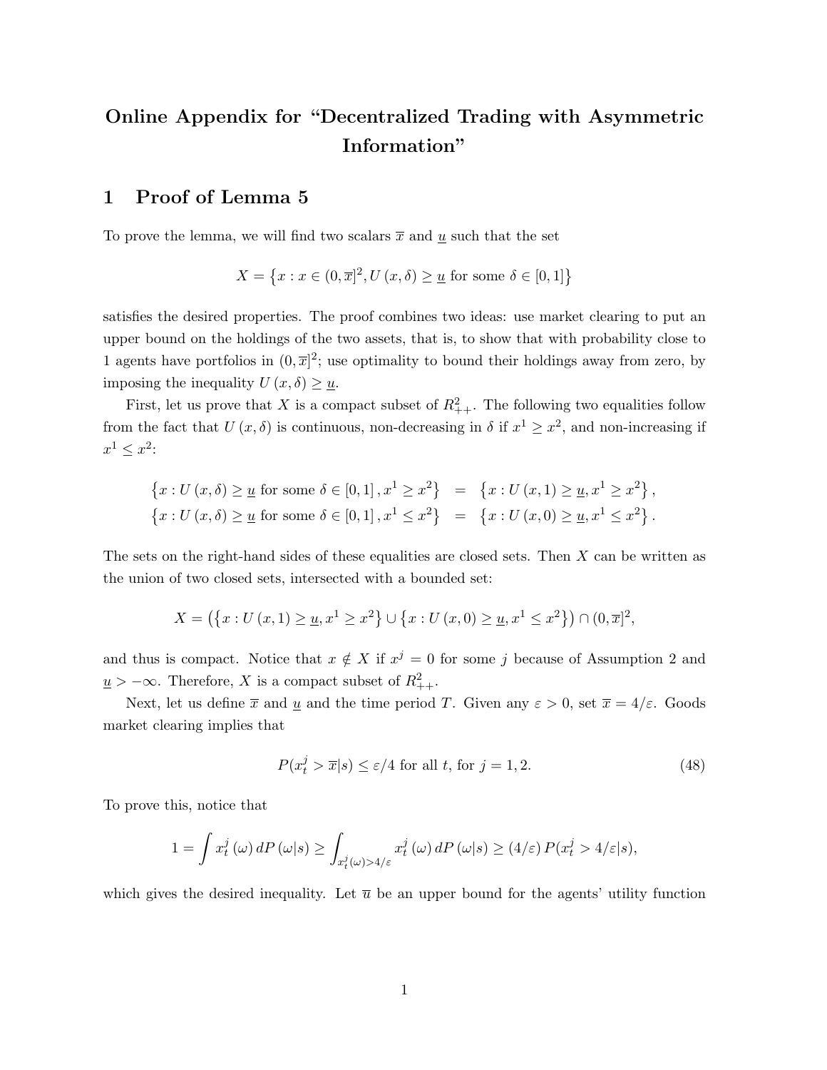# Online Appendix for "Decentralized Trading with Asymmetric Information"

## 1 Proof of Lemma 5

To prove the lemma, we will find two scalars $\overline{x}$ and $\underline{u}$ such that the set

$$X = \left\{x : x \in (0, \overline{x}]^2, U(x, \delta) \geq \underline{u} \text{ for some } \delta \in [0,1]\right\}$$

satisfies the desired properties. The proof combines two ideas: use market clearing to put an upper bound on the holdings of the two assets, that is, to show that with probability close to 1 agents have portfolios in $(0, \overline{x}]^2$; use optimality to bound their holdings away from zero, by imposing the inequality $U(x, \delta) \geq \underline{u}$.

First, let us prove that $X$ is a compact subset of $R^2_{++}$. The following two equalities follow from the fact that $U(x, \delta)$ is continuous, non-decreasing in $\delta$ if $x^1 \geq x^2$, and non-increasing if $x^1 \leq x^2$:

$$\begin{aligned}
\left\{x : U(x, \delta) \geq \underline{u} \text{ for some } \delta \in [0,1], x^1 \geq x^2\right\} &= \left\{x : U(x, 1) \geq \underline{u}, x^1 \geq x^2\right\}, \\
\left\{x : U(x, \delta) \geq \underline{u} \text{ for some } \delta \in [0,1], x^1 \leq x^2\right\} &= \left\{x : U(x, 0) \geq \underline{u}, x^1 \leq x^2\right\}.
\end{aligned}$$

The sets on the right-hand sides of these equalities are closed sets. Then $X$ can be written as the union of two closed sets, intersected with a bounded set:

$$X = \left(\left\{x : U(x, 1) \geq \underline{u}, x^1 \geq x^2\right\} \cup \left\{x : U(x, 0) \geq \underline{u}, x^1 \leq x^2\right\}\right) \cap (0, \overline{x}]^2,$$

and thus is compact. Notice that $x \notin X$ if $x^j = 0$ for some $j$ because of Assumption 2 and $\underline{u} > -\infty$. Therefore, $X$ is a compact subset of $R^2_{++}$.

Next, let us define $\overline{x}$ and $\underline{u}$ and the time period $T$. Given any $\varepsilon > 0$, set $\overline{x} = 4/\varepsilon$. Goods market clearing implies that

$$P(x^j_t > \overline{x} | s) \leq \varepsilon/4 \text{ for all } t, \text{ for } j = 1, 2. \tag{48}$$

To prove this, notice that

$$1 = \int x^j_t(\omega)\, dP(\omega|s) \geq \int_{x^j_t(\omega) > 4/\varepsilon} x^j_t(\omega)\, dP(\omega|s) \geq (4/\varepsilon)\, P(x^j_t > 4/\varepsilon | s),$$

which gives the desired inequality. Let $\overline{u}$ be an upper bound for the agents' utility function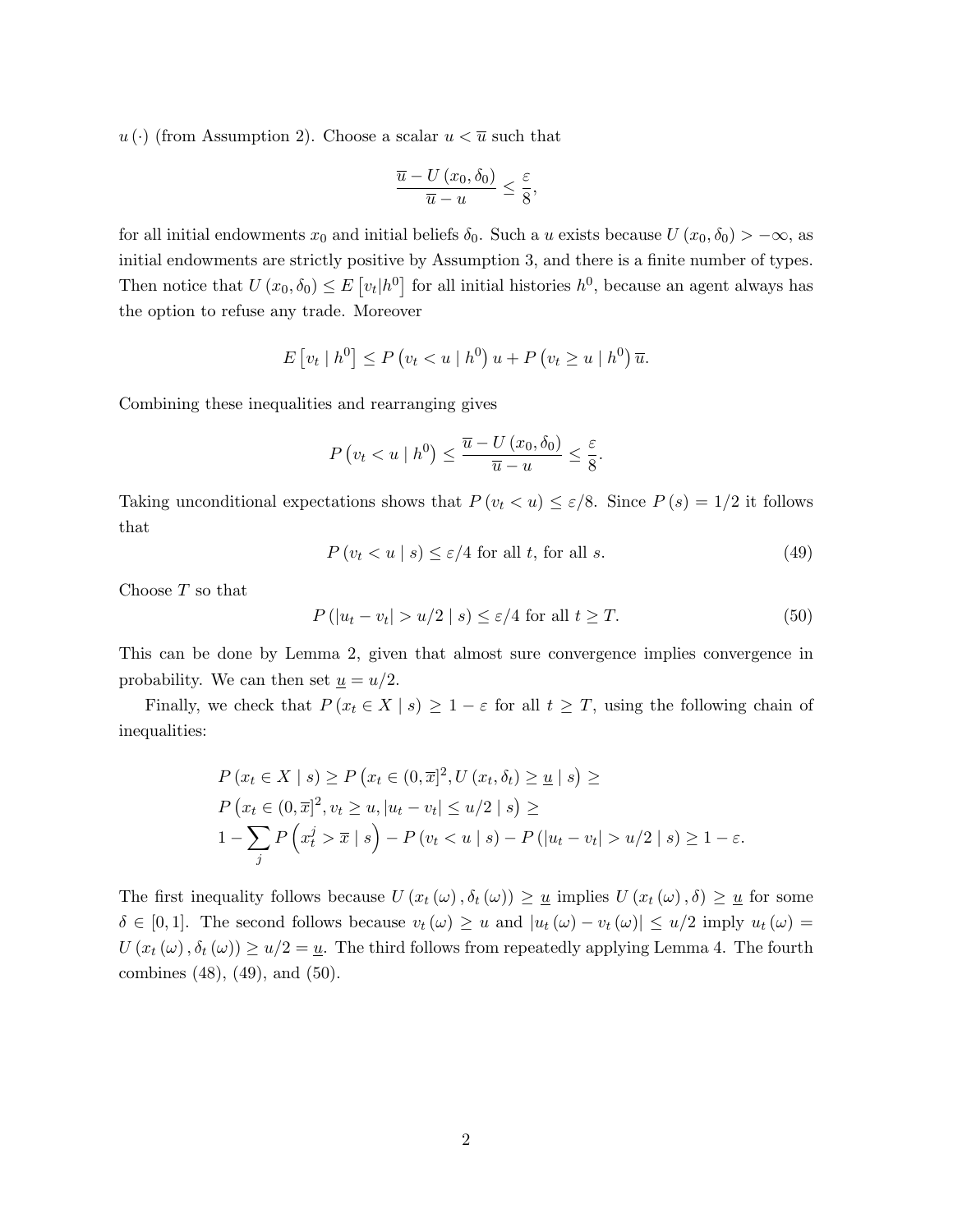$u(\cdot)$ (from Assumption 2). Choose a scalar $u < \overline{u}$ such that

$$\frac{\overline{u} - U(x_0, \delta_0)}{\overline{u} - u} \leq \frac{\varepsilon}{8},$$

for all initial endowments $x_0$ and initial beliefs $\delta_0$. Such a $u$ exists because $U(x_0, \delta_0) > -\infty$, as initial endowments are strictly positive by Assumption 3, and there is a finite number of types. Then notice that $U(x_0, \delta_0) \leq E\left[v_t | h^0\right]$ for all initial histories $h^0$, because an agent always has the option to refuse any trade. Moreover

$$E\left[v_t \mid h^0\right] \leq P\left(v_t < u \mid h^0\right) u + P\left(v_t \geq u \mid h^0\right) \overline{u}.$$

Combining these inequalities and rearranging gives

$$P\left(v_t < u \mid h^0\right) \leq \frac{\overline{u} - U(x_0, \delta_0)}{\overline{u} - u} \leq \frac{\varepsilon}{8}.$$

Taking unconditional expectations shows that $P(v_t < u) \leq \varepsilon/8$. Since $P(s) = 1/2$ it follows that

$$P(v_t < u \mid s) \leq \varepsilon/4 \text{ for all } t \text{, for all } s. \tag{49}$$

Choose $T$ so that

$$P(|u_t - v_t| > u/2 \mid s) \leq \varepsilon/4 \text{ for all } t \geq T. \tag{50}$$

This can be done by Lemma 2, given that almost sure convergence implies convergence in probability. We can then set $\underline{u} = u/2$.

Finally, we check that $P(x_t \in X \mid s) \geq 1 - \varepsilon$ for all $t \geq T$, using the following chain of inequalities:

$$\begin{aligned}
&P(x_t \in X \mid s) \geq P\left(x_t \in (0, \overline{x}]^2, U(x_t, \delta_t) \geq \underline{u} \mid s\right) \geq \\
&P\left(x_t \in (0, \overline{x}]^2, v_t \geq u, |u_t - v_t| \leq u/2 \mid s\right) \geq \\
&1 - \sum_j P\left(x_t^j > \overline{x} \mid s\right) - P(v_t < u \mid s) - P(|u_t - v_t| > u/2 \mid s) \geq 1 - \varepsilon.
\end{aligned}$$

The first inequality follows because $U(x_t(\omega), \delta_t(\omega)) \geq \underline{u}$ implies $U(x_t(\omega), \delta) \geq \underline{u}$ for some $\delta \in [0, 1]$. The second follows because $v_t(\omega) \geq u$ and $|u_t(\omega) - v_t(\omega)| \leq u/2$ imply $u_t(\omega) = U(x_t(\omega), \delta_t(\omega)) \geq u/2 = \underline{u}$. The third follows from repeatedly applying Lemma 4. The fourth combines (48), (49), and (50).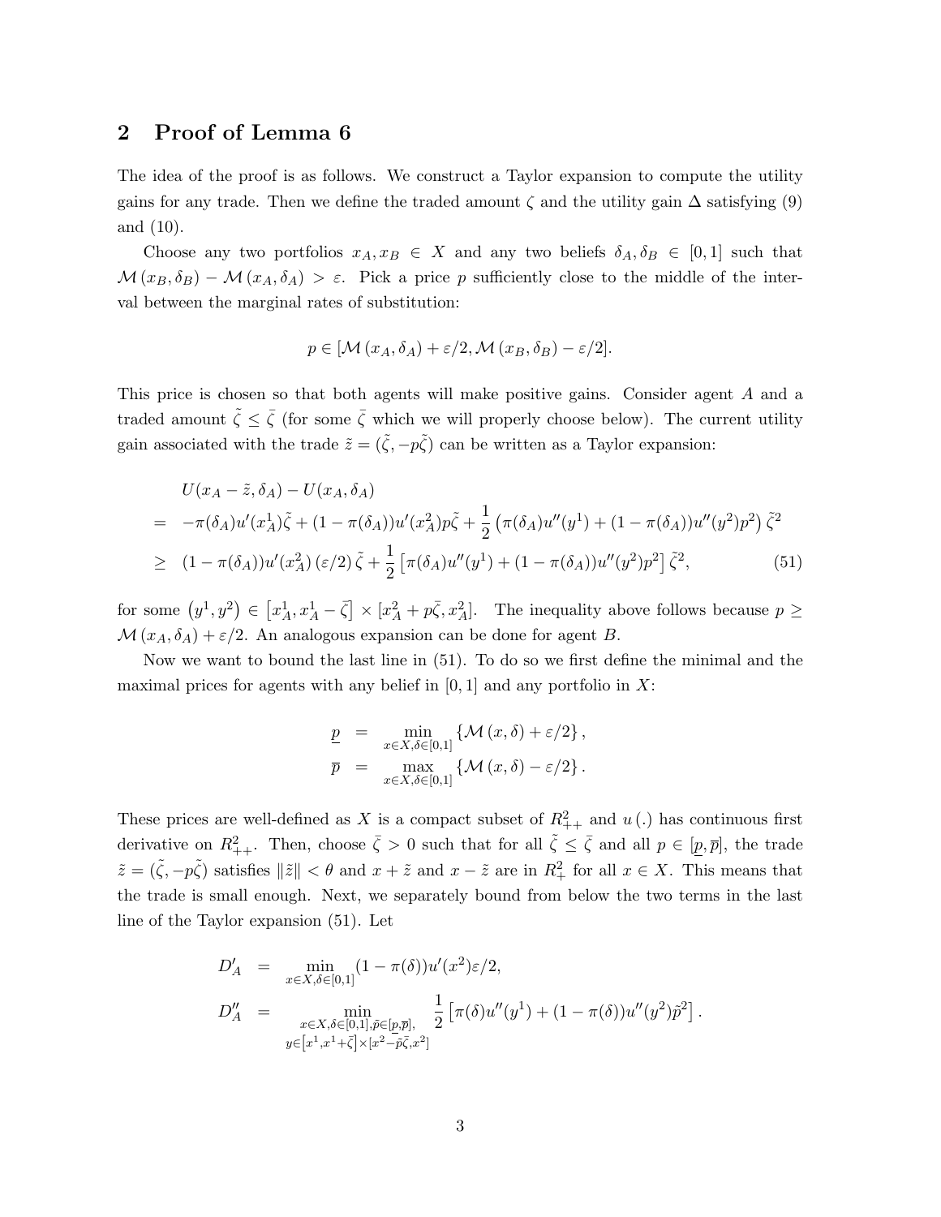## 2 Proof of Lemma 6

The idea of the proof is as follows. We construct a Taylor expansion to compute the utility gains for any trade. Then we define the traded amount $\zeta$ and the utility gain $\Delta$ satisfying (9) and (10).

Choose any two portfolios $x_A, x_B \in X$ and any two beliefs $\delta_A, \delta_B \in [0,1]$ such that $\mathcal{M}(x_B, \delta_B) - \mathcal{M}(x_A, \delta_A) > \varepsilon$. Pick a price $p$ sufficiently close to the middle of the interval between the marginal rates of substitution:

$$p \in [\mathcal{M}(x_A, \delta_A) + \varepsilon/2, \mathcal{M}(x_B, \delta_B) - \varepsilon/2].$$

This price is chosen so that both agents will make positive gains. Consider agent $A$ and a traded amount $\tilde{\zeta} \leq \bar{\zeta}$ (for some $\bar{\zeta}$ which we will properly choose below). The current utility gain associated with the trade $\tilde{z} = (\tilde{\zeta}, -p\tilde{\zeta})$ can be written as a Taylor expansion:

$$\begin{aligned}
& U(x_A - \tilde{z}, \delta_A) - U(x_A, \delta_A) \\
= & -\pi(\delta_A)u'(x_A^1)\tilde{\zeta} + (1-\pi(\delta_A))u'(x_A^2)p\tilde{\zeta} + \frac{1}{2}\left(\pi(\delta_A)u''(y^1) + (1-\pi(\delta_A))u''(y^2)p^2\right)\tilde{\zeta}^2 \\
\geq & \ (1-\pi(\delta_A))u'(x_A^2)(\varepsilon/2)\tilde{\zeta} + \frac{1}{2}\left[\pi(\delta_A)u''(y^1) + (1-\pi(\delta_A))u''(y^2)p^2\right]\tilde{\zeta}^2, \qquad (51)
\end{aligned}$$

for some $(y^1, y^2) \in \left[x_A^1, x_A^1 - \bar{\zeta}\right] \times [x_A^2 + p\bar{\zeta}, x_A^2]$. The inequality above follows because $p \geq \mathcal{M}(x_A, \delta_A) + \varepsilon/2$. An analogous expansion can be done for agent $B$.

Now we want to bound the last line in (51). To do so we first define the minimal and the maximal prices for agents with any belief in $[0,1]$ and any portfolio in $X$:

$$\begin{aligned}
\underline{p} &= \min_{x \in X, \delta \in [0,1]} \{\mathcal{M}(x, \delta) + \varepsilon/2\}, \\
\overline{p} &= \max_{x \in X, \delta \in [0,1]} \{\mathcal{M}(x, \delta) - \varepsilon/2\}.
\end{aligned}$$

These prices are well-defined as $X$ is a compact subset of $R_{++}^2$ and $u(.)$ has continuous first derivative on $R_{++}^2$. Then, choose $\bar{\zeta} > 0$ such that for all $\tilde{\zeta} \leq \bar{\zeta}$ and all $p \in [\underline{p}, \overline{p}]$, the trade $\tilde{z} = (\tilde{\zeta}, -p\tilde{\zeta})$ satisfies $\|\tilde{z}\| < \theta$ and $x + \tilde{z}$ and $x - \tilde{z}$ are in $R_+^2$ for all $x \in X$. This means that the trade is small enough. Next, we separately bound from below the two terms in the last line of the Taylor expansion (51). Let

$$\begin{aligned}
D_A' &= \min_{x \in X, \delta \in [0,1]} (1-\pi(\delta))u'(x^2)\varepsilon/2, \\
D_A'' &= \min_{\substack{x \in X, \delta \in [0,1], \tilde{p} \in [\underline{p}, \overline{p}], \\ y \in \left[x^1, x^1 + \bar{\zeta}\right] \times [x^2 - \tilde{p}\bar{\zeta}, x^2]}} \frac{1}{2}\left[\pi(\delta)u''(y^1) + (1-\pi(\delta))u''(y^2)\tilde{p}^2\right].
\end{aligned}$$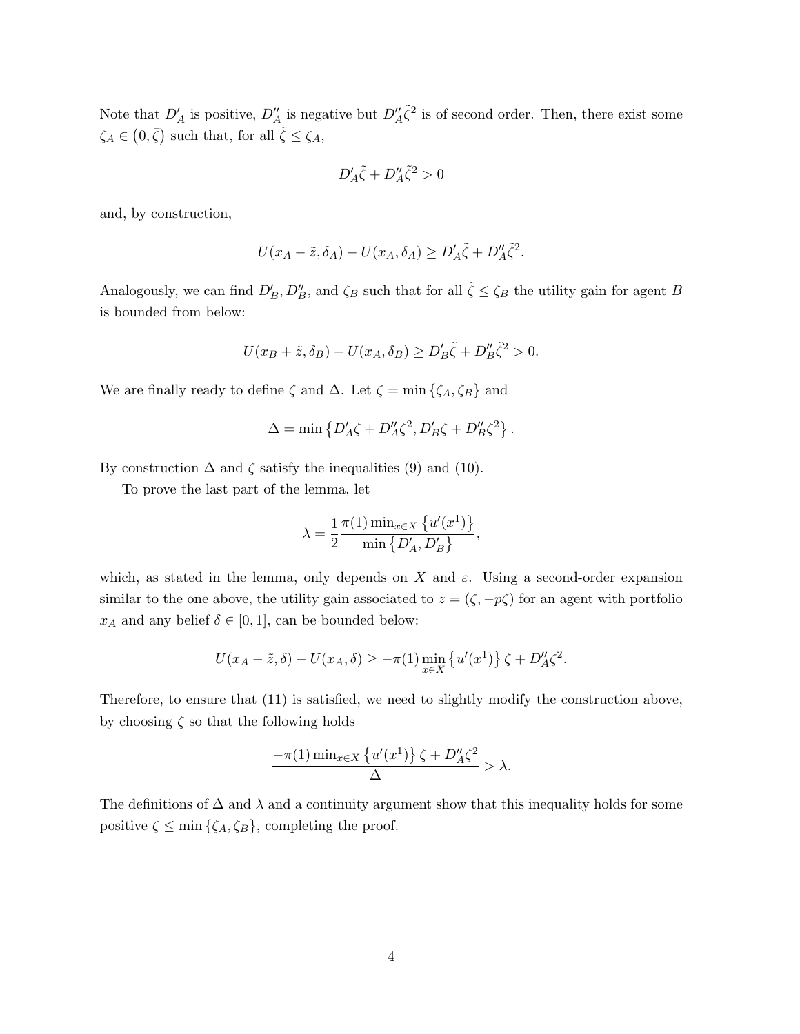Note that $D'_A$ is positive, $D''_A$ is negative but $D''_A\tilde{\zeta}^2$ is of second order. Then, there exist some $\zeta_A \in (0, \bar{\zeta})$ such that, for all $\tilde{\zeta} \leq \zeta_A$,

$$D'_A\tilde{\zeta} + D''_A\tilde{\zeta}^2 > 0$$

and, by construction,

$$U(x_A - \tilde{z}, \delta_A) - U(x_A, \delta_A) \geq D'_A\tilde{\zeta} + D''_A\tilde{\zeta}^2.$$

Analogously, we can find $D'_B, D''_B$, and $\zeta_B$ such that for all $\tilde{\zeta} \leq \zeta_B$ the utility gain for agent $B$ is bounded from below:

$$U(x_B + \tilde{z}, \delta_B) - U(x_A, \delta_B) \geq D'_B\tilde{\zeta} + D''_B\tilde{\zeta}^2 > 0.$$

We are finally ready to define $\zeta$ and $\Delta$. Let $\zeta = \min\{\zeta_A, \zeta_B\}$ and

$$\Delta = \min\left\{D'_A\zeta + D''_A\zeta^2, D'_B\zeta + D''_B\zeta^2\right\}.$$

By construction $\Delta$ and $\zeta$ satisfy the inequalities (9) and (10).

To prove the last part of the lemma, let

$$\lambda = \frac{1}{2}\frac{\pi(1)\min_{x\in X}\left\{u'(x^1)\right\}}{\min\left\{D'_A, D'_B\right\}},$$

which, as stated in the lemma, only depends on $X$ and $\varepsilon$. Using a second-order expansion similar to the one above, the utility gain associated to $z = (\zeta, -p\zeta)$ for an agent with portfolio $x_A$ and any belief $\delta \in [0, 1]$, can be bounded below:

$$U(x_A - \tilde{z}, \delta) - U(x_A, \delta) \geq -\pi(1)\min_{x\in X}\left\{u'(x^1)\right\}\zeta + D''_A\zeta^2.$$

Therefore, to ensure that (11) is satisfied, we need to slightly modify the construction above, by choosing $\zeta$ so that the following holds

$$\frac{-\pi(1)\min_{x\in X}\left\{u'(x^1)\right\}\zeta + D''_A\zeta^2}{\Delta} > \lambda.$$

The definitions of $\Delta$ and $\lambda$ and a continuity argument show that this inequality holds for some positive $\zeta \leq \min\{\zeta_A, \zeta_B\}$, completing the proof.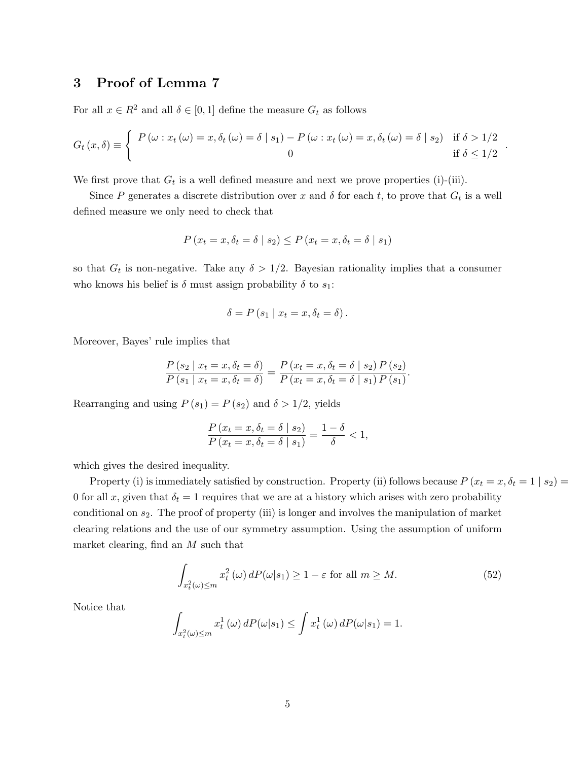## 3 Proof of Lemma 7

For all $x \in R^2$ and all $\delta \in [0,1]$ define the measure $G_t$ as follows

$$G_t(x,\delta) \equiv \begin{cases} P(\omega : x_t(\omega) = x, \delta_t(\omega) = \delta \mid s_1) - P(\omega : x_t(\omega) = x, \delta_t(\omega) = \delta \mid s_2) & \text{if } \delta > 1/2 \\ 0 & \text{if } \delta \leq 1/2 \end{cases}.$$

We first prove that $G_t$ is a well defined measure and next we prove properties (i)-(iii).

Since $P$ generates a discrete distribution over $x$ and $\delta$ for each $t$, to prove that $G_t$ is a well defined measure we only need to check that

$$P(x_t = x, \delta_t = \delta \mid s_2) \leq P(x_t = x, \delta_t = \delta \mid s_1)$$

so that $G_t$ is non-negative. Take any $\delta > 1/2$. Bayesian rationality implies that a consumer who knows his belief is $\delta$ must assign probability $\delta$ to $s_1$:

$$\delta = P(s_1 \mid x_t = x, \delta_t = \delta).$$

Moreover, Bayes' rule implies that

$$\frac{P(s_2 \mid x_t = x, \delta_t = \delta)}{P(s_1 \mid x_t = x, \delta_t = \delta)} = \frac{P(x_t = x, \delta_t = \delta \mid s_2)P(s_2)}{P(x_t = x, \delta_t = \delta \mid s_1)P(s_1)}.$$

Rearranging and using $P(s_1) = P(s_2)$ and $\delta > 1/2$, yields

$$\frac{P(x_t = x, \delta_t = \delta \mid s_2)}{P(x_t = x, \delta_t = \delta \mid s_1)} = \frac{1-\delta}{\delta} < 1,$$

which gives the desired inequality.

Property (i) is immediately satisfied by construction. Property (ii) follows because $P(x_t = x, \delta_t = 1 \mid s_2) = 0$ for all $x$, given that $\delta_t = 1$ requires that we are at a history which arises with zero probability conditional on $s_2$. The proof of property (iii) is longer and involves the manipulation of market clearing relations and the use of our symmetry assumption. Using the assumption of uniform market clearing, find an $M$ such that

$$\int_{x_t^2(\omega) \leq m} x_t^2(\omega)\, dP(\omega|s_1) \geq 1 - \varepsilon \text{ for all } m \geq M. \tag{52}$$

Notice that

$$\int_{x_t^2(\omega) \leq m} x_t^1(\omega)\, dP(\omega|s_1) \leq \int x_t^1(\omega)\, dP(\omega|s_1) = 1.$$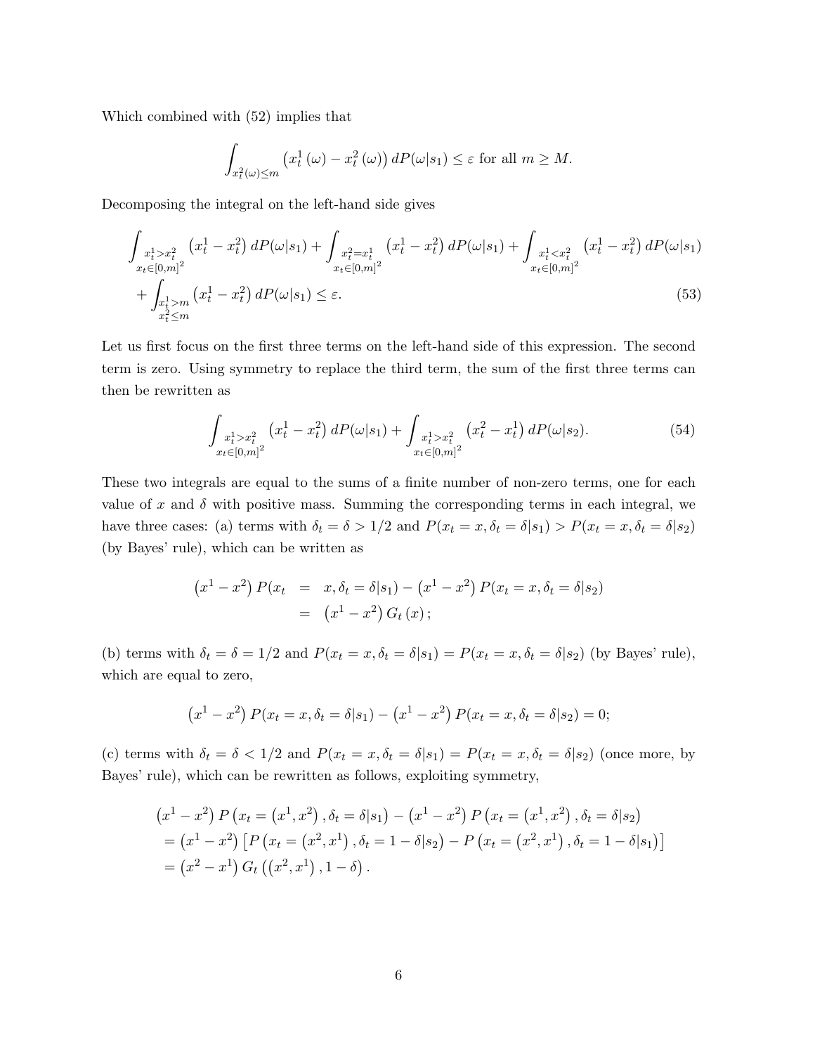Which combined with (52) implies that

$$\int_{x_t^2(\omega)\leq m} \left(x_t^1(\omega) - x_t^2(\omega)\right) dP(\omega|s_1) \leq \varepsilon \text{ for all } m \geq M.$$

Decomposing the integral on the left-hand side gives

$$\begin{aligned}
&\int_{\substack{x_t^1 > x_t^2 \\ x_t \in [0,m]^2}} \left(x_t^1 - x_t^2\right) dP(\omega|s_1) + \int_{\substack{x_t^2 = x_t^1 \\ x_t \in [0,m]^2}} \left(x_t^1 - x_t^2\right) dP(\omega|s_1) + \int_{\substack{x_t^1 < x_t^2 \\ x_t \in [0,m]^2}} \left(x_t^1 - x_t^2\right) dP(\omega|s_1) \\
&+ \int_{\substack{x_t^1 > m \\ x_t^2 \leq m}} \left(x_t^1 - x_t^2\right) dP(\omega|s_1) \leq \varepsilon. \qquad (53)
\end{aligned}$$

Let us first focus on the first three terms on the left-hand side of this expression. The second term is zero. Using symmetry to replace the third term, the sum of the first three terms can then be rewritten as

$$\int_{\substack{x_t^1 > x_t^2 \\ x_t \in [0,m]^2}} \left(x_t^1 - x_t^2\right) dP(\omega|s_1) + \int_{\substack{x_t^1 > x_t^2 \\ x_t \in [0,m]^2}} \left(x_t^2 - x_t^1\right) dP(\omega|s_2). \qquad (54)$$

These two integrals are equal to the sums of a finite number of non-zero terms, one for each value of $x$ and $\delta$ with positive mass. Summing the corresponding terms in each integral, we have three cases: (a) terms with $\delta_t = \delta > 1/2$ and $P(x_t = x, \delta_t = \delta|s_1) > P(x_t = x, \delta_t = \delta|s_2)$ (by Bayes' rule), which can be written as

$$\begin{aligned}
\left(x^1 - x^2\right) P(x_t &= x, \delta_t = \delta|s_1) - \left(x^1 - x^2\right) P(x_t = x, \delta_t = \delta|s_2) \\
&= \left(x^1 - x^2\right) G_t(x);
\end{aligned}$$

(b) terms with $\delta_t = \delta = 1/2$ and $P(x_t = x, \delta_t = \delta|s_1) = P(x_t = x, \delta_t = \delta|s_2)$ (by Bayes' rule), which are equal to zero,

$$\left(x^1 - x^2\right) P(x_t = x, \delta_t = \delta|s_1) - \left(x^1 - x^2\right) P(x_t = x, \delta_t = \delta|s_2) = 0;$$

(c) terms with $\delta_t = \delta < 1/2$ and $P(x_t = x, \delta_t = \delta|s_1) = P(x_t = x, \delta_t = \delta|s_2)$ (once more, by Bayes' rule), which can be rewritten as follows, exploiting symmetry,

$$\begin{aligned}
&\left(x^1 - x^2\right) P\left(x_t = \left(x^1, x^2\right), \delta_t = \delta|s_1\right) - \left(x^1 - x^2\right) P\left(x_t = \left(x^1, x^2\right), \delta_t = \delta|s_2\right) \\
&= \left(x^1 - x^2\right) \left[P\left(x_t = \left(x^2, x^1\right), \delta_t = 1 - \delta|s_2\right) - P\left(x_t = \left(x^2, x^1\right), \delta_t = 1 - \delta|s_1\right)\right] \\
&= \left(x^2 - x^1\right) G_t\left(\left(x^2, x^1\right), 1 - \delta\right).
\end{aligned}$$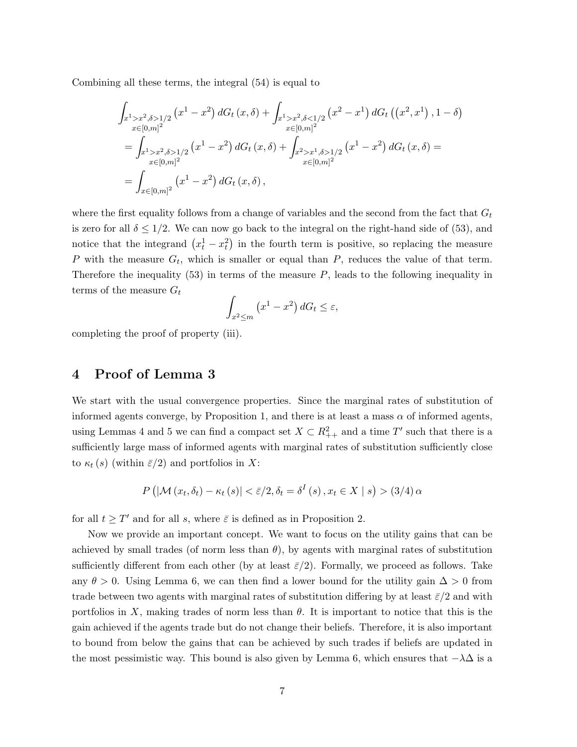Combining all these terms, the integral (54) is equal to

$$
\begin{aligned}
&\int_{\substack{x^1>x^2,\delta>1/2\\ x\in[0,m]^2}} \left(x^1-x^2\right) dG_t\left(x,\delta\right) + \int_{\substack{x^1>x^2,\delta<1/2\\ x\in[0,m]^2}} \left(x^2-x^1\right) dG_t\left(\left(x^2,x^1\right),1-\delta\right) \\
&= \int_{\substack{x^1>x^2,\delta>1/2\\ x\in[0,m]^2}} \left(x^1-x^2\right) dG_t\left(x,\delta\right) + \int_{\substack{x^2>x^1,\delta>1/2\\ x\in[0,m]^2}} \left(x^1-x^2\right) dG_t\left(x,\delta\right) = \\
&= \int_{x\in[0,m]^2} \left(x^1-x^2\right) dG_t\left(x,\delta\right),
\end{aligned}
$$

where the first equality follows from a change of variables and the second from the fact that $G_t$ is zero for all $\delta \leq 1/2$. We can now go back to the integral on the right-hand side of (53), and notice that the integrand $\left(x_t^1 - x_t^2\right)$ in the fourth term is positive, so replacing the measure $P$ with the measure $G_t$, which is smaller or equal than $P$, reduces the value of that term. Therefore the inequality (53) in terms of the measure $P$, leads to the following inequality in terms of the measure $G_t$

$$
\int_{x^2\leq m} \left(x^1-x^2\right) dG_t \leq \varepsilon,
$$

completing the proof of property (iii).

# 4 Proof of Lemma 3

We start with the usual convergence properties. Since the marginal rates of substitution of informed agents converge, by Proposition 1, and there is at least a mass $\alpha$ of informed agents, using Lemmas 4 and 5 we can find a compact set $X \subset R_{++}^2$ and a time $T'$ such that there is a sufficiently large mass of informed agents with marginal rates of substitution sufficiently close to $\kappa_t(s)$ (within $\bar{\varepsilon}/2$) and portfolios in $X$:

$$
P\left(\left|\mathcal{M}\left(x_t,\delta_t\right)-\kappa_t\left(s\right)\right|<\bar{\varepsilon}/2, \delta_t=\delta^I\left(s\right), x_t\in X \mid s\right) > (3/4)\,\alpha
$$

for all $t \geq T'$ and for all $s$, where $\bar{\varepsilon}$ is defined as in Proposition 2.

Now we provide an important concept. We want to focus on the utility gains that can be achieved by small trades (of norm less than $\theta$), by agents with marginal rates of substitution sufficiently different from each other (by at least $\bar{\varepsilon}/2$). Formally, we proceed as follows. Take any $\theta > 0$. Using Lemma 6, we can then find a lower bound for the utility gain $\Delta > 0$ from trade between two agents with marginal rates of substitution differing by at least $\bar{\varepsilon}/2$ and with portfolios in $X$, making trades of norm less than $\theta$. It is important to notice that this is the gain achieved if the agents trade but do not change their beliefs. Therefore, it is also important to bound from below the gains that can be achieved by such trades if beliefs are updated in the most pessimistic way. This bound is also given by Lemma 6, which ensures that $-\lambda\Delta$ is a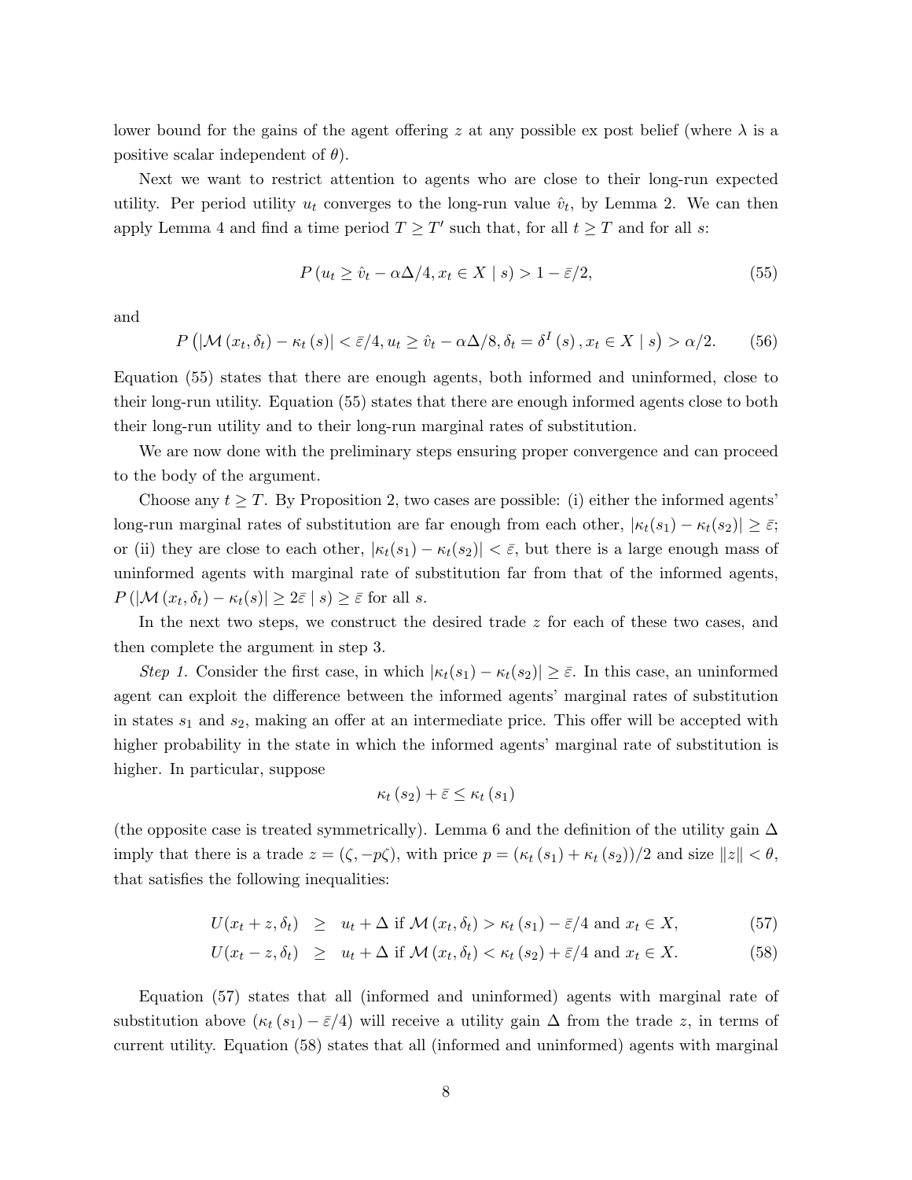lower bound for the gains of the agent offering $z$ at any possible ex post belief (where $\lambda$ is a positive scalar independent of $\theta$).

Next we want to restrict attention to agents who are close to their long-run expected utility. Per period utility $u_t$ converges to the long-run value $\hat{v}_t$, by Lemma 2. We can then apply Lemma 4 and find a time period $T \geq T'$ such that, for all $t \geq T$ and for all $s$:

$$P\left(u_t \geq \hat{v}_t - \alpha\Delta/4, x_t \in X \mid s\right) > 1 - \bar{\varepsilon}/2, \tag{55}$$

and

$$P\left(\left|\mathcal{M}\left(x_t, \delta_t\right) - \kappa_t\left(s\right)\right| < \bar{\varepsilon}/4, u_t \geq \hat{v}_t - \alpha\Delta/8, \delta_t = \delta^I\left(s\right), x_t \in X \mid s\right) > \alpha/2. \tag{56}$$

Equation (55) states that there are enough agents, both informed and uninformed, close to their long-run utility. Equation (55) states that there are enough informed agents close to both their long-run utility and to their long-run marginal rates of substitution.

We are now done with the preliminary steps ensuring proper convergence and can proceed to the body of the argument.

Choose any $t \geq T$. By Proposition 2, two cases are possible: (i) either the informed agents' long-run marginal rates of substitution are far enough from each other, $|\kappa_t(s_1) - \kappa_t(s_2)| \geq \bar{\varepsilon}$; or (ii) they are close to each other, $|\kappa_t(s_1) - \kappa_t(s_2)| < \bar{\varepsilon}$, but there is a large enough mass of uninformed agents with marginal rate of substitution far from that of the informed agents, $P\left(\left|\mathcal{M}\left(x_t, \delta_t\right) - \kappa_t(s)\right| \geq 2\bar{\varepsilon} \mid s\right) \geq \bar{\varepsilon}$ for all $s$.

In the next two steps, we construct the desired trade $z$ for each of these two cases, and then complete the argument in step 3.

*Step 1.* Consider the first case, in which $|\kappa_t(s_1) - \kappa_t(s_2)| \geq \bar{\varepsilon}$. In this case, an uninformed agent can exploit the difference between the informed agents' marginal rates of substitution in states $s_1$ and $s_2$, making an offer at an intermediate price. This offer will be accepted with higher probability in the state in which the informed agents' marginal rate of substitution is higher. In particular, suppose

$$\kappa_t\left(s_2\right) + \bar{\varepsilon} \leq \kappa_t\left(s_1\right)$$

(the opposite case is treated symmetrically). Lemma 6 and the definition of the utility gain $\Delta$ imply that there is a trade $z = (\zeta, -p\zeta)$, with price $p = \left(\kappa_t\left(s_1\right) + \kappa_t\left(s_2\right)\right)/2$ and size $\|z\| < \theta$, that satisfies the following inequalities:

$$U(x_t + z, \delta_t) \geq u_t + \Delta \text{ if } \mathcal{M}\left(x_t, \delta_t\right) > \kappa_t\left(s_1\right) - \bar{\varepsilon}/4 \text{ and } x_t \in X, \tag{57}$$

$$U(x_t - z, \delta_t) \geq u_t + \Delta \text{ if } \mathcal{M}\left(x_t, \delta_t\right) < \kappa_t\left(s_2\right) + \bar{\varepsilon}/4 \text{ and } x_t \in X. \tag{58}$$

Equation (57) states that all (informed and uninformed) agents with marginal rate of substitution above $\left(\kappa_t\left(s_1\right) - \bar{\varepsilon}/4\right)$ will receive a utility gain $\Delta$ from the trade $z$, in terms of current utility. Equation (58) states that all (informed and uninformed) agents with marginal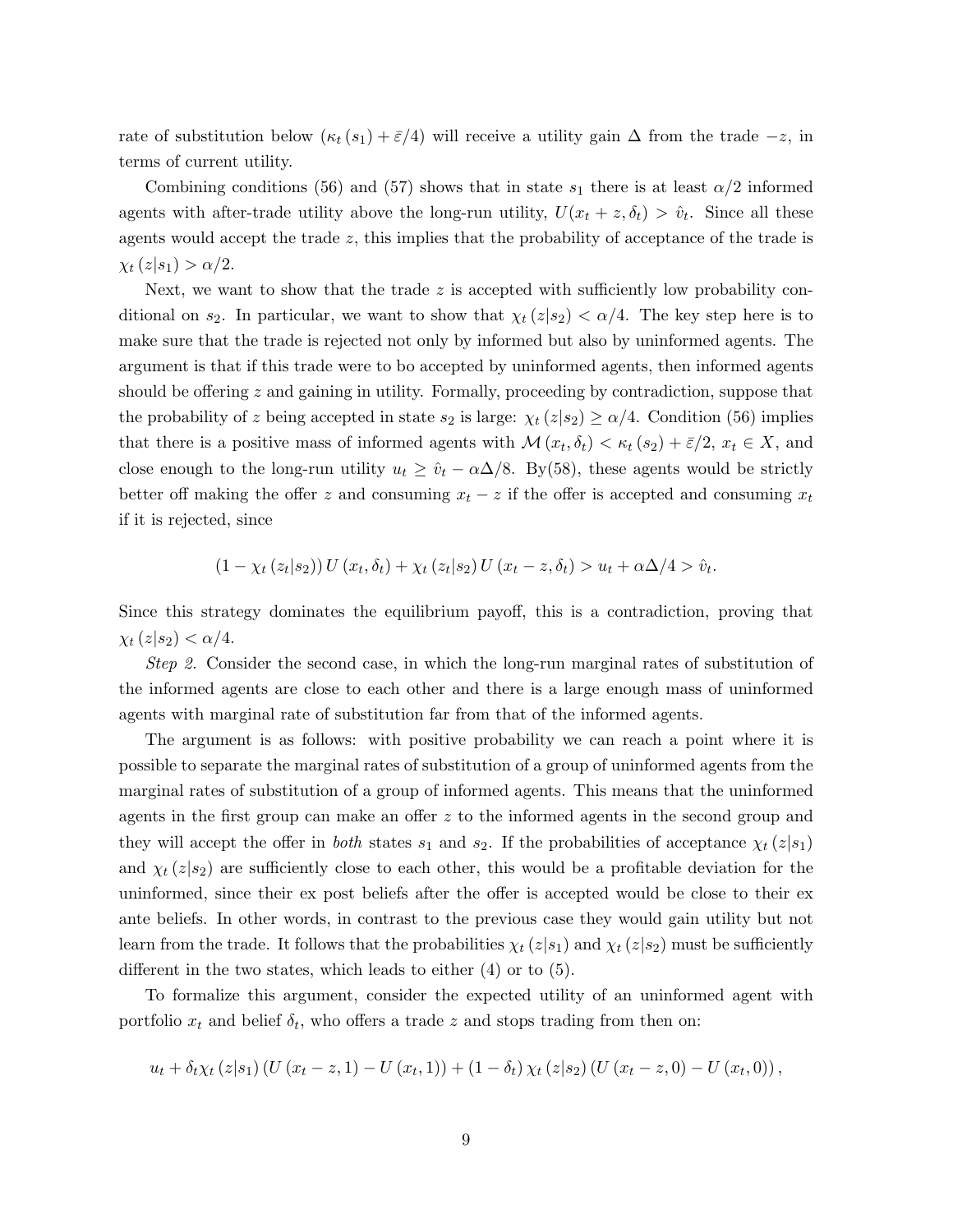rate of substitution below $(\kappa_t(s_1) + \bar{\varepsilon}/4)$ will receive a utility gain $\Delta$ from the trade $-z$, in terms of current utility.

Combining conditions (56) and (57) shows that in state $s_1$ there is at least $\alpha/2$ informed agents with after-trade utility above the long-run utility, $U(x_t + z, \delta_t) > \hat{v}_t$. Since all these agents would accept the trade $z$, this implies that the probability of acceptance of the trade is $\chi_t(z|s_1) > \alpha/2$.

Next, we want to show that the trade $z$ is accepted with sufficiently low probability conditional on $s_2$. In particular, we want to show that $\chi_t(z|s_2) < \alpha/4$. The key step here is to make sure that the trade is rejected not only by informed but also by uninformed agents. The argument is that if this trade were to bo accepted by uninformed agents, then informed agents should be offering $z$ and gaining in utility. Formally, proceeding by contradiction, suppose that the probability of $z$ being accepted in state $s_2$ is large: $\chi_t(z|s_2) \geq \alpha/4$. Condition (56) implies that there is a positive mass of informed agents with $\mathcal{M}(x_t, \delta_t) < \kappa_t(s_2) + \bar{\varepsilon}/2$, $x_t \in X$, and close enough to the long-run utility $u_t \geq \hat{v}_t - \alpha\Delta/8$. By(58), these agents would be strictly better off making the offer $z$ and consuming $x_t - z$ if the offer is accepted and consuming $x_t$ if it is rejected, since

$$(1 - \chi_t(z_t|s_2)) U(x_t, \delta_t) + \chi_t(z_t|s_2) U(x_t - z, \delta_t) > u_t + \alpha\Delta/4 > \hat{v}_t.$$

Since this strategy dominates the equilibrium payoff, this is a contradiction, proving that $\chi_t(z|s_2) < \alpha/4$.

*Step 2.* Consider the second case, in which the long-run marginal rates of substitution of the informed agents are close to each other and there is a large enough mass of uninformed agents with marginal rate of substitution far from that of the informed agents.

The argument is as follows: with positive probability we can reach a point where it is possible to separate the marginal rates of substitution of a group of uninformed agents from the marginal rates of substitution of a group of informed agents. This means that the uninformed agents in the first group can make an offer $z$ to the informed agents in the second group and they will accept the offer in *both* states $s_1$ and $s_2$. If the probabilities of acceptance $\chi_t(z|s_1)$ and $\chi_t(z|s_2)$ are sufficiently close to each other, this would be a profitable deviation for the uninformed, since their ex post beliefs after the offer is accepted would be close to their ex ante beliefs. In other words, in contrast to the previous case they would gain utility but not learn from the trade. It follows that the probabilities $\chi_t(z|s_1)$ and $\chi_t(z|s_2)$ must be sufficiently different in the two states, which leads to either (4) or to (5).

To formalize this argument, consider the expected utility of an uninformed agent with portfolio $x_t$ and belief $\delta_t$, who offers a trade $z$ and stops trading from then on:

$$u_t + \delta_t \chi_t(z|s_1)(U(x_t - z, 1) - U(x_t, 1)) + (1 - \delta_t)\chi_t(z|s_2)(U(x_t - z, 0) - U(x_t, 0)),$$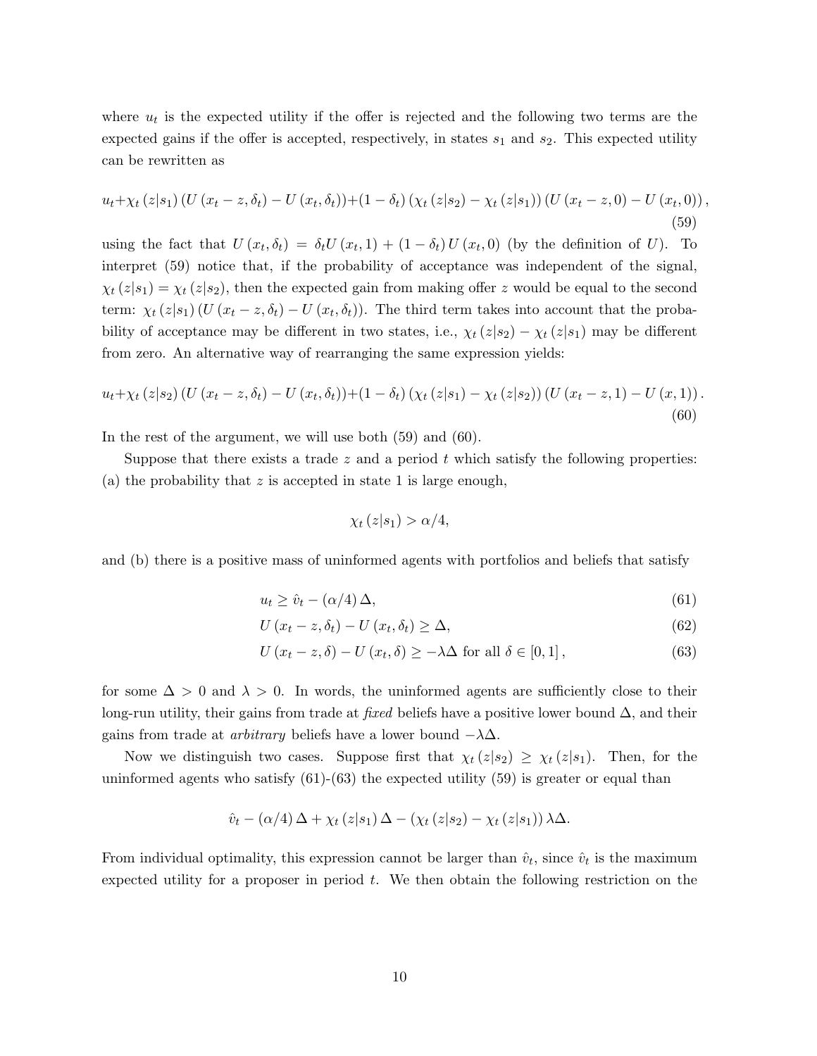where $u_t$ is the expected utility if the offer is rejected and the following two terms are the expected gains if the offer is accepted, respectively, in states $s_1$ and $s_2$. This expected utility can be rewritten as

$$u_t+\chi_t(z|s_1)(U(x_t-z,\delta_t)-U(x_t,\delta_t))+(1-\delta_t)(\chi_t(z|s_2)-\chi_t(z|s_1))(U(x_t-z,0)-U(x_t,0)), \tag{59}$$

using the fact that $U(x_t,\delta_t) = \delta_t U(x_t,1) + (1-\delta_t)U(x_t,0)$ (by the definition of $U$). To interpret (59) notice that, if the probability of acceptance was independent of the signal, $\chi_t(z|s_1) = \chi_t(z|s_2)$, then the expected gain from making offer $z$ would be equal to the second term: $\chi_t(z|s_1)(U(x_t-z,\delta_t)-U(x_t,\delta_t))$. The third term takes into account that the probability of acceptance may be different in two states, i.e., $\chi_t(z|s_2)-\chi_t(z|s_1)$ may be different from zero. An alternative way of rearranging the same expression yields:

$$u_t+\chi_t(z|s_2)(U(x_t-z,\delta_t)-U(x_t,\delta_t))+(1-\delta_t)(\chi_t(z|s_1)-\chi_t(z|s_2))(U(x_t-z,1)-U(x,1)). \tag{60}$$

In the rest of the argument, we will use both (59) and (60).

Suppose that there exists a trade $z$ and a period $t$ which satisfy the following properties: (a) the probability that $z$ is accepted in state 1 is large enough,

$$\chi_t(z|s_1) > \alpha/4,$$

and (b) there is a positive mass of uninformed agents with portfolios and beliefs that satisfy

$$u_t \geq \hat{v}_t - (\alpha/4)\Delta, \tag{61}$$

$$U(x_t-z,\delta_t) - U(x_t,\delta_t) \geq \Delta, \tag{62}$$

$$U(x_t-z,\delta) - U(x_t,\delta) \geq -\lambda\Delta \text{ for all } \delta \in [0,1], \tag{63}$$

for some $\Delta > 0$ and $\lambda > 0$. In words, the uninformed agents are sufficiently close to their long-run utility, their gains from trade at *fixed* beliefs have a positive lower bound $\Delta$, and their gains from trade at *arbitrary* beliefs have a lower bound $-\lambda\Delta$.

Now we distinguish two cases. Suppose first that $\chi_t(z|s_2) \geq \chi_t(z|s_1)$. Then, for the uninformed agents who satisfy (61)-(63) the expected utility (59) is greater or equal than

$$\hat{v}_t - (\alpha/4)\Delta + \chi_t(z|s_1)\Delta - (\chi_t(z|s_2)-\chi_t(z|s_1))\lambda\Delta.$$

From individual optimality, this expression cannot be larger than $\hat{v}_t$, since $\hat{v}_t$ is the maximum expected utility for a proposer in period $t$. We then obtain the following restriction on the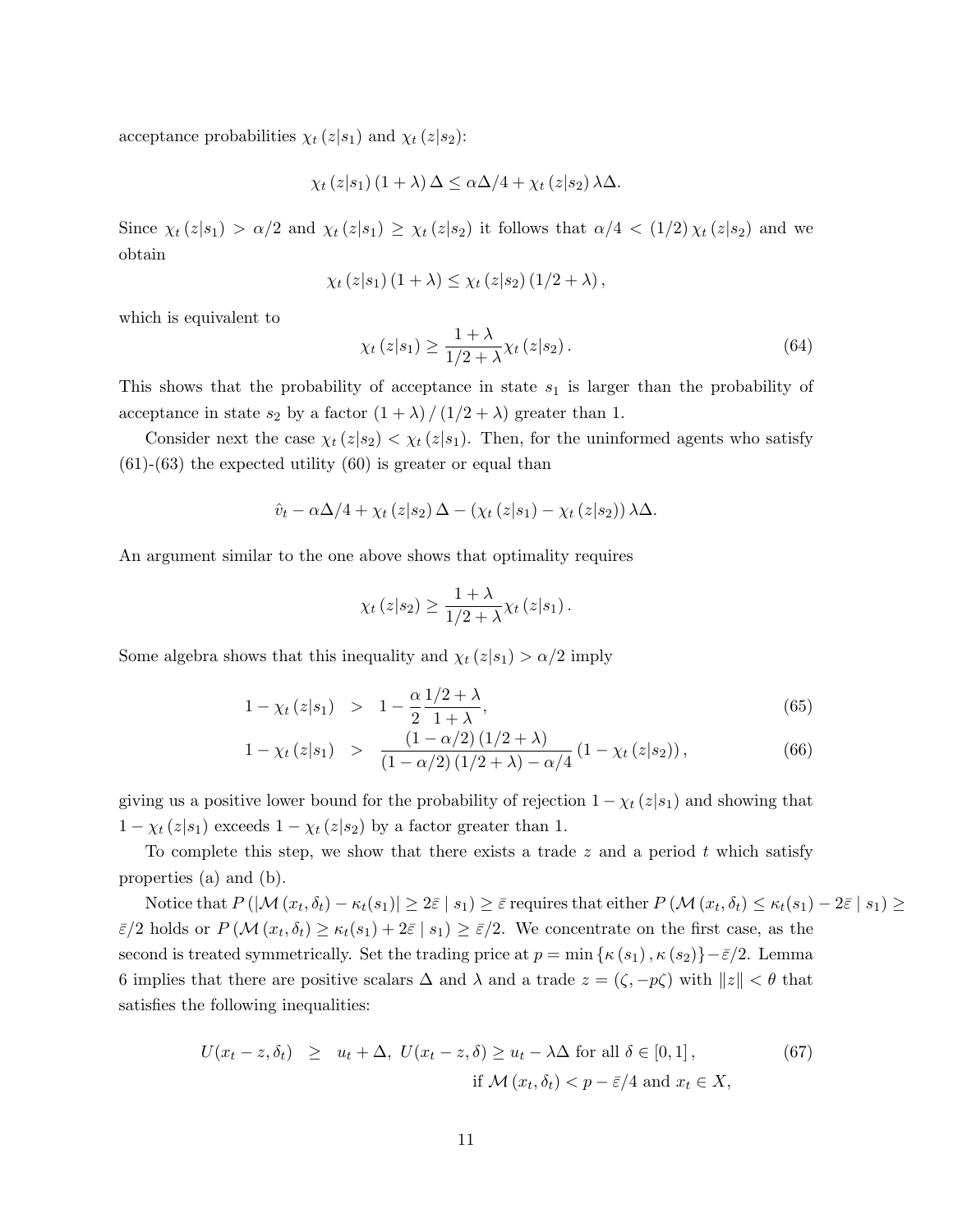acceptance probabilities $\chi_t(z|s_1)$ and $\chi_t(z|s_2)$:

$$\chi_t(z|s_1)(1+\lambda)\Delta \leq \alpha\Delta/4 + \chi_t(z|s_2)\lambda\Delta.$$

Since $\chi_t(z|s_1) > \alpha/2$ and $\chi_t(z|s_1) \geq \chi_t(z|s_2)$ it follows that $\alpha/4 < (1/2)\chi_t(z|s_2)$ and we obtain

$$\chi_t(z|s_1)(1+\lambda) \leq \chi_t(z|s_2)(1/2+\lambda),$$

which is equivalent to

$$\chi_t(z|s_1) \geq \frac{1+\lambda}{1/2+\lambda}\chi_t(z|s_2). \tag{64}$$

This shows that the probability of acceptance in state $s_1$ is larger than the probability of acceptance in state $s_2$ by a factor $(1+\lambda)/(1/2+\lambda)$ greater than 1.

Consider next the case $\chi_t(z|s_2) < \chi_t(z|s_1)$. Then, for the uninformed agents who satisfy (61)-(63) the expected utility (60) is greater or equal than

$$\hat{v}_t - \alpha\Delta/4 + \chi_t(z|s_2)\Delta - (\chi_t(z|s_1) - \chi_t(z|s_2))\lambda\Delta.$$

An argument similar to the one above shows that optimality requires

$$\chi_t(z|s_2) \geq \frac{1+\lambda}{1/2+\lambda}\chi_t(z|s_1).$$

Some algebra shows that this inequality and $\chi_t(z|s_1) > \alpha/2$ imply

$$1-\chi_t(z|s_1) \quad > \quad 1-\frac{\alpha}{2}\frac{1/2+\lambda}{1+\lambda}, \tag{65}$$

$$1-\chi_t(z|s_1) \quad > \quad \frac{(1-\alpha/2)(1/2+\lambda)}{(1-\alpha/2)(1/2+\lambda)-\alpha/4}(1-\chi_t(z|s_2)), \tag{66}$$

giving us a positive lower bound for the probability of rejection $1-\chi_t(z|s_1)$ and showing that $1-\chi_t(z|s_1)$ exceeds $1-\chi_t(z|s_2)$ by a factor greater than 1.

To complete this step, we show that there exists a trade $z$ and a period $t$ which satisfy properties (a) and (b).

Notice that $P(|\mathcal{M}(x_t,\delta_t) - \kappa_t(s_1)| \geq 2\bar{\varepsilon} \mid s_1) \geq \bar{\varepsilon}$ requires that either $P(\mathcal{M}(x_t,\delta_t) \leq \kappa_t(s_1) - 2\bar{\varepsilon} \mid s_1) \geq \bar{\varepsilon}/2$ holds or $P(\mathcal{M}(x_t,\delta_t) \geq \kappa_t(s_1) + 2\bar{\varepsilon} \mid s_1) \geq \bar{\varepsilon}/2$. We concentrate on the first case, as the second is treated symmetrically. Set the trading price at $p = \min\{\kappa(s_1), \kappa(s_2)\} - \bar{\varepsilon}/2$. Lemma 6 implies that there are positive scalars $\Delta$ and $\lambda$ and a trade $z = (\zeta, -p\zeta)$ with $\|z\| < \theta$ that satisfies the following inequalities:

$$U(x_t - z, \delta_t) \quad \geq \quad u_t + \Delta,\ U(x_t - z, \delta) \geq u_t - \lambda\Delta \text{ for all } \delta \in [0,1], \tag{67}$$
$$\text{if } \mathcal{M}(x_t,\delta_t) < p - \bar{\varepsilon}/4 \text{ and } x_t \in X,$$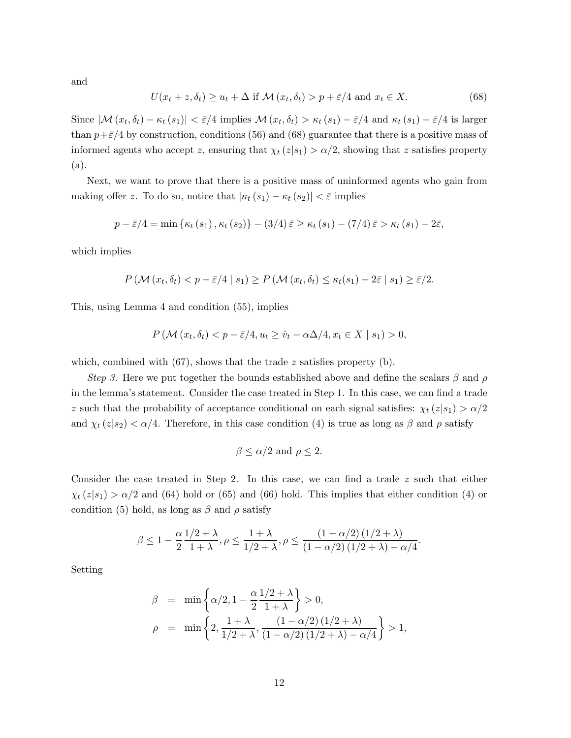and

$$U(x_t + z, \delta_t) \geq u_t + \Delta \text{ if } \mathcal{M}(x_t, \delta_t) > p + \bar{\varepsilon}/4 \text{ and } x_t \in X. \tag{68}$$

Since $|\mathcal{M}(x_t, \delta_t) - \kappa_t(s_1)| < \bar{\varepsilon}/4$ implies $\mathcal{M}(x_t, \delta_t) > \kappa_t(s_1) - \bar{\varepsilon}/4$ and $\kappa_t(s_1) - \bar{\varepsilon}/4$ is larger than $p + \bar{\varepsilon}/4$ by construction, conditions (56) and (68) guarantee that there is a positive mass of informed agents who accept $z$, ensuring that $\chi_t(z|s_1) > \alpha/2$, showing that $z$ satisfies property (a).

Next, we want to prove that there is a positive mass of uninformed agents who gain from making offer $z$. To do so, notice that $|\kappa_t(s_1) - \kappa_t(s_2)| < \bar{\varepsilon}$ implies

$$p - \bar{\varepsilon}/4 = \min\{\kappa_t(s_1), \kappa_t(s_2)\} - (3/4)\bar{\varepsilon} \geq \kappa_t(s_1) - (7/4)\bar{\varepsilon} > \kappa_t(s_1) - 2\bar{\varepsilon},$$

which implies

$$P(\mathcal{M}(x_t, \delta_t) < p - \bar{\varepsilon}/4 \mid s_1) \geq P(\mathcal{M}(x_t, \delta_t) \leq \kappa_t(s_1) - 2\bar{\varepsilon} \mid s_1) \geq \bar{\varepsilon}/2.$$

This, using Lemma 4 and condition (55), implies

$$P(\mathcal{M}(x_t, \delta_t) < p - \bar{\varepsilon}/4, u_t \geq \hat{v}_t - \alpha\Delta/4, x_t \in X \mid s_1) > 0,$$

which, combined with (67), shows that the trade $z$ satisfies property (b).

*Step 3.* Here we put together the bounds established above and define the scalars $\beta$ and $\rho$ in the lemma's statement. Consider the case treated in Step 1. In this case, we can find a trade $z$ such that the probability of acceptance conditional on each signal satisfies: $\chi_t(z|s_1) > \alpha/2$ and $\chi_t(z|s_2) < \alpha/4$. Therefore, in this case condition (4) is true as long as $\beta$ and $\rho$ satisfy

$$\beta \leq \alpha/2 \text{ and } \rho \leq 2.$$

Consider the case treated in Step 2. In this case, we can find a trade $z$ such that either $\chi_t(z|s_1) > \alpha/2$ and (64) hold or (65) and (66) hold. This implies that either condition (4) or condition (5) hold, as long as $\beta$ and $\rho$ satisfy

$$\beta \leq 1 - \frac{\alpha}{2}\frac{1/2 + \lambda}{1 + \lambda}, \rho \leq \frac{1 + \lambda}{1/2 + \lambda}, \rho \leq \frac{(1 - \alpha/2)(1/2 + \lambda)}{(1 - \alpha/2)(1/2 + \lambda) - \alpha/4}.$$

Setting

$$\begin{aligned}
\beta &= \min\left\{\alpha/2, 1 - \frac{\alpha}{2}\frac{1/2 + \lambda}{1 + \lambda}\right\} > 0, \\
\rho &= \min\left\{2, \frac{1 + \lambda}{1/2 + \lambda}, \frac{(1 - \alpha/2)(1/2 + \lambda)}{(1 - \alpha/2)(1/2 + \lambda) - \alpha/4}\right\} > 1,
\end{aligned}$$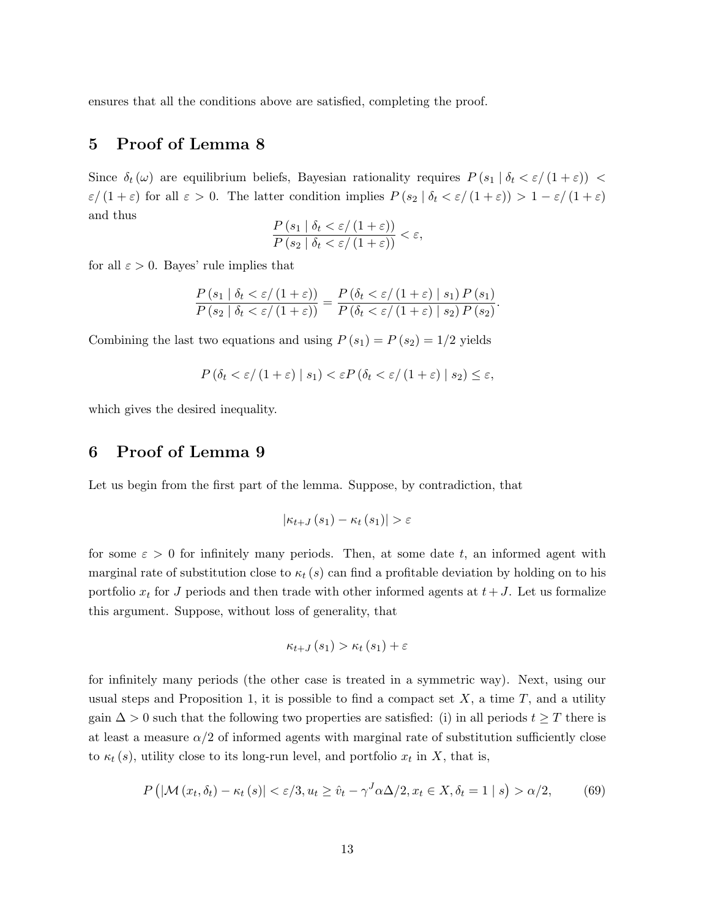ensures that all the conditions above are satisfied, completing the proof.

## 5 Proof of Lemma 8

Since $\delta_t(\omega)$ are equilibrium beliefs, Bayesian rationality requires $P(s_1 \mid \delta_t < \varepsilon/(1+\varepsilon)) < \varepsilon/(1+\varepsilon)$ for all $\varepsilon > 0$. The latter condition implies $P(s_2 \mid \delta_t < \varepsilon/(1+\varepsilon)) > 1 - \varepsilon/(1+\varepsilon)$ and thus

$$\frac{P(s_1 \mid \delta_t < \varepsilon/(1+\varepsilon))}{P(s_2 \mid \delta_t < \varepsilon/(1+\varepsilon))} < \varepsilon,$$

for all $\varepsilon > 0$. Bayes' rule implies that

$$\frac{P(s_1 \mid \delta_t < \varepsilon/(1+\varepsilon))}{P(s_2 \mid \delta_t < \varepsilon/(1+\varepsilon))} = \frac{P(\delta_t < \varepsilon/(1+\varepsilon) \mid s_1) P(s_1)}{P(\delta_t < \varepsilon/(1+\varepsilon) \mid s_2) P(s_2)}.$$

Combining the last two equations and using $P(s_1) = P(s_2) = 1/2$ yields

$$P(\delta_t < \varepsilon/(1+\varepsilon) \mid s_1) < \varepsilon P(\delta_t < \varepsilon/(1+\varepsilon) \mid s_2) \leq \varepsilon,$$

which gives the desired inequality.

## 6 Proof of Lemma 9

Let us begin from the first part of the lemma. Suppose, by contradiction, that

$$|\kappa_{t+J}(s_1) - \kappa_t(s_1)| > \varepsilon$$

for some $\varepsilon > 0$ for infinitely many periods. Then, at some date $t$, an informed agent with marginal rate of substitution close to $\kappa_t(s)$ can find a profitable deviation by holding on to his portfolio $x_t$ for $J$ periods and then trade with other informed agents at $t+J$. Let us formalize this argument. Suppose, without loss of generality, that

$$\kappa_{t+J}(s_1) > \kappa_t(s_1) + \varepsilon$$

for infinitely many periods (the other case is treated in a symmetric way). Next, using our usual steps and Proposition 1, it is possible to find a compact set $X$, a time $T$, and a utility gain $\Delta > 0$ such that the following two properties are satisfied: (i) in all periods $t \geq T$ there is at least a measure $\alpha/2$ of informed agents with marginal rate of substitution sufficiently close to $\kappa_t(s)$, utility close to its long-run level, and portfolio $x_t$ in $X$, that is,

$$P\left(|\mathcal{M}(x_t, \delta_t) - \kappa_t(s)| < \varepsilon/3, u_t \geq \hat{v}_t - \gamma^J \alpha \Delta/2, x_t \in X, \delta_t = 1 \mid s\right) > \alpha/2, \tag{69}$$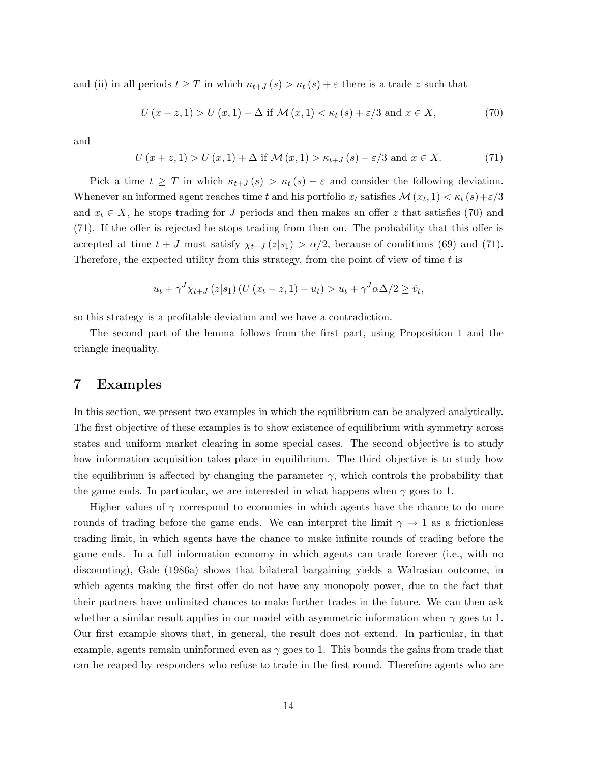and (ii) in all periods $t \geq T$ in which $\kappa_{t+J}(s) > \kappa_t(s) + \varepsilon$ there is a trade $z$ such that

$$U(x - z, 1) > U(x, 1) + \Delta \text{ if } \mathcal{M}(x, 1) < \kappa_t(s) + \varepsilon/3 \text{ and } x \in X, \tag{70}$$

and

$$U(x + z, 1) > U(x, 1) + \Delta \text{ if } \mathcal{M}(x, 1) > \kappa_{t+J}(s) - \varepsilon/3 \text{ and } x \in X. \tag{71}$$

Pick a time $t \geq T$ in which $\kappa_{t+J}(s) > \kappa_t(s) + \varepsilon$ and consider the following deviation. Whenever an informed agent reaches time $t$ and his portfolio $x_t$ satisfies $\mathcal{M}(x_t, 1) < \kappa_t(s) + \varepsilon/3$ and $x_t \in X$, he stops trading for $J$ periods and then makes an offer $z$ that satisfies (70) and (71). If the offer is rejected he stops trading from then on. The probability that this offer is accepted at time $t + J$ must satisfy $\chi_{t+J}(z|s_1) > \alpha/2$, because of conditions (69) and (71). Therefore, the expected utility from this strategy, from the point of view of time $t$ is

$$u_t + \gamma^J \chi_{t+J}(z|s_1)(U(x_t - z, 1) - u_t) > u_t + \gamma^J \alpha\Delta/2 \geq \hat{v}_t,$$

so this strategy is a profitable deviation and we have a contradiction.

The second part of the lemma follows from the first part, using Proposition 1 and the triangle inequality.

# 7 Examples

In this section, we present two examples in which the equilibrium can be analyzed analytically. The first objective of these examples is to show existence of equilibrium with symmetry across states and uniform market clearing in some special cases. The second objective is to study how information acquisition takes place in equilibrium. The third objective is to study how the equilibrium is affected by changing the parameter $\gamma$, which controls the probability that the game ends. In particular, we are interested in what happens when $\gamma$ goes to 1.

Higher values of $\gamma$ correspond to economies in which agents have the chance to do more rounds of trading before the game ends. We can interpret the limit $\gamma \to 1$ as a frictionless trading limit, in which agents have the chance to make infinite rounds of trading before the game ends. In a full information economy in which agents can trade forever (i.e., with no discounting), Gale (1986a) shows that bilateral bargaining yields a Walrasian outcome, in which agents making the first offer do not have any monopoly power, due to the fact that their partners have unlimited chances to make further trades in the future. We can then ask whether a similar result applies in our model with asymmetric information when $\gamma$ goes to 1. Our first example shows that, in general, the result does not extend. In particular, in that example, agents remain uninformed even as $\gamma$ goes to 1. This bounds the gains from trade that can be reaped by responders who refuse to trade in the first round. Therefore agents who are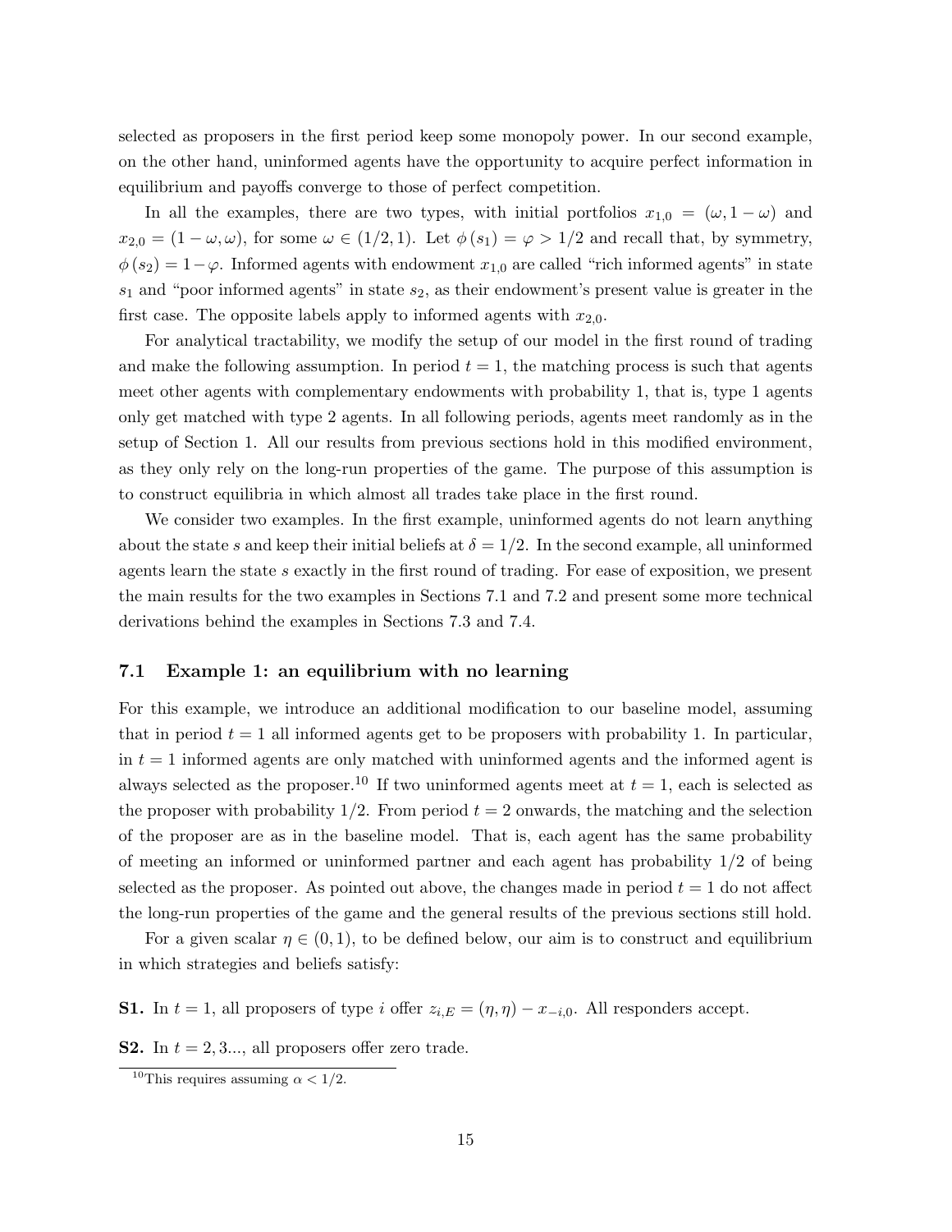selected as proposers in the first period keep some monopoly power. In our second example, on the other hand, uninformed agents have the opportunity to acquire perfect information in equilibrium and payoffs converge to those of perfect competition.

In all the examples, there are two types, with initial portfolios $x_{1,0} = (\omega, 1-\omega)$ and $x_{2,0} = (1-\omega, \omega)$, for some $\omega \in (1/2, 1)$. Let $\phi(s_1) = \varphi > 1/2$ and recall that, by symmetry, $\phi(s_2) = 1-\varphi$. Informed agents with endowment $x_{1,0}$ are called "rich informed agents" in state $s_1$ and "poor informed agents" in state $s_2$, as their endowment's present value is greater in the first case. The opposite labels apply to informed agents with $x_{2,0}$.

For analytical tractability, we modify the setup of our model in the first round of trading and make the following assumption. In period $t = 1$, the matching process is such that agents meet other agents with complementary endowments with probability 1, that is, type 1 agents only get matched with type 2 agents. In all following periods, agents meet randomly as in the setup of Section 1. All our results from previous sections hold in this modified environment, as they only rely on the long-run properties of the game. The purpose of this assumption is to construct equilibria in which almost all trades take place in the first round.

We consider two examples. In the first example, uninformed agents do not learn anything about the state $s$ and keep their initial beliefs at $\delta = 1/2$. In the second example, all uninformed agents learn the state $s$ exactly in the first round of trading. For ease of exposition, we present the main results for the two examples in Sections 7.1 and 7.2 and present some more technical derivations behind the examples in Sections 7.3 and 7.4.

### 7.1 Example 1: an equilibrium with no learning

For this example, we introduce an additional modification to our baseline model, assuming that in period $t = 1$ all informed agents get to be proposers with probability 1. In particular, in $t = 1$ informed agents are only matched with uninformed agents and the informed agent is always selected as the proposer.[10] If two uninformed agents meet at $t = 1$, each is selected as the proposer with probability 1/2. From period $t = 2$ onwards, the matching and the selection of the proposer are as in the baseline model. That is, each agent has the same probability of meeting an informed or uninformed partner and each agent has probability 1/2 of being selected as the proposer. As pointed out above, the changes made in period $t = 1$ do not affect the long-run properties of the game and the general results of the previous sections still hold.

For a given scalar $\eta \in (0, 1)$, to be defined below, our aim is to construct and equilibrium in which strategies and beliefs satisfy:

**S1.** In $t = 1$, all proposers of type $i$ offer $z_{i,E} = (\eta, \eta) - x_{-i,0}$. All responders accept.

**S2.** In $t = 2, 3...$, all proposers offer zero trade.

[10] This requires assuming $\alpha < 1/2$.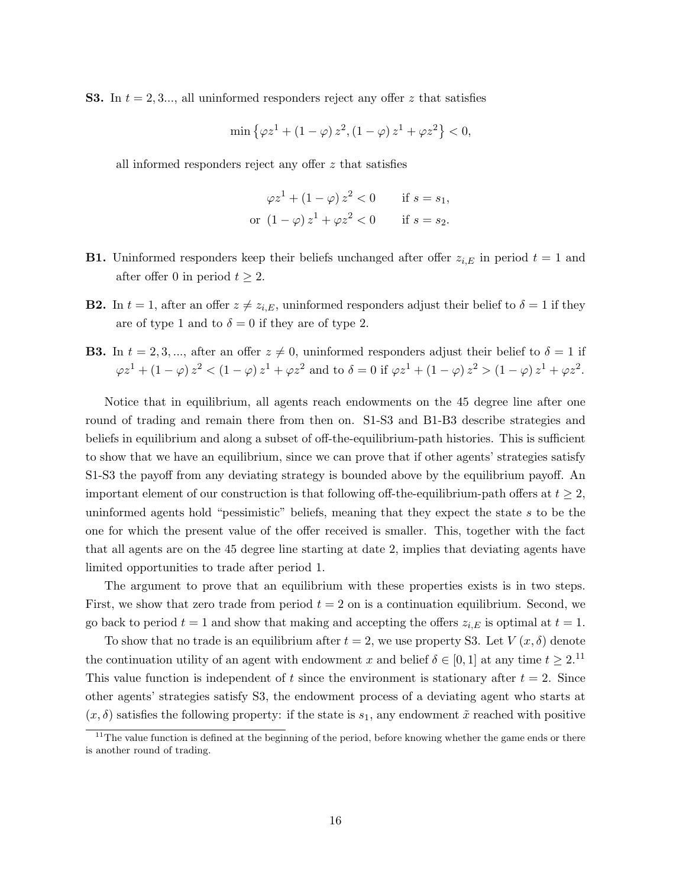**S3.** In $t = 2, 3...$, all uninformed responders reject any offer $z$ that satisfies

$$\min\left\{\varphi z^1 + (1-\varphi) z^2, (1-\varphi) z^1 + \varphi z^2\right\} < 0,$$

all informed responders reject any offer $z$ that satisfies

$$\begin{aligned} \varphi z^1 + (1-\varphi) z^2 < 0 \qquad & \text{if } s = s_1, \\ \text{or } (1-\varphi) z^1 + \varphi z^2 < 0 \qquad & \text{if } s = s_2. \end{aligned}$$

**B1.** Uninformed responders keep their beliefs unchanged after offer $z_{i,E}$ in period $t = 1$ and after offer 0 in period $t \geq 2$.

**B2.** In $t = 1$, after an offer $z \neq z_{i,E}$, uninformed responders adjust their belief to $\delta = 1$ if they are of type 1 and to $\delta = 0$ if they are of type 2.

**B3.** In $t = 2, 3, ...$, after an offer $z \neq 0$, uninformed responders adjust their belief to $\delta = 1$ if $\varphi z^1 + (1-\varphi) z^2 < (1-\varphi) z^1 + \varphi z^2$ and to $\delta = 0$ if $\varphi z^1 + (1-\varphi) z^2 > (1-\varphi) z^1 + \varphi z^2$.

Notice that in equilibrium, all agents reach endowments on the 45 degree line after one round of trading and remain there from then on. S1-S3 and B1-B3 describe strategies and beliefs in equilibrium and along a subset of off-the-equilibrium-path histories. This is sufficient to show that we have an equilibrium, since we can prove that if other agents' strategies satisfy S1-S3 the payoff from any deviating strategy is bounded above by the equilibrium payoff. An important element of our construction is that following off-the-equilibrium-path offers at $t \geq 2$, uninformed agents hold "pessimistic" beliefs, meaning that they expect the state $s$ to be the one for which the present value of the offer received is smaller. This, together with the fact that all agents are on the 45 degree line starting at date 2, implies that deviating agents have limited opportunities to trade after period 1.

The argument to prove that an equilibrium with these properties exists is in two steps. First, we show that zero trade from period $t = 2$ on is a continuation equilibrium. Second, we go back to period $t = 1$ and show that making and accepting the offers $z_{i,E}$ is optimal at $t = 1$.

To show that no trade is an equilibrium after $t = 2$, we use property S3. Let $V(x, \delta)$ denote the continuation utility of an agent with endowment $x$ and belief $\delta \in [0, 1]$ at any time $t \geq 2$.[11] This value function is independent of $t$ since the environment is stationary after $t = 2$. Since other agents' strategies satisfy S3, the endowment process of a deviating agent who starts at $(x, \delta)$ satisfies the following property: if the state is $s_1$, any endowment $\tilde{x}$ reached with positive

[11] The value function is defined at the beginning of the period, before knowing whether the game ends or there is another round of trading.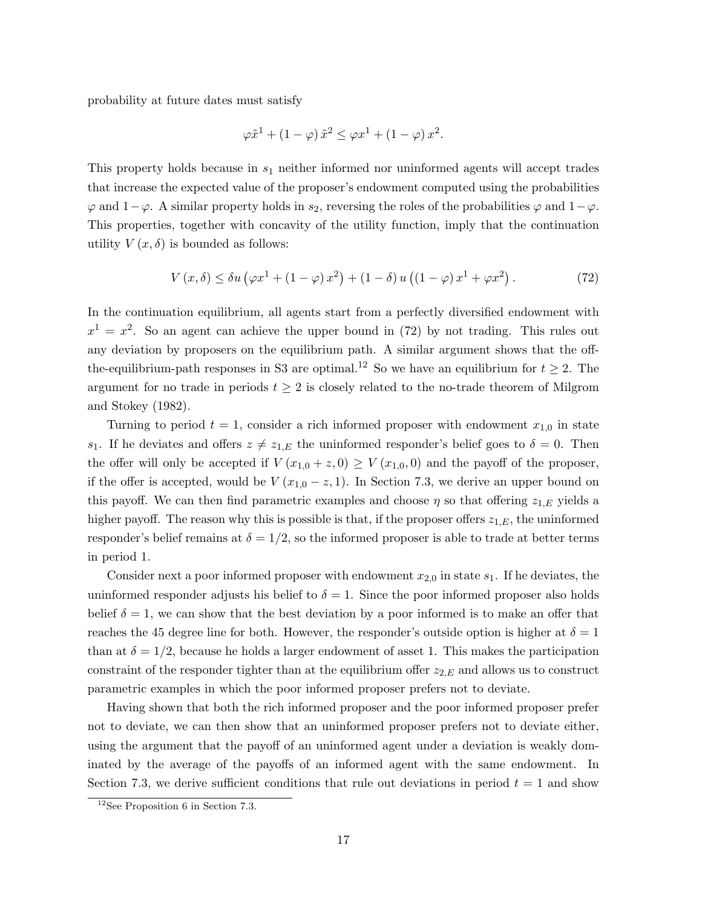probability at future dates must satisfy

$$\varphi \tilde{x}^1 + (1 - \varphi) \tilde{x}^2 \leq \varphi x^1 + (1 - \varphi) x^2.$$

This property holds because in $s_1$ neither informed nor uninformed agents will accept trades that increase the expected value of the proposer's endowment computed using the probabilities $\varphi$ and $1-\varphi$. A similar property holds in $s_2$, reversing the roles of the probabilities $\varphi$ and $1-\varphi$. This properties, together with concavity of the utility function, imply that the continuation utility $V(x, \delta)$ is bounded as follows:

$$V(x, \delta) \leq \delta u \left(\varphi x^1 + (1 - \varphi) x^2\right) + (1 - \delta) u \left((1 - \varphi) x^1 + \varphi x^2\right). \tag{72}$$

In the continuation equilibrium, all agents start from a perfectly diversified endowment with $x^1 = x^2$. So an agent can achieve the upper bound in (72) by not trading. This rules out any deviation by proposers on the equilibrium path. A similar argument shows that the off-the-equilibrium-path responses in S3 are optimal.[12] So we have an equilibrium for $t \geq 2$. The argument for no trade in periods $t \geq 2$ is closely related to the no-trade theorem of Milgrom and Stokey (1982).

Turning to period $t = 1$, consider a rich informed proposer with endowment $x_{1,0}$ in state $s_1$. If he deviates and offers $z \neq z_{1,E}$ the uninformed responder's belief goes to $\delta = 0$. Then the offer will only be accepted if $V(x_{1,0} + z, 0) \geq V(x_{1,0}, 0)$ and the payoff of the proposer, if the offer is accepted, would be $V(x_{1,0} - z, 1)$. In Section 7.3, we derive an upper bound on this payoff. We can then find parametric examples and choose $\eta$ so that offering $z_{1,E}$ yields a higher payoff. The reason why this is possible is that, if the proposer offers $z_{1,E}$, the uninformed responder's belief remains at $\delta = 1/2$, so the informed proposer is able to trade at better terms in period 1.

Consider next a poor informed proposer with endowment $x_{2,0}$ in state $s_1$. If he deviates, the uninformed responder adjusts his belief to $\delta = 1$. Since the poor informed proposer also holds belief $\delta = 1$, we can show that the best deviation by a poor informed is to make an offer that reaches the 45 degree line for both. However, the responder's outside option is higher at $\delta = 1$ than at $\delta = 1/2$, because he holds a larger endowment of asset 1. This makes the participation constraint of the responder tighter than at the equilibrium offer $z_{2,E}$ and allows us to construct parametric examples in which the poor informed proposer prefers not to deviate.

Having shown that both the rich informed proposer and the poor informed proposer prefer not to deviate, we can then show that an uninformed proposer prefers not to deviate either, using the argument that the payoff of an uninformed agent under a deviation is weakly dominated by the average of the payoffs of an informed agent with the same endowment. In Section 7.3, we derive sufficient conditions that rule out deviations in period $t = 1$ and show

[12] See Proposition 6 in Section 7.3.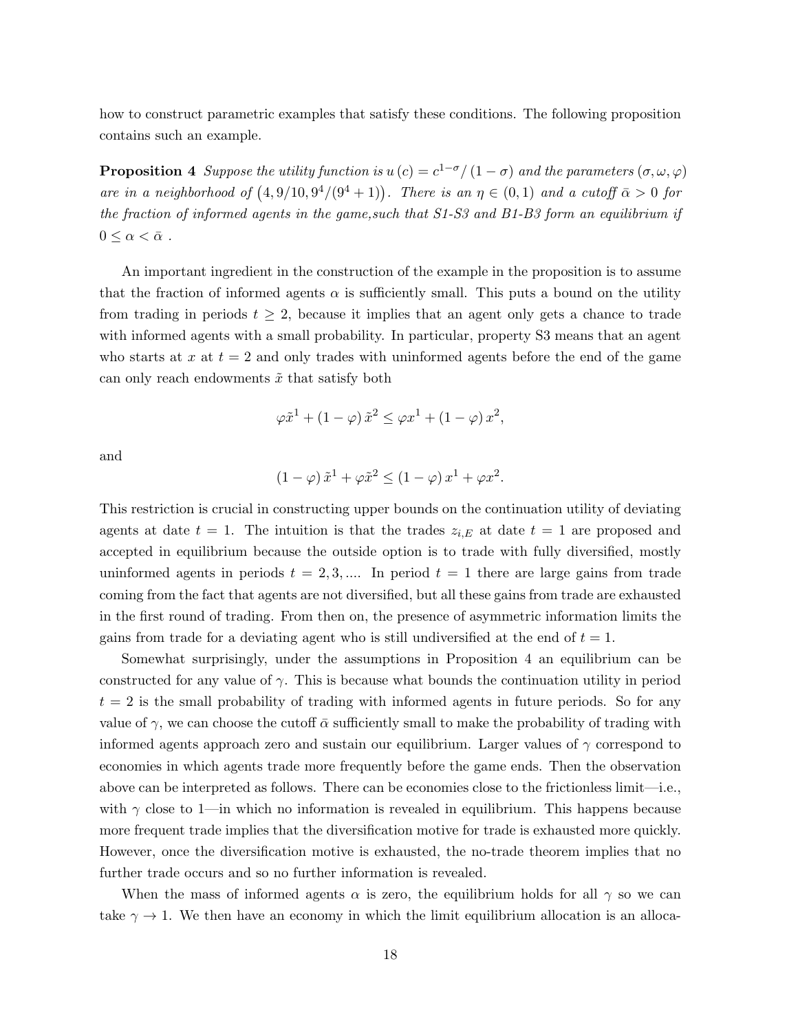how to construct parametric examples that satisfy these conditions. The following proposition contains such an example.

**Proposition 4** *Suppose the utility function is $u(c) = c^{1-\sigma}/(1-\sigma)$ and the parameters $(\sigma, \omega, \varphi)$ are in a neighborhood of $\left(4, 9/10, 9^4/(9^4+1)\right)$. There is an $\eta \in (0,1)$ and a cutoff $\bar{\alpha} > 0$ for the fraction of informed agents in the game,such that S1-S3 and B1-B3 form an equilibrium if $0 \leq \alpha < \bar{\alpha}$ .*

An important ingredient in the construction of the example in the proposition is to assume that the fraction of informed agents $\alpha$ is sufficiently small. This puts a bound on the utility from trading in periods $t \geq 2$, because it implies that an agent only gets a chance to trade with informed agents with a small probability. In particular, property S3 means that an agent who starts at $x$ at $t = 2$ and only trades with uninformed agents before the end of the game can only reach endowments $\tilde{x}$ that satisfy both

$$\varphi \tilde{x}^1 + (1-\varphi)\tilde{x}^2 \leq \varphi x^1 + (1-\varphi) x^2,$$

and

$$(1-\varphi)\tilde{x}^1 + \varphi \tilde{x}^2 \leq (1-\varphi) x^1 + \varphi x^2.$$

This restriction is crucial in constructing upper bounds on the continuation utility of deviating agents at date $t = 1$. The intuition is that the trades $z_{i,E}$ at date $t = 1$ are proposed and accepted in equilibrium because the outside option is to trade with fully diversified, mostly uninformed agents in periods $t = 2, 3, \ldots$. In period $t = 1$ there are large gains from trade coming from the fact that agents are not diversified, but all these gains from trade are exhausted in the first round of trading. From then on, the presence of asymmetric information limits the gains from trade for a deviating agent who is still undiversified at the end of $t = 1$.

Somewhat surprisingly, under the assumptions in Proposition 4 an equilibrium can be constructed for any value of $\gamma$. This is because what bounds the continuation utility in period $t = 2$ is the small probability of trading with informed agents in future periods. So for any value of $\gamma$, we can choose the cutoff $\bar{\alpha}$ sufficiently small to make the probability of trading with informed agents approach zero and sustain our equilibrium. Larger values of $\gamma$ correspond to economies in which agents trade more frequently before the game ends. Then the observation above can be interpreted as follows. There can be economies close to the frictionless limit—i.e., with $\gamma$ close to 1—in which no information is revealed in equilibrium. This happens because more frequent trade implies that the diversification motive for trade is exhausted more quickly. However, once the diversification motive is exhausted, the no-trade theorem implies that no further trade occurs and so no further information is revealed.

When the mass of informed agents $\alpha$ is zero, the equilibrium holds for all $\gamma$ so we can take $\gamma \to 1$. We then have an economy in which the limit equilibrium allocation is an alloca-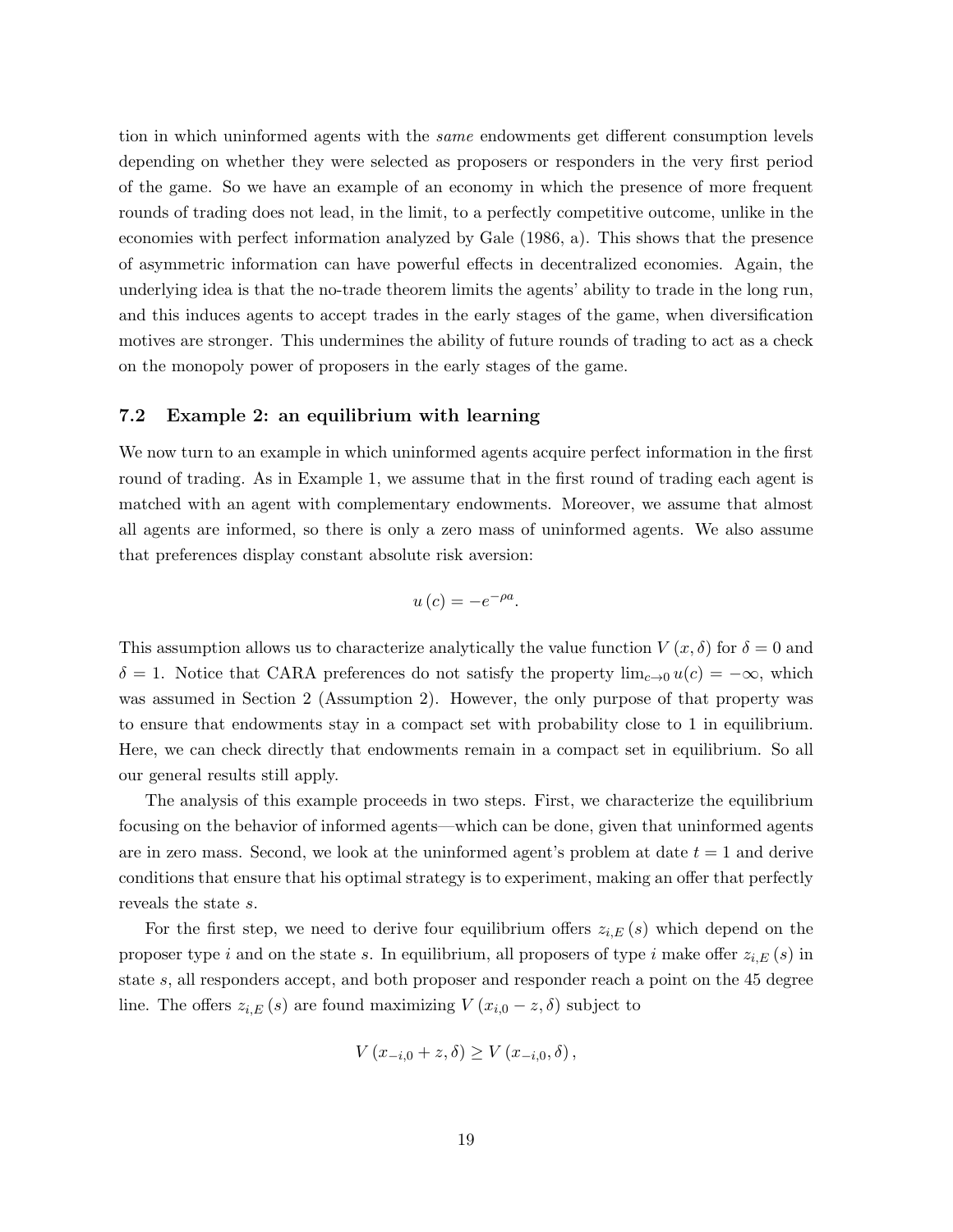tion in which uninformed agents with the *same* endowments get different consumption levels depending on whether they were selected as proposers or responders in the very first period of the game. So we have an example of an economy in which the presence of more frequent rounds of trading does not lead, in the limit, to a perfectly competitive outcome, unlike in the economies with perfect information analyzed by Gale (1986, a). This shows that the presence of asymmetric information can have powerful effects in decentralized economies. Again, the underlying idea is that the no-trade theorem limits the agents' ability to trade in the long run, and this induces agents to accept trades in the early stages of the game, when diversification motives are stronger. This undermines the ability of future rounds of trading to act as a check on the monopoly power of proposers in the early stages of the game.

### 7.2 Example 2: an equilibrium with learning

We now turn to an example in which uninformed agents acquire perfect information in the first round of trading. As in Example 1, we assume that in the first round of trading each agent is matched with an agent with complementary endowments. Moreover, we assume that almost all agents are informed, so there is only a zero mass of uninformed agents. We also assume that preferences display constant absolute risk aversion:

$$u(c) = -e^{-\rho a}.$$

This assumption allows us to characterize analytically the value function $V(x, \delta)$ for $\delta = 0$ and $\delta = 1$. Notice that CARA preferences do not satisfy the property $\lim_{c \to 0} u(c) = -\infty$, which was assumed in Section 2 (Assumption 2). However, the only purpose of that property was to ensure that endowments stay in a compact set with probability close to 1 in equilibrium. Here, we can check directly that endowments remain in a compact set in equilibrium. So all our general results still apply.

The analysis of this example proceeds in two steps. First, we characterize the equilibrium focusing on the behavior of informed agents—which can be done, given that uninformed agents are in zero mass. Second, we look at the uninformed agent's problem at date $t = 1$ and derive conditions that ensure that his optimal strategy is to experiment, making an offer that perfectly reveals the state $s$.

For the first step, we need to derive four equilibrium offers $z_{i,E}(s)$ which depend on the proposer type $i$ and on the state $s$. In equilibrium, all proposers of type $i$ make offer $z_{i,E}(s)$ in state $s$, all responders accept, and both proposer and responder reach a point on the 45 degree line. The offers $z_{i,E}(s)$ are found maximizing $V(x_{i,0} - z, \delta)$ subject to

$$V(x_{-i,0} + z, \delta) \geq V(x_{-i,0}, \delta),$$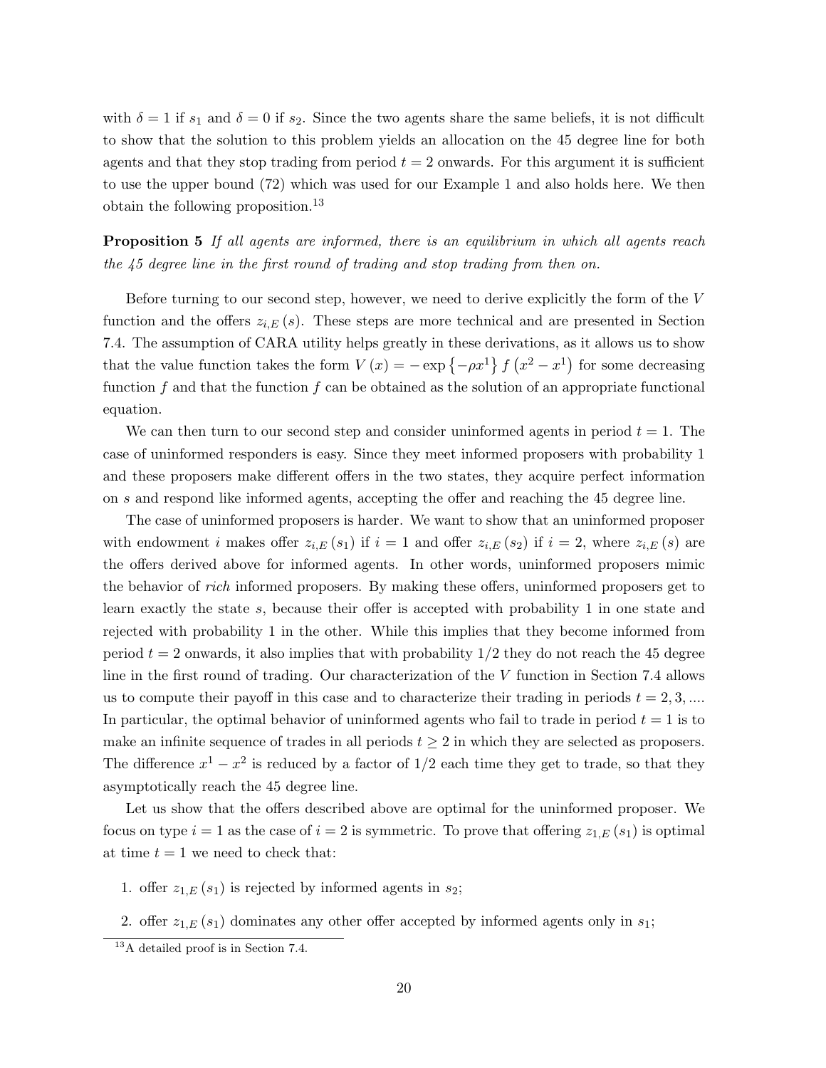with $\delta = 1$ if $s_1$ and $\delta = 0$ if $s_2$. Since the two agents share the same beliefs, it is not difficult to show that the solution to this problem yields an allocation on the 45 degree line for both agents and that they stop trading from period $t = 2$ onwards. For this argument it is sufficient to use the upper bound (72) which was used for our Example 1 and also holds here. We then obtain the following proposition.[13]

**Proposition 5** *If all agents are informed, there is an equilibrium in which all agents reach the 45 degree line in the first round of trading and stop trading from then on.*

Before turning to our second step, however, we need to derive explicitly the form of the $V$ function and the offers $z_{i,E}(s)$. These steps are more technical and are presented in Section 7.4. The assumption of CARA utility helps greatly in these derivations, as it allows us to show that the value function takes the form $V(x) = -\exp\{-\rho x^1\} f(x^2 - x^1)$ for some decreasing function $f$ and that the function $f$ can be obtained as the solution of an appropriate functional equation.

We can then turn to our second step and consider uninformed agents in period $t = 1$. The case of uninformed responders is easy. Since they meet informed proposers with probability 1 and these proposers make different offers in the two states, they acquire perfect information on $s$ and respond like informed agents, accepting the offer and reaching the 45 degree line.

The case of uninformed proposers is harder. We want to show that an uninformed proposer with endowment $i$ makes offer $z_{i,E}(s_1)$ if $i = 1$ and offer $z_{i,E}(s_2)$ if $i = 2$, where $z_{i,E}(s)$ are the offers derived above for informed agents. In other words, uninformed proposers mimic the behavior of *rich* informed proposers. By making these offers, uninformed proposers get to learn exactly the state $s$, because their offer is accepted with probability 1 in one state and rejected with probability 1 in the other. While this implies that they become informed from period $t = 2$ onwards, it also implies that with probability $1/2$ they do not reach the 45 degree line in the first round of trading. Our characterization of the $V$ function in Section 7.4 allows us to compute their payoff in this case and to characterize their trading in periods $t = 2, 3, \ldots$. In particular, the optimal behavior of uninformed agents who fail to trade in period $t = 1$ is to make an infinite sequence of trades in all periods $t \geq 2$ in which they are selected as proposers. The difference $x^1 - x^2$ is reduced by a factor of $1/2$ each time they get to trade, so that they asymptotically reach the 45 degree line.

Let us show that the offers described above are optimal for the uninformed proposer. We focus on type $i = 1$ as the case of $i = 2$ is symmetric. To prove that offering $z_{1,E}(s_1)$ is optimal at time $t = 1$ we need to check that:

1. offer $z_{1,E}(s_1)$ is rejected by informed agents in $s_2$;
2. offer $z_{1,E}(s_1)$ dominates any other offer accepted by informed agents only in $s_1$;

[13] A detailed proof is in Section 7.4.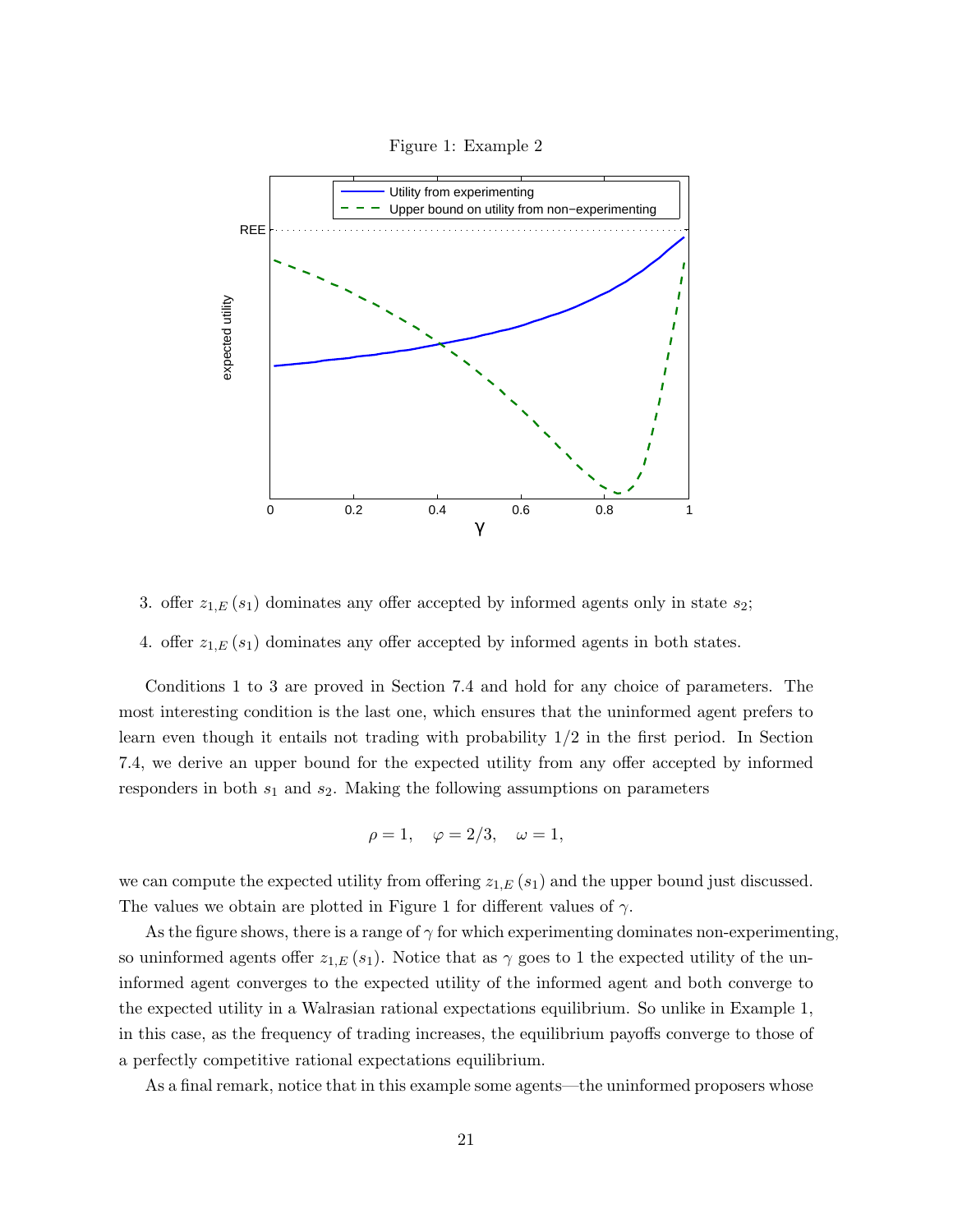Figure 1: Example 2

3. offer $z_{1,E}(s_1)$ dominates any offer accepted by informed agents only in state $s_2$;

4. offer $z_{1,E}(s_1)$ dominates any offer accepted by informed agents in both states.

Conditions 1 to 3 are proved in Section 7.4 and hold for any choice of parameters. The most interesting condition is the last one, which ensures that the uninformed agent prefers to learn even though it entails not trading with probability 1/2 in the first period. In Section 7.4, we derive an upper bound for the expected utility from any offer accepted by informed responders in both $s_1$ and $s_2$. Making the following assumptions on parameters

$$\rho = 1, \quad \varphi = 2/3, \quad \omega = 1,$$

we can compute the expected utility from offering $z_{1,E}(s_1)$ and the upper bound just discussed. The values we obtain are plotted in Figure 1 for different values of $\gamma$.

As the figure shows, there is a range of $\gamma$ for which experimenting dominates non-experimenting, so uninformed agents offer $z_{1,E}(s_1)$. Notice that as $\gamma$ goes to 1 the expected utility of the uninformed agent converges to the expected utility of the informed agent and both converge to the expected utility in a Walrasian rational expectations equilibrium. So unlike in Example 1, in this case, as the frequency of trading increases, the equilibrium payoffs converge to those of a perfectly competitive rational expectations equilibrium.

As a final remark, notice that in this example some agents—the uninformed proposers whose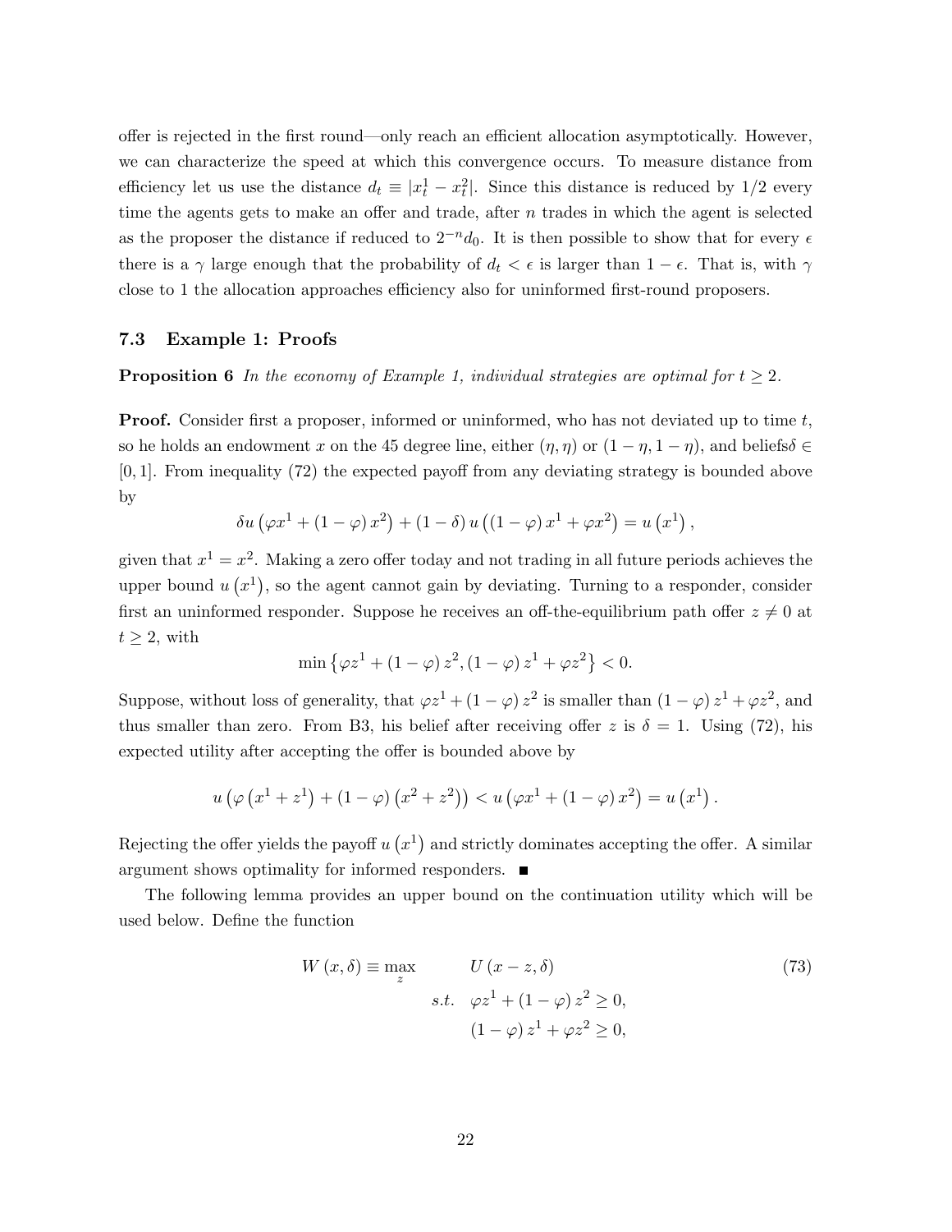offer is rejected in the first round—only reach an efficient allocation asymptotically. However, we can characterize the speed at which this convergence occurs. To measure distance from efficiency let us use the distance $d_t \equiv |x_t^1 - x_t^2|$. Since this distance is reduced by 1/2 every time the agents gets to make an offer and trade, after $n$ trades in which the agent is selected as the proposer the distance if reduced to $2^{-n}d_0$. It is then possible to show that for every $\epsilon$ there is a $\gamma$ large enough that the probability of $d_t < \epsilon$ is larger than $1-\epsilon$. That is, with $\gamma$ close to 1 the allocation approaches efficiency also for uninformed first-round proposers.

### 7.3 Example 1: Proofs

**Proposition 6** *In the economy of Example 1, individual strategies are optimal for $t \geq 2$.*

**Proof.** Consider first a proposer, informed or uninformed, who has not deviated up to time $t$, so he holds an endowment $x$ on the 45 degree line, either $(\eta, \eta)$ or $(1-\eta, 1-\eta)$, and beliefs$\delta \in [0,1]$. From inequality (72) the expected payoff from any deviating strategy is bounded above by

$$\delta u\left(\varphi x^1 + (1-\varphi) x^2\right) + (1-\delta) u\left((1-\varphi) x^1 + \varphi x^2\right) = u\left(x^1\right),$$

given that $x^1 = x^2$. Making a zero offer today and not trading in all future periods achieves the upper bound $u\left(x^1\right)$, so the agent cannot gain by deviating. Turning to a responder, consider first an uninformed responder. Suppose he receives an off-the-equilibrium path offer $z \neq 0$ at $t \geq 2$, with

$$\min\left\{\varphi z^1 + (1-\varphi) z^2, (1-\varphi) z^1 + \varphi z^2\right\} < 0.$$

Suppose, without loss of generality, that $\varphi z^1 + (1-\varphi) z^2$ is smaller than $(1-\varphi) z^1 + \varphi z^2$, and thus smaller than zero. From B3, his belief after receiving offer $z$ is $\delta = 1$. Using (72), his expected utility after accepting the offer is bounded above by

$$u\left(\varphi\left(x^1 + z^1\right) + (1-\varphi)\left(x^2 + z^2\right)\right) < u\left(\varphi x^1 + (1-\varphi) x^2\right) = u\left(x^1\right).$$

Rejecting the offer yields the payoff $u\left(x^1\right)$ and strictly dominates accepting the offer. A similar argument shows optimality for informed responders. ■

The following lemma provides an upper bound on the continuation utility which will be used below. Define the function

$$W(x,\delta) \equiv \max_z \quad U(x - z, \delta) \tag{73}$$
$$s.t. \quad \varphi z^1 + (1-\varphi) z^2 \geq 0,$$
$$(1-\varphi) z^1 + \varphi z^2 \geq 0,$$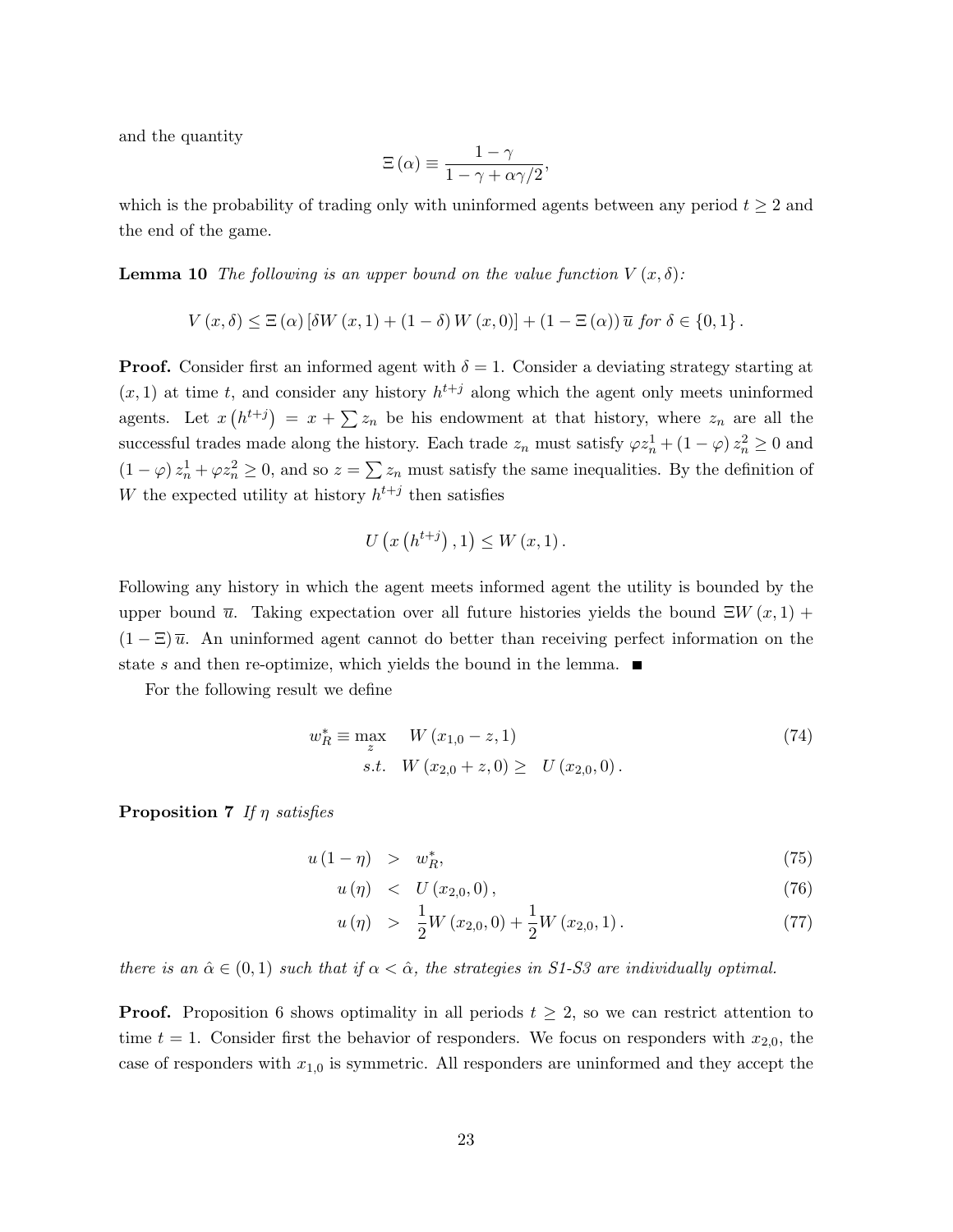and the quantity

$$\Xi(\alpha) \equiv \frac{1-\gamma}{1-\gamma+\alpha\gamma/2},$$

which is the probability of trading only with uninformed agents between any period $t \geq 2$ and the end of the game.

**Lemma 10** *The following is an upper bound on the value function $V(x,\delta)$:*

$$V(x,\delta) \leq \Xi(\alpha)\left[\delta W(x,1) + (1-\delta) W(x,0)\right] + (1-\Xi(\alpha))\,\overline{u} \text{ for } \delta \in \{0,1\}.$$

**Proof.** Consider first an informed agent with $\delta = 1$. Consider a deviating strategy starting at $(x,1)$ at time $t$, and consider any history $h^{t+j}$ along which the agent only meets uninformed agents. Let $x(h^{t+j}) = x + \sum z_n$ be his endowment at that history, where $z_n$ are all the successful trades made along the history. Each trade $z_n$ must satisfy $\varphi z_n^1 + (1-\varphi) z_n^2 \geq 0$ and $(1-\varphi) z_n^1 + \varphi z_n^2 \geq 0$, and so $z = \sum z_n$ must satisfy the same inequalities. By the definition of $W$ the expected utility at history $h^{t+j}$ then satisfies

$$U\left(x\left(h^{t+j}\right),1\right) \leq W(x,1).$$

Following any history in which the agent meets informed agent the utility is bounded by the upper bound $\overline{u}$. Taking expectation over all future histories yields the bound $\Xi W(x,1) + (1-\Xi)\,\overline{u}$. An uninformed agent cannot do better than receiving perfect information on the state $s$ and then re-optimize, which yields the bound in the lemma. ■

For the following result we define

$$\begin{aligned} w_R^* \equiv \max_z \quad & W(x_{1,0} - z, 1) \\ s.t. \quad & W(x_{2,0} + z, 0) \geq U(x_{2,0}, 0). \end{aligned} \tag{74}$$

**Proposition 7** *If $\eta$ satisfies*

$$u(1-\eta) > w_R^*, \tag{75}$$

$$u(\eta) < U(x_{2,0}, 0), \tag{76}$$

$$u(\eta) > \frac{1}{2} W(x_{2,0}, 0) + \frac{1}{2} W(x_{2,0}, 1). \tag{77}$$

*there is an $\hat{\alpha} \in (0,1)$ such that if $\alpha < \hat{\alpha}$, the strategies in S1-S3 are individually optimal.*

**Proof.** Proposition 6 shows optimality in all periods $t \geq 2$, so we can restrict attention to time $t = 1$. Consider first the behavior of responders. We focus on responders with $x_{2,0}$, the case of responders with $x_{1,0}$ is symmetric. All responders are uninformed and they accept the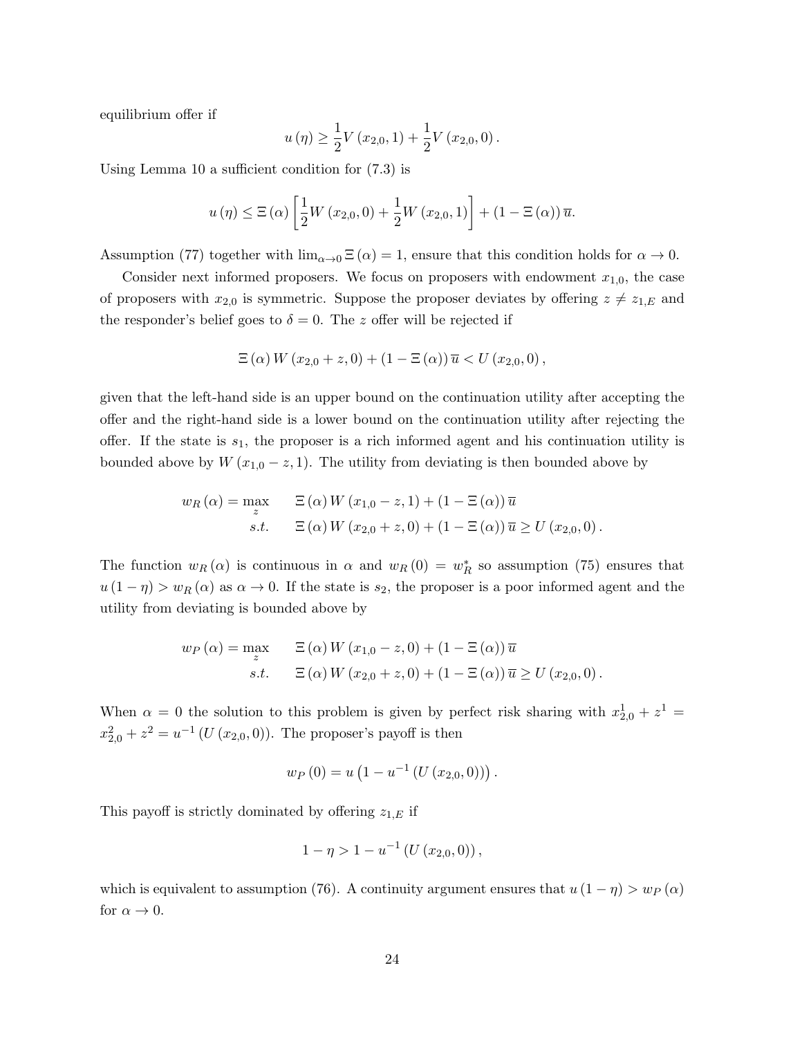equilibrium offer if

$$u(\eta) \geq \frac{1}{2}V(x_{2,0}, 1) + \frac{1}{2}V(x_{2,0}, 0).$$

Using Lemma 10 a sufficient condition for (7.3) is

$$u(\eta) \leq \Xi(\alpha)\left[\frac{1}{2}W(x_{2,0}, 0) + \frac{1}{2}W(x_{2,0}, 1)\right] + (1 - \Xi(\alpha))\,\overline{u}.$$

Assumption (77) together with $\lim_{\alpha \to 0} \Xi(\alpha) = 1$, ensure that this condition holds for $\alpha \to 0$.

Consider next informed proposers. We focus on proposers with endowment $x_{1,0}$, the case of proposers with $x_{2,0}$ is symmetric. Suppose the proposer deviates by offering $z \neq z_{1,E}$ and the responder's belief goes to $\delta = 0$. The $z$ offer will be rejected if

$$\Xi(\alpha) W(x_{2,0} + z, 0) + (1 - \Xi(\alpha))\,\overline{u} < U(x_{2,0}, 0),$$

given that the left-hand side is an upper bound on the continuation utility after accepting the offer and the right-hand side is a lower bound on the continuation utility after rejecting the offer. If the state is $s_1$, the proposer is a rich informed agent and his continuation utility is bounded above by $W(x_{1,0} - z, 1)$. The utility from deviating is then bounded above by

$$\begin{aligned} w_R(\alpha) = \max_z \quad & \Xi(\alpha) W(x_{1,0} - z, 1) + (1 - \Xi(\alpha))\,\overline{u} \\ s.t. \quad & \Xi(\alpha) W(x_{2,0} + z, 0) + (1 - \Xi(\alpha))\,\overline{u} \geq U(x_{2,0}, 0). \end{aligned}$$

The function $w_R(\alpha)$ is continuous in $\alpha$ and $w_R(0) = w_R^*$ so assumption (75) ensures that $u(1 - \eta) > w_R(\alpha)$ as $\alpha \to 0$. If the state is $s_2$, the proposer is a poor informed agent and the utility from deviating is bounded above by

$$\begin{aligned} w_P(\alpha) = \max_z \quad & \Xi(\alpha) W(x_{1,0} - z, 0) + (1 - \Xi(\alpha))\,\overline{u} \\ s.t. \quad & \Xi(\alpha) W(x_{2,0} + z, 0) + (1 - \Xi(\alpha))\,\overline{u} \geq U(x_{2,0}, 0). \end{aligned}$$

When $\alpha = 0$ the solution to this problem is given by perfect risk sharing with $x_{2,0}^1 + z^1 = x_{2,0}^2 + z^2 = u^{-1}(U(x_{2,0}, 0))$. The proposer's payoff is then

$$w_P(0) = u\left(1 - u^{-1}(U(x_{2,0}, 0))\right).$$

This payoff is strictly dominated by offering $z_{1,E}$ if

$$1 - \eta > 1 - u^{-1}(U(x_{2,0}, 0)),$$

which is equivalent to assumption (76). A continuity argument ensures that $u(1 - \eta) > w_P(\alpha)$ for $\alpha \to 0$.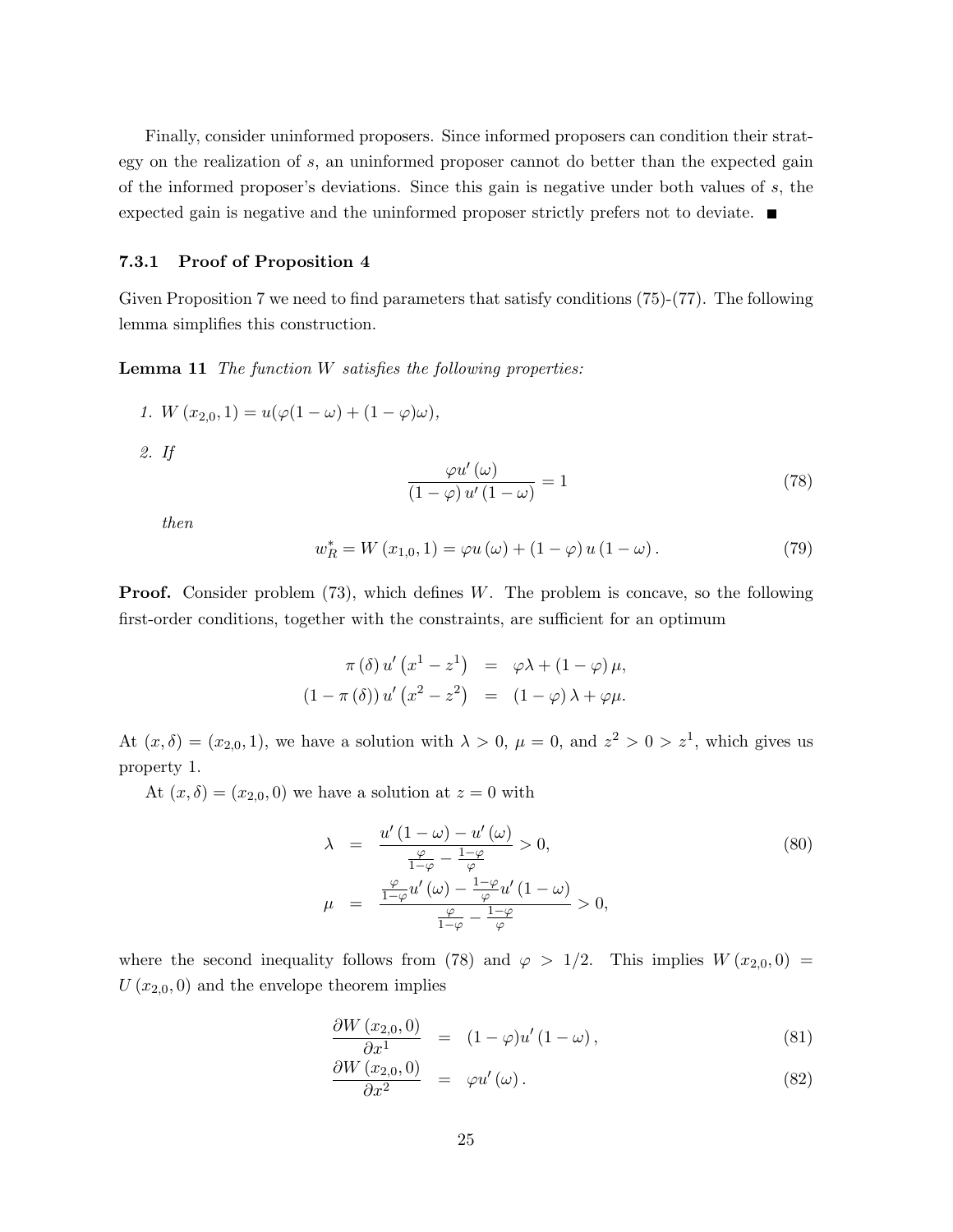Finally, consider uninformed proposers. Since informed proposers can condition their strategy on the realization of $s$, an uninformed proposer cannot do better than the expected gain of the informed proposer's deviations. Since this gain is negative under both values of $s$, the expected gain is negative and the uninformed proposer strictly prefers not to deviate. ■

### 7.3.1 Proof of Proposition 4

Given Proposition 7 we need to find parameters that satisfy conditions (75)-(77). The following lemma simplifies this construction.

**Lemma 11** *The function $W$ satisfies the following properties:*

1. $W(x_{2,0}, 1) = u(\varphi(1-\omega) + (1-\varphi)\omega)$,
2. *If*

$$\frac{\varphi u'(\omega)}{(1-\varphi)u'(1-\omega)} = 1 \tag{78}$$

*then*

$$w_R^* = W(x_{1,0}, 1) = \varphi u(\omega) + (1-\varphi) u(1-\omega). \tag{79}$$

**Proof.** Consider problem (73), which defines $W$. The problem is concave, so the following first-order conditions, together with the constraints, are sufficient for an optimum

$$\begin{aligned}
\pi(\delta) u'\left(x^1 - z^1\right) &= \varphi\lambda + (1-\varphi)\mu, \\
(1-\pi(\delta)) u'\left(x^2 - z^2\right) &= (1-\varphi)\lambda + \varphi\mu.
\end{aligned}$$

At $(x, \delta) = (x_{2,0}, 1)$, we have a solution with $\lambda > 0$, $\mu = 0$, and $z^2 > 0 > z^1$, which gives us property 1.

At $(x, \delta) = (x_{2,0}, 0)$ we have a solution at $z = 0$ with

$$\begin{aligned}
\lambda &= \frac{u'(1-\omega) - u'(\omega)}{\frac{\varphi}{1-\varphi} - \frac{1-\varphi}{\varphi}} > 0, \\
\mu &= \frac{\frac{\varphi}{1-\varphi} u'(\omega) - \frac{1-\varphi}{\varphi} u'(1-\omega)}{\frac{\varphi}{1-\varphi} - \frac{1-\varphi}{\varphi}} > 0,
\end{aligned} \tag{80}$$

where the second inequality follows from (78) and $\varphi > 1/2$. This implies $W(x_{2,0}, 0) = U(x_{2,0}, 0)$ and the envelope theorem implies

$$\frac{\partial W(x_{2,0}, 0)}{\partial x^1} = (1-\varphi) u'(1-\omega), \tag{81}$$

$$\frac{\partial W(x_{2,0}, 0)}{\partial x^2} = \varphi u'(\omega). \tag{82}$$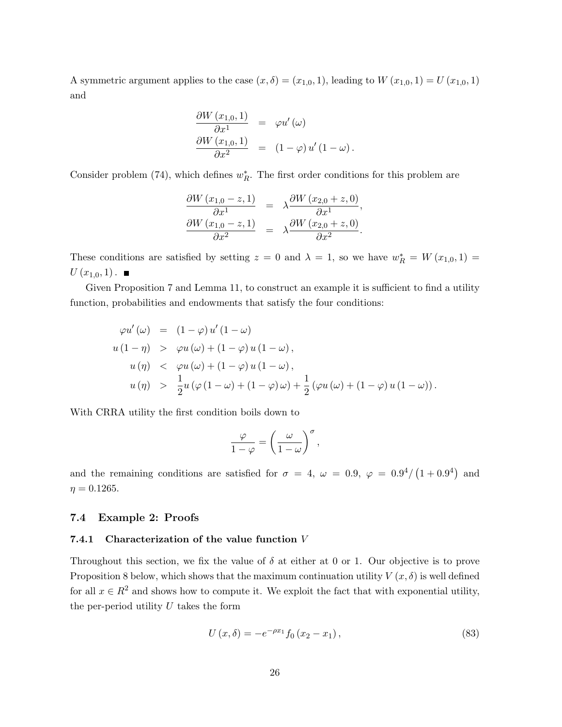A symmetric argument applies to the case $(x, \delta) = (x_{1,0}, 1)$, leading to $W(x_{1,0}, 1) = U(x_{1,0}, 1)$ and

$$
\begin{aligned}
\frac{\partial W(x_{1,0}, 1)}{\partial x^1} &= \varphi u'(\omega) \\
\frac{\partial W(x_{1,0}, 1)}{\partial x^2} &= (1-\varphi) u'(1-\omega).
\end{aligned}
$$

Consider problem (74), which defines $w_R^*$. The first order conditions for this problem are

$$
\begin{aligned}
\frac{\partial W(x_{1,0} - z, 1)}{\partial x^1} &= \lambda \frac{\partial W(x_{2,0} + z, 0)}{\partial x^1}, \\
\frac{\partial W(x_{1,0} - z, 1)}{\partial x^2} &= \lambda \frac{\partial W(x_{2,0} + z, 0)}{\partial x^2}.
\end{aligned}
$$

These conditions are satisfied by setting $z = 0$ and $\lambda = 1$, so we have $w_R^* = W(x_{1,0}, 1) = U(x_{1,0}, 1)$. ■

Given Proposition 7 and Lemma 11, to construct an example it is sufficient to find a utility function, probabilities and endowments that satisfy the four conditions:

$$
\begin{aligned}
\varphi u'(\omega) &= (1-\varphi) u'(1-\omega) \\
u(1-\eta) &> \varphi u(\omega) + (1-\varphi) u(1-\omega), \\
u(\eta) &< \varphi u(\omega) + (1-\varphi) u(1-\omega), \\
u(\eta) &> \frac{1}{2} u(\varphi(1-\omega) + (1-\varphi)\omega) + \frac{1}{2}(\varphi u(\omega) + (1-\varphi) u(1-\omega)).
\end{aligned}
$$

With CRRA utility the first condition boils down to

$$
\frac{\varphi}{1-\varphi} = \left(\frac{\omega}{1-\omega}\right)^{\sigma},
$$

and the remaining conditions are satisfied for $\sigma = 4$, $\omega = 0.9$, $\varphi = 0.9^4/\left(1 + 0.9^4\right)$ and $\eta = 0.1265$.

## 7.4 Example 2: Proofs

### 7.4.1 Characterization of the value function $V$

Throughout this section, we fix the value of $\delta$ at either at 0 or 1. Our objective is to prove Proposition 8 below, which shows that the maximum continuation utility $V(x, \delta)$ is well defined for all $x \in R^2$ and shows how to compute it. We exploit the fact that with exponential utility, the per-period utility $U$ takes the form

$$
U(x, \delta) = -e^{-\rho x_1} f_0(x_2 - x_1), \tag{83}
$$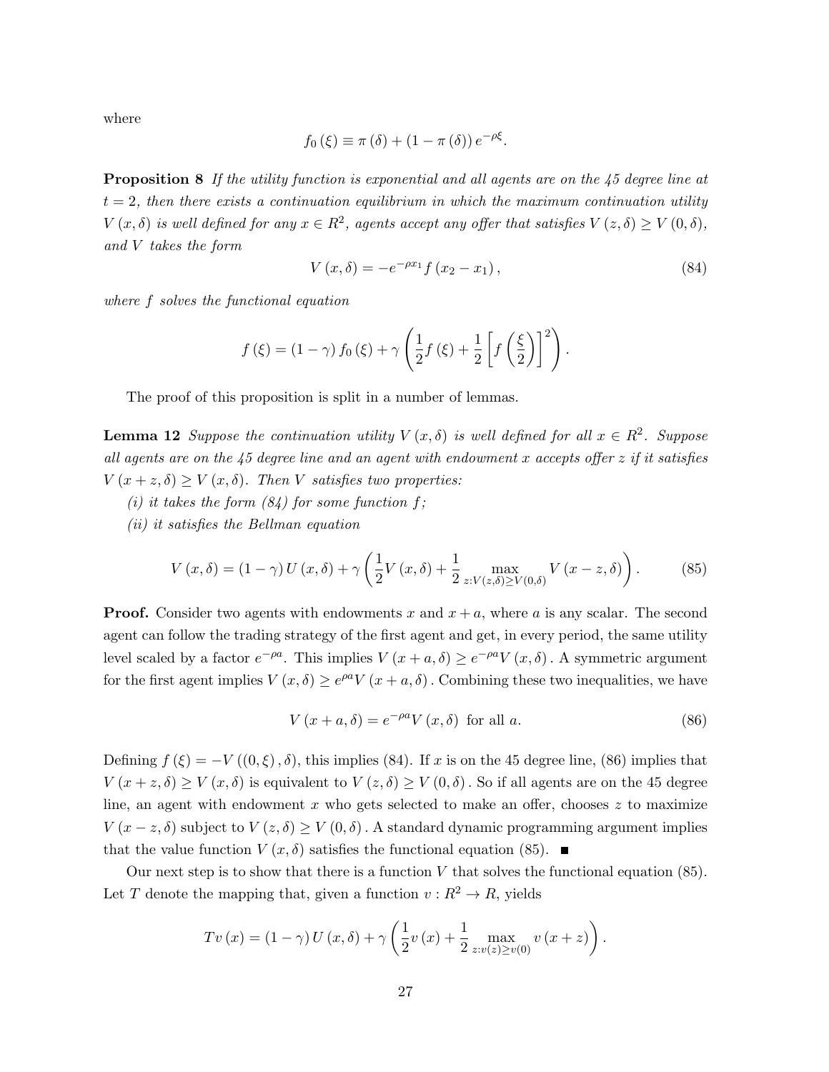where

$$f_0(\xi) \equiv \pi(\delta) + (1 - \pi(\delta)) e^{-\rho\xi}.$$

**Proposition 8** *If the utility function is exponential and all agents are on the 45 degree line at $t = 2$, then there exists a continuation equilibrium in which the maximum continuation utility $V(x, \delta)$ is well defined for any $x \in R^2$, agents accept any offer that satisfies $V(z, \delta) \geq V(0, \delta)$, and $V$ takes the form*

$$V(x, \delta) = -e^{-\rho x_1} f(x_2 - x_1), \tag{84}$$

*where $f$ solves the functional equation*

$$f(\xi) = (1 - \gamma) f_0(\xi) + \gamma \left( \frac{1}{2} f(\xi) + \frac{1}{2} \left[ f\left(\frac{\xi}{2}\right) \right]^2 \right).$$

The proof of this proposition is split in a number of lemmas.

**Lemma 12** *Suppose the continuation utility $V(x, \delta)$ is well defined for all $x \in R^2$. Suppose all agents are on the 45 degree line and an agent with endowment $x$ accepts offer $z$ if it satisfies $V(x + z, \delta) \geq V(x, \delta)$. Then $V$ satisfies two properties:*

*(i) it takes the form (84) for some function $f$;*

*(ii) it satisfies the Bellman equation*

$$V(x, \delta) = (1 - \gamma) U(x, \delta) + \gamma \left( \frac{1}{2} V(x, \delta) + \frac{1}{2} \max_{z: V(z, \delta) \geq V(0, \delta)} V(x - z, \delta) \right). \tag{85}$$

**Proof.** Consider two agents with endowments $x$ and $x + a$, where $a$ is any scalar. The second agent can follow the trading strategy of the first agent and get, in every period, the same utility level scaled by a factor $e^{-\rho a}$. This implies $V(x + a, \delta) \geq e^{-\rho a} V(x, \delta)$. A symmetric argument for the first agent implies $V(x, \delta) \geq e^{\rho a} V(x + a, \delta)$. Combining these two inequalities, we have

$$V(x + a, \delta) = e^{-\rho a} V(x, \delta) \text{ for all } a. \tag{86}$$

Defining $f(\xi) = -V((0, \xi), \delta)$, this implies (84). If $x$ is on the 45 degree line, (86) implies that $V(x + z, \delta) \geq V(x, \delta)$ is equivalent to $V(z, \delta) \geq V(0, \delta)$. So if all agents are on the 45 degree line, an agent with endowment $x$ who gets selected to make an offer, chooses $z$ to maximize $V(x - z, \delta)$ subject to $V(z, \delta) \geq V(0, \delta)$. A standard dynamic programming argument implies that the value function $V(x, \delta)$ satisfies the functional equation (85). ■

Our next step is to show that there is a function $V$ that solves the functional equation (85). Let $T$ denote the mapping that, given a function $v : R^2 \to R$, yields

$$Tv(x) = (1 - \gamma) U(x, \delta) + \gamma \left( \frac{1}{2} v(x) + \frac{1}{2} \max_{z: v(z) \geq v(0)} v(x + z) \right).$$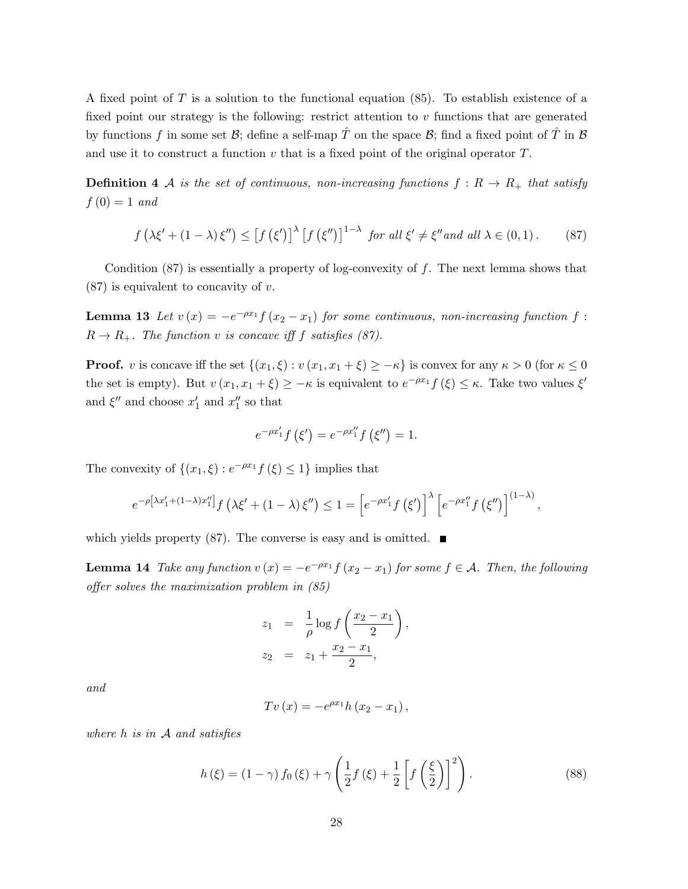A fixed point of $T$ is a solution to the functional equation (85). To establish existence of a fixed point our strategy is the following: restrict attention to $v$ functions that are generated by functions $f$ in some set $\mathcal{B}$; define a self-map $\hat{T}$ on the space $\mathcal{B}$; find a fixed point of $\hat{T}$ in $\mathcal{B}$ and use it to construct a function $v$ that is a fixed point of the original operator $T$.

**Definition 4** *$\mathcal{A}$ is the set of continuous, non-increasing functions $f : R \to R_+$ that satisfy $f(0) = 1$ and*

$$f\left(\lambda\xi' + (1-\lambda)\xi''\right) \leq \left[f\left(\xi'\right)\right]^{\lambda}\left[f\left(\xi''\right)\right]^{1-\lambda} \text{ for all } \xi' \neq \xi'' \text{and all } \lambda \in (0,1). \tag{87}$$

Condition (87) is essentially a property of log-convexity of $f$. The next lemma shows that (87) is equivalent to concavity of $v$.

**Lemma 13** *Let $v(x) = -e^{-\rho x_1} f(x_2 - x_1)$ for some continuous, non-increasing function $f : R \to R_+$. The function $v$ is concave iff $f$ satisfies (87).*

**Proof.** $v$ is concave iff the set $\{(x_1, \xi) : v(x_1, x_1 + \xi) \geq -\kappa\}$ is convex for any $\kappa > 0$ (for $\kappa \leq 0$ the set is empty). But $v(x_1, x_1 + \xi) \geq -\kappa$ is equivalent to $e^{-\rho x_1} f(\xi) \leq \kappa$. Take two values $\xi'$ and $\xi''$ and choose $x_1'$ and $x_1''$ so that

$$e^{-\rho x_1'} f\left(\xi'\right) = e^{-\rho x_1''} f\left(\xi''\right) = 1.$$

The convexity of $\{(x_1, \xi) : e^{-\rho x_1} f(\xi) \leq 1\}$ implies that

$$e^{-\rho\left[\lambda x_1' + (1-\lambda)x_1''\right]} f\left(\lambda\xi' + (1-\lambda)\xi''\right) \leq 1 = \left[e^{-\rho x_1'} f\left(\xi'\right)\right]^{\lambda}\left[e^{-\rho x_1''} f\left(\xi''\right)\right]^{(1-\lambda)},$$

which yields property (87). The converse is easy and is omitted. ■

**Lemma 14** *Take any function $v(x) = -e^{-\rho x_1} f(x_2 - x_1)$ for some $f \in \mathcal{A}$. Then, the following offer solves the maximization problem in (85)*

$$\begin{aligned}
z_1 &= \frac{1}{\rho}\log f\left(\frac{x_2 - x_1}{2}\right), \\
z_2 &= z_1 + \frac{x_2 - x_1}{2},
\end{aligned}$$

*and*

$$Tv(x) = -e^{\rho x_1} h(x_2 - x_1),$$

*where $h$ is in $\mathcal{A}$ and satisfies*

$$h(\xi) = (1-\gamma) f_0(\xi) + \gamma\left(\frac{1}{2} f(\xi) + \frac{1}{2}\left[f\left(\frac{\xi}{2}\right)\right]^2\right). \tag{88}$$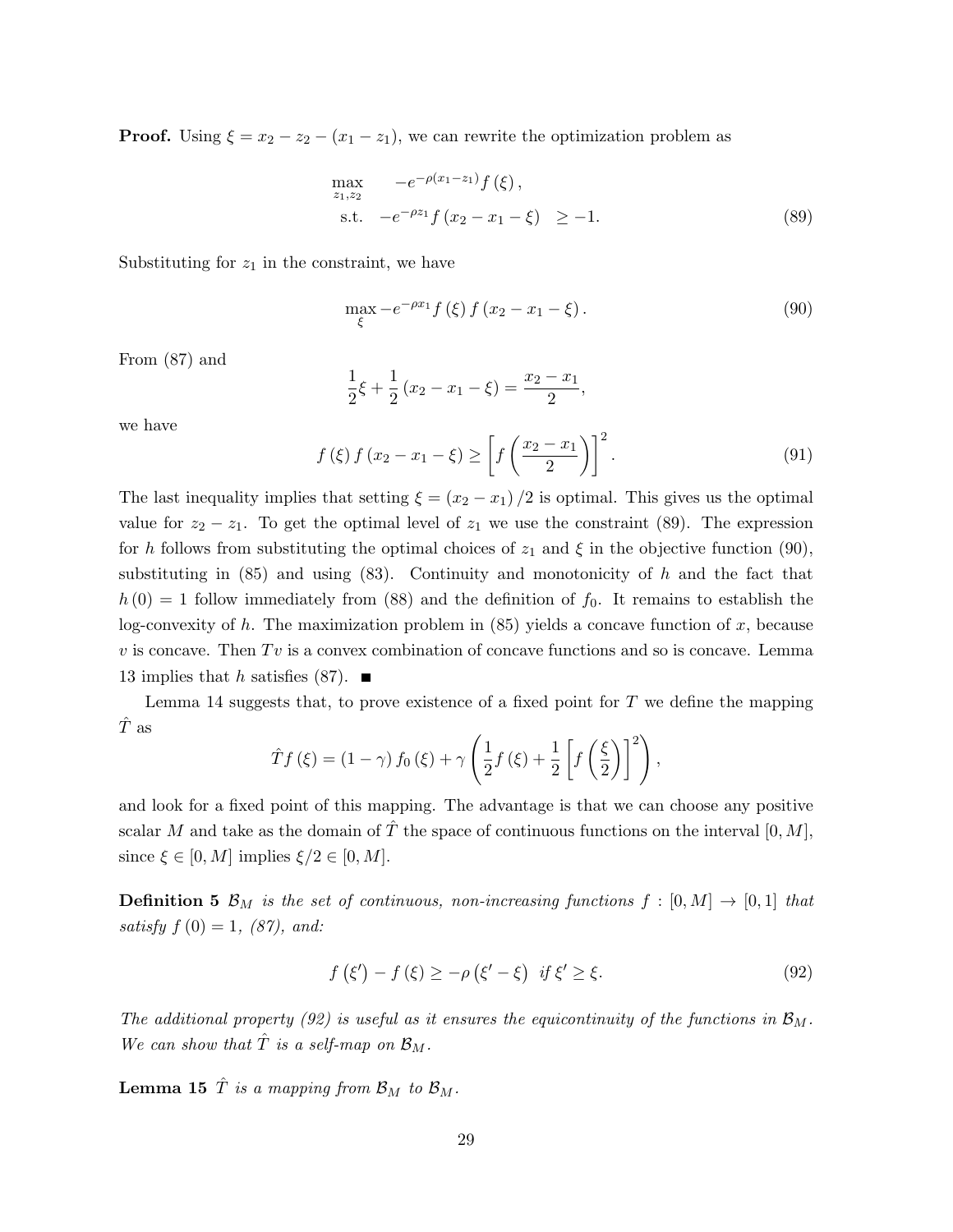**Proof.** Using $\xi = x_2 - z_2 - (x_1 - z_1)$, we can rewrite the optimization problem as

$$
\begin{aligned}
\max_{z_1, z_2} \quad & -e^{-\rho(x_1 - z_1)} f(\xi), \\
\text{s.t.} \quad & -e^{-\rho z_1} f(x_2 - x_1 - \xi) \geq -1.
\end{aligned} \tag{89}
$$

Substituting for $z_1$ in the constraint, we have

$$
\max_{\xi} -e^{-\rho x_1} f(\xi) f(x_2 - x_1 - \xi). \tag{90}
$$

From (87) and

$$
\frac{1}{2}\xi + \frac{1}{2}(x_2 - x_1 - \xi) = \frac{x_2 - x_1}{2},
$$

we have

$$
f(\xi) f(x_2 - x_1 - \xi) \geq \left[ f\left( \frac{x_2 - x_1}{2} \right) \right]^2. \tag{91}
$$

The last inequality implies that setting $\xi = (x_2 - x_1)/2$ is optimal. This gives us the optimal value for $z_2 - z_1$. To get the optimal level of $z_1$ we use the constraint (89). The expression for $h$ follows from substituting the optimal choices of $z_1$ and $\xi$ in the objective function (90), substituting in (85) and using (83). Continuity and monotonicity of $h$ and the fact that $h(0) = 1$ follow immediately from (88) and the definition of $f_0$. It remains to establish the log-convexity of $h$. The maximization problem in (85) yields a concave function of $x$, because $v$ is concave. Then $Tv$ is a convex combination of concave functions and so is concave. Lemma 13 implies that $h$ satisfies (87). ■

Lemma 14 suggests that, to prove existence of a fixed point for $T$ we define the mapping $\hat{T}$ as

$$
\hat{T} f(\xi) = (1 - \gamma) f_0(\xi) + \gamma \left( \frac{1}{2} f(\xi) + \frac{1}{2} \left[ f\left( \frac{\xi}{2} \right) \right]^2 \right),
$$

and look for a fixed point of this mapping. The advantage is that we can choose any positive scalar $M$ and take as the domain of $\hat{T}$ the space of continuous functions on the interval $[0, M]$, since $\xi \in [0, M]$ implies $\xi/2 \in [0, M]$.

**Definition 5** *$\mathcal{B}_M$ is the set of continuous, non-increasing functions $f : [0, M] \to [0, 1]$ that satisfy $f(0) = 1$, (87), and:*

$$
f(\xi') - f(\xi) \geq -\rho(\xi' - \xi) \quad \text{if } \xi' \geq \xi. \tag{92}
$$

*The additional property (92) is useful as it ensures the equicontinuity of the functions in $\mathcal{B}_M$. We can show that $\hat{T}$ is a self-map on $\mathcal{B}_M$.*

**Lemma 15** *$\hat{T}$ is a mapping from $\mathcal{B}_M$ to $\mathcal{B}_M$.*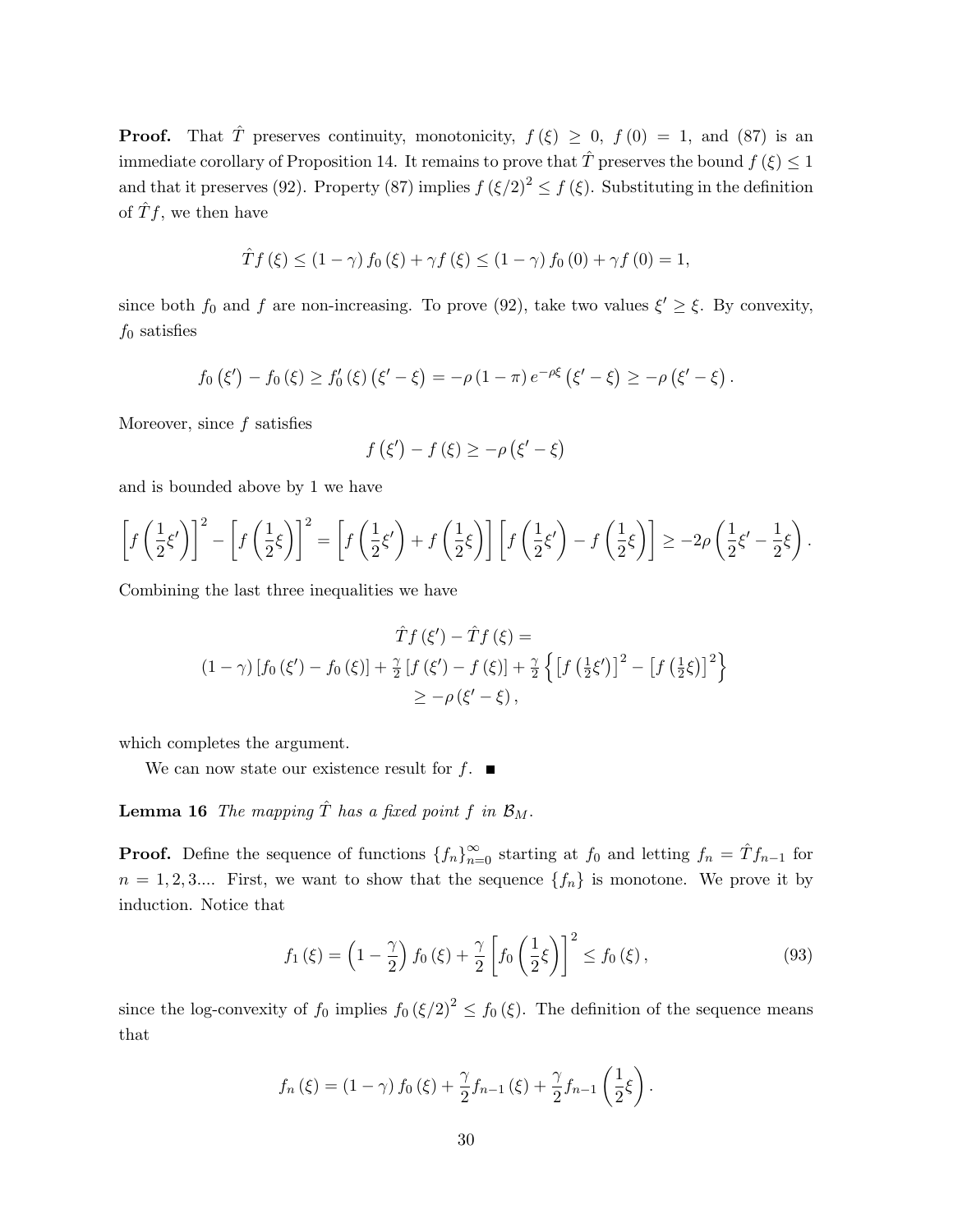**Proof.** That $\hat{T}$ preserves continuity, monotonicity, $f(\xi) \geq 0$, $f(0) = 1$, and (87) is an immediate corollary of Proposition 14. It remains to prove that $\hat{T}$ preserves the bound $f(\xi) \leq 1$ and that it preserves (92). Property (87) implies $f(\xi/2)^2 \leq f(\xi)$. Substituting in the definition of $\hat{T}f$, we then have

$$\hat{T}f(\xi) \leq (1-\gamma) f_0(\xi) + \gamma f(\xi) \leq (1-\gamma) f_0(0) + \gamma f(0) = 1,$$

since both $f_0$ and $f$ are non-increasing. To prove (92), take two values $\xi' \geq \xi$. By convexity, $f_0$ satisfies

$$f_0(\xi') - f_0(\xi) \geq f_0'(\xi)(\xi' - \xi) = -\rho(1-\pi) e^{-\rho\xi}(\xi' - \xi) \geq -\rho(\xi' - \xi).$$

Moreover, since $f$ satisfies

$$f(\xi') - f(\xi) \geq -\rho(\xi' - \xi)$$

and is bounded above by 1 we have

$$\left[f\left(\frac{1}{2}\xi'\right)\right]^2 - \left[f\left(\frac{1}{2}\xi\right)\right]^2 = \left[f\left(\frac{1}{2}\xi'\right) + f\left(\frac{1}{2}\xi\right)\right]\left[f\left(\frac{1}{2}\xi'\right) - f\left(\frac{1}{2}\xi\right)\right] \geq -2\rho\left(\frac{1}{2}\xi' - \frac{1}{2}\xi\right).$$

Combining the last three inequalities we have

$$\begin{gathered}
\hat{T}f(\xi') - \hat{T}f(\xi) = \\
(1-\gamma)\left[f_0(\xi') - f_0(\xi)\right] + \tfrac{\gamma}{2}\left[f(\xi') - f(\xi)\right] + \tfrac{\gamma}{2}\left\{\left[f\left(\tfrac{1}{2}\xi'\right)\right]^2 - \left[f\left(\tfrac{1}{2}\xi\right)\right]^2\right\} \\
\geq -\rho(\xi' - \xi),
\end{gathered}$$

which completes the argument.

We can now state our existence result for $f$. ■

**Lemma 16** *The mapping $\hat{T}$ has a fixed point $f$ in $\mathcal{B}_M$.*

**Proof.** Define the sequence of functions $\{f_n\}_{n=0}^{\infty}$ starting at $f_0$ and letting $f_n = \hat{T}f_{n-1}$ for $n = 1, 2, 3....$ First, we want to show that the sequence $\{f_n\}$ is monotone. We prove it by induction. Notice that

$$f_1(\xi) = \left(1 - \frac{\gamma}{2}\right) f_0(\xi) + \frac{\gamma}{2}\left[f_0\left(\frac{1}{2}\xi\right)\right]^2 \leq f_0(\xi), \tag{93}$$

since the log-convexity of $f_0$ implies $f_0(\xi/2)^2 \leq f_0(\xi)$. The definition of the sequence means that

$$f_n(\xi) = (1-\gamma) f_0(\xi) + \frac{\gamma}{2} f_{n-1}(\xi) + \frac{\gamma}{2} f_{n-1}\left(\frac{1}{2}\xi\right).$$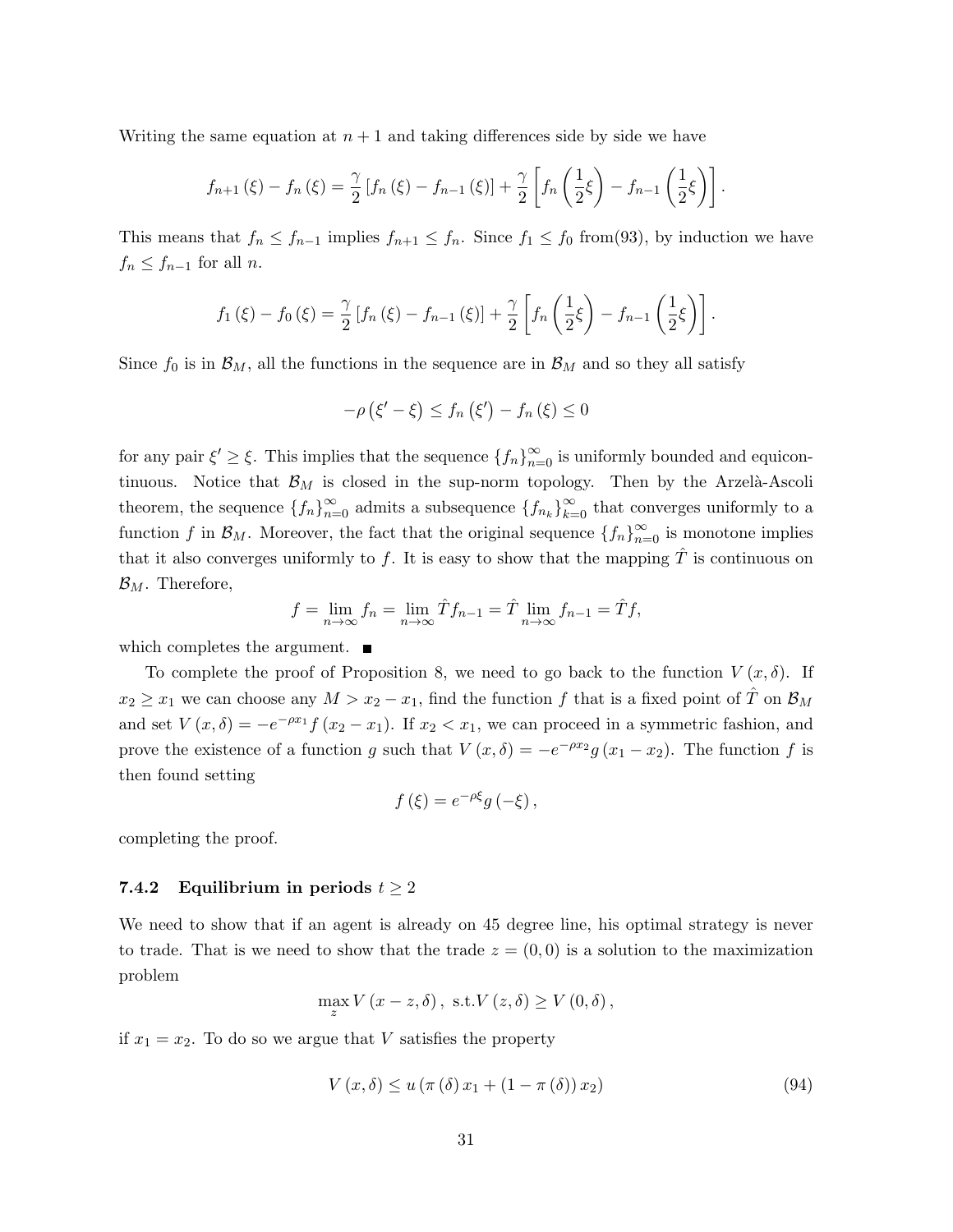Writing the same equation at $n+1$ and taking differences side by side we have

$$f_{n+1}(\xi) - f_n(\xi) = \frac{\gamma}{2}\left[f_n(\xi) - f_{n-1}(\xi)\right] + \frac{\gamma}{2}\left[f_n\left(\frac{1}{2}\xi\right) - f_{n-1}\left(\frac{1}{2}\xi\right)\right].$$

This means that $f_n \leq f_{n-1}$ implies $f_{n+1} \leq f_n$. Since $f_1 \leq f_0$ from(93), by induction we have $f_n \leq f_{n-1}$ for all $n$.

$$f_1(\xi) - f_0(\xi) = \frac{\gamma}{2}\left[f_n(\xi) - f_{n-1}(\xi)\right] + \frac{\gamma}{2}\left[f_n\left(\frac{1}{2}\xi\right) - f_{n-1}\left(\frac{1}{2}\xi\right)\right].$$

Since $f_0$ is in $\mathcal{B}_M$, all the functions in the sequence are in $\mathcal{B}_M$ and so they all satisfy

$$-\rho\left(\xi' - \xi\right) \leq f_n\left(\xi'\right) - f_n(\xi) \leq 0$$

for any pair $\xi' \geq \xi$. This implies that the sequence $\{f_n\}_{n=0}^{\infty}$ is uniformly bounded and equicontinuous. Notice that $\mathcal{B}_M$ is closed in the sup-norm topology. Then by the Arzelà-Ascoli theorem, the sequence $\{f_n\}_{n=0}^{\infty}$ admits a subsequence $\{f_{n_k}\}_{k=0}^{\infty}$ that converges uniformly to a function $f$ in $\mathcal{B}_M$. Moreover, the fact that the original sequence $\{f_n\}_{n=0}^{\infty}$ is monotone implies that it also converges uniformly to $f$. It is easy to show that the mapping $\hat{T}$ is continuous on $\mathcal{B}_M$. Therefore,

$$f = \lim_{n\to\infty} f_n = \lim_{n\to\infty} \hat{T} f_{n-1} = \hat{T} \lim_{n\to\infty} f_{n-1} = \hat{T} f,$$

which completes the argument. ■

To complete the proof of Proposition 8, we need to go back to the function $V(x,\delta)$. If $x_2 \geq x_1$ we can choose any $M > x_2 - x_1$, find the function $f$ that is a fixed point of $\hat{T}$ on $\mathcal{B}_M$ and set $V(x,\delta) = -e^{-\rho x_1} f(x_2 - x_1)$. If $x_2 < x_1$, we can proceed in a symmetric fashion, and prove the existence of a function $g$ such that $V(x,\delta) = -e^{-\rho x_2} g(x_1 - x_2)$. The function $f$ is then found setting

$$f(\xi) = e^{-\rho\xi} g(-\xi),$$

completing the proof.

### 7.4.2 Equilibrium in periods $t \geq 2$

We need to show that if an agent is already on 45 degree line, his optimal strategy is never to trade. That is we need to show that the trade $z = (0,0)$ is a solution to the maximization problem

$$\max_{z} V(x - z, \delta), \text{ s.t.} V(z,\delta) \geq V(0,\delta),$$

if $x_1 = x_2$. To do so we argue that $V$ satisfies the property

$$V(x,\delta) \leq u\left(\pi(\delta) x_1 + (1 - \pi(\delta)) x_2\right) \tag{94}$$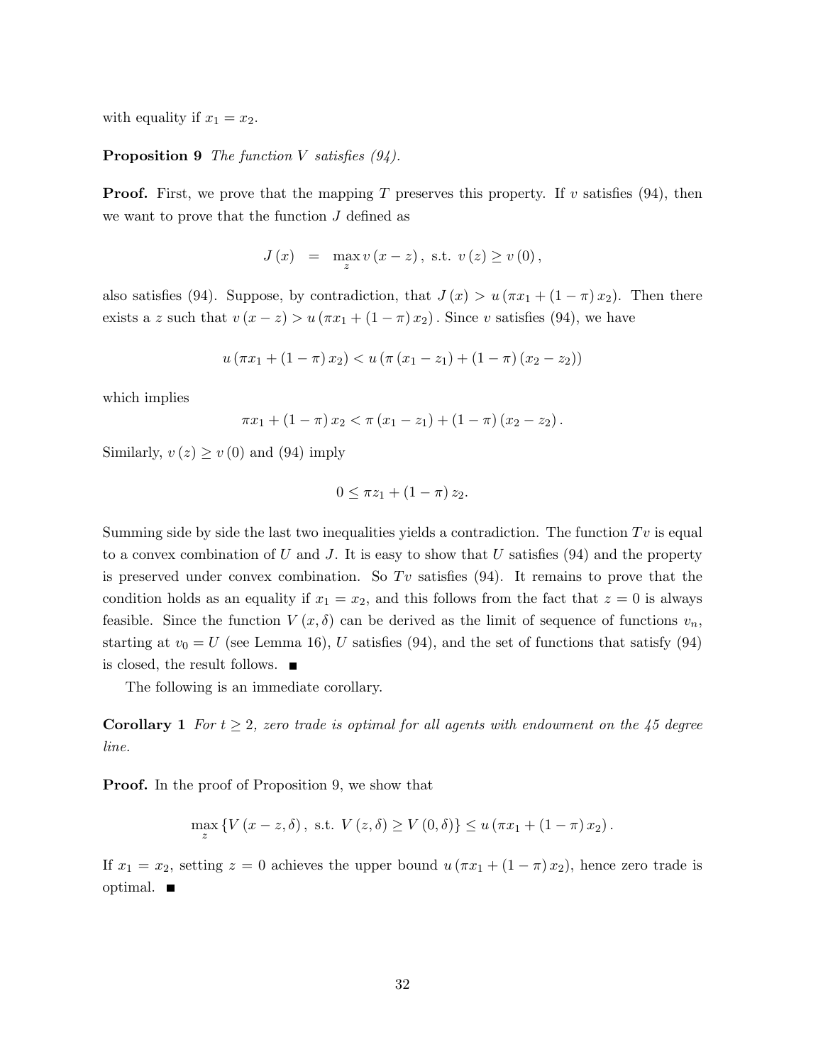with equality if $x_1 = x_2$.

**Proposition 9** *The function $V$ satisfies (94).*

**Proof.** First, we prove that the mapping $T$ preserves this property. If $v$ satisfies (94), then we want to prove that the function $J$ defined as

$$J(x) = \max_z v(x - z), \text{ s.t. } v(z) \geq v(0),$$

also satisfies (94). Suppose, by contradiction, that $J(x) > u(\pi x_1 + (1 - \pi) x_2)$. Then there exists a $z$ such that $v(x - z) > u(\pi x_1 + (1 - \pi) x_2)$. Since $v$ satisfies (94), we have

$$u(\pi x_1 + (1 - \pi) x_2) < u(\pi(x_1 - z_1) + (1 - \pi)(x_2 - z_2))$$

which implies

$$\pi x_1 + (1 - \pi) x_2 < \pi(x_1 - z_1) + (1 - \pi)(x_2 - z_2).$$

Similarly, $v(z) \geq v(0)$ and (94) imply

$$0 \leq \pi z_1 + (1 - \pi) z_2.$$

Summing side by side the last two inequalities yields a contradiction. The function $Tv$ is equal to a convex combination of $U$ and $J$. It is easy to show that $U$ satisfies (94) and the property is preserved under convex combination. So $Tv$ satisfies (94). It remains to prove that the condition holds as an equality if $x_1 = x_2$, and this follows from the fact that $z = 0$ is always feasible. Since the function $V(x, \delta)$ can be derived as the limit of sequence of functions $v_n$, starting at $v_0 = U$ (see Lemma 16), $U$ satisfies (94), and the set of functions that satisfy (94) is closed, the result follows. ■

The following is an immediate corollary.

**Corollary 1** *For $t \geq 2$, zero trade is optimal for all agents with endowment on the 45 degree line.*

**Proof.** In the proof of Proposition 9, we show that

$$\max_z \{V(x - z, \delta), \text{ s.t. } V(z, \delta) \geq V(0, \delta)\} \leq u(\pi x_1 + (1 - \pi) x_2).$$

If $x_1 = x_2$, setting $z = 0$ achieves the upper bound $u(\pi x_1 + (1 - \pi) x_2)$, hence zero trade is optimal. ■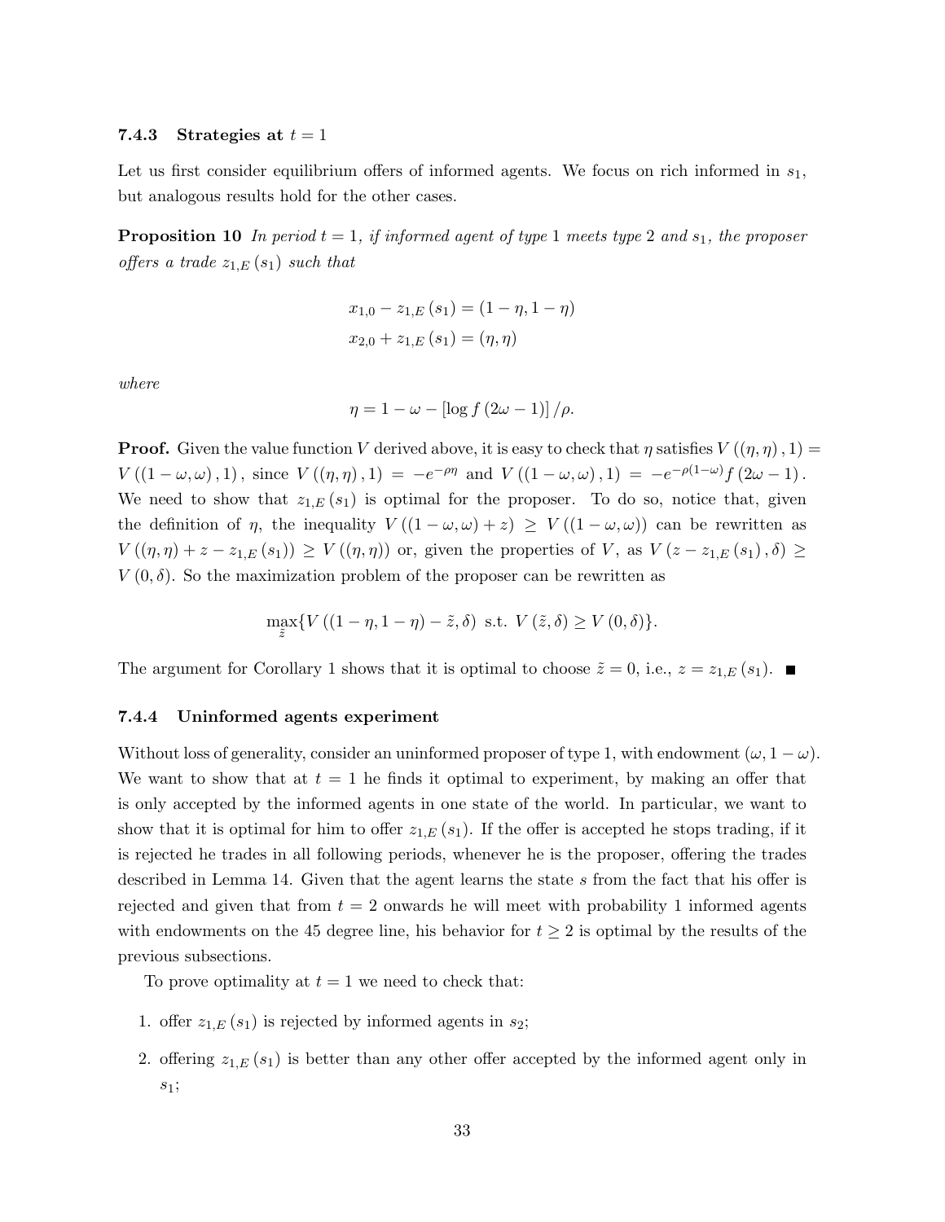### 7.4.3 Strategies at $t = 1$

Let us first consider equilibrium offers of informed agents. We focus on rich informed in $s_1$, but analogous results hold for the other cases.

**Proposition 10** *In period $t = 1$, if informed agent of type 1 meets type 2 and $s_1$, the proposer offers a trade $z_{1,E}(s_1)$ such that*

$$x_{1,0} - z_{1,E}(s_1) = (1 - \eta, 1 - \eta)$$

$$x_{2,0} + z_{1,E}(s_1) = (\eta, \eta)$$

*where*

$$\eta = 1 - \omega - [\log f(2\omega - 1)] / \rho.$$

**Proof.** Given the value function $V$ derived above, it is easy to check that $\eta$ satisfies $V((\eta, \eta), 1) = V((1 - \omega, \omega), 1)$, since $V((\eta, \eta), 1) = -e^{-\rho\eta}$ and $V((1 - \omega, \omega), 1) = -e^{-\rho(1-\omega)} f(2\omega - 1)$. We need to show that $z_{1,E}(s_1)$ is optimal for the proposer. To do so, notice that, given the definition of $\eta$, the inequality $V((1 - \omega, \omega) + z) \geq V((1 - \omega, \omega))$ can be rewritten as $V((\eta, \eta) + z - z_{1,E}(s_1)) \geq V((\eta, \eta))$ or, given the properties of $V$, as $V(z - z_{1,E}(s_1), \delta) \geq V(0, \delta)$. So the maximization problem of the proposer can be rewritten as

$$\max_{\tilde{z}} \{V((1 - \eta, 1 - \eta) - \tilde{z}, \delta) \text{ s.t. } V(\tilde{z}, \delta) \geq V(0, \delta)\}.$$

The argument for Corollary 1 shows that it is optimal to choose $\tilde{z} = 0$, i.e., $z = z_{1,E}(s_1)$. ■

### 7.4.4 Uninformed agents experiment

Without loss of generality, consider an uninformed proposer of type 1, with endowment $(\omega, 1 - \omega)$. We want to show that at $t = 1$ he finds it optimal to experiment, by making an offer that is only accepted by the informed agents in one state of the world. In particular, we want to show that it is optimal for him to offer $z_{1,E}(s_1)$. If the offer is accepted he stops trading, if it is rejected he trades in all following periods, whenever he is the proposer, offering the trades described in Lemma 14. Given that the agent learns the state $s$ from the fact that his offer is rejected and given that from $t = 2$ onwards he will meet with probability 1 informed agents with endowments on the 45 degree line, his behavior for $t \geq 2$ is optimal by the results of the previous subsections.

To prove optimality at $t = 1$ we need to check that:

1. offer $z_{1,E}(s_1)$ is rejected by informed agents in $s_2$;
2. offering $z_{1,E}(s_1)$ is better than any other offer accepted by the informed agent only in $s_1$;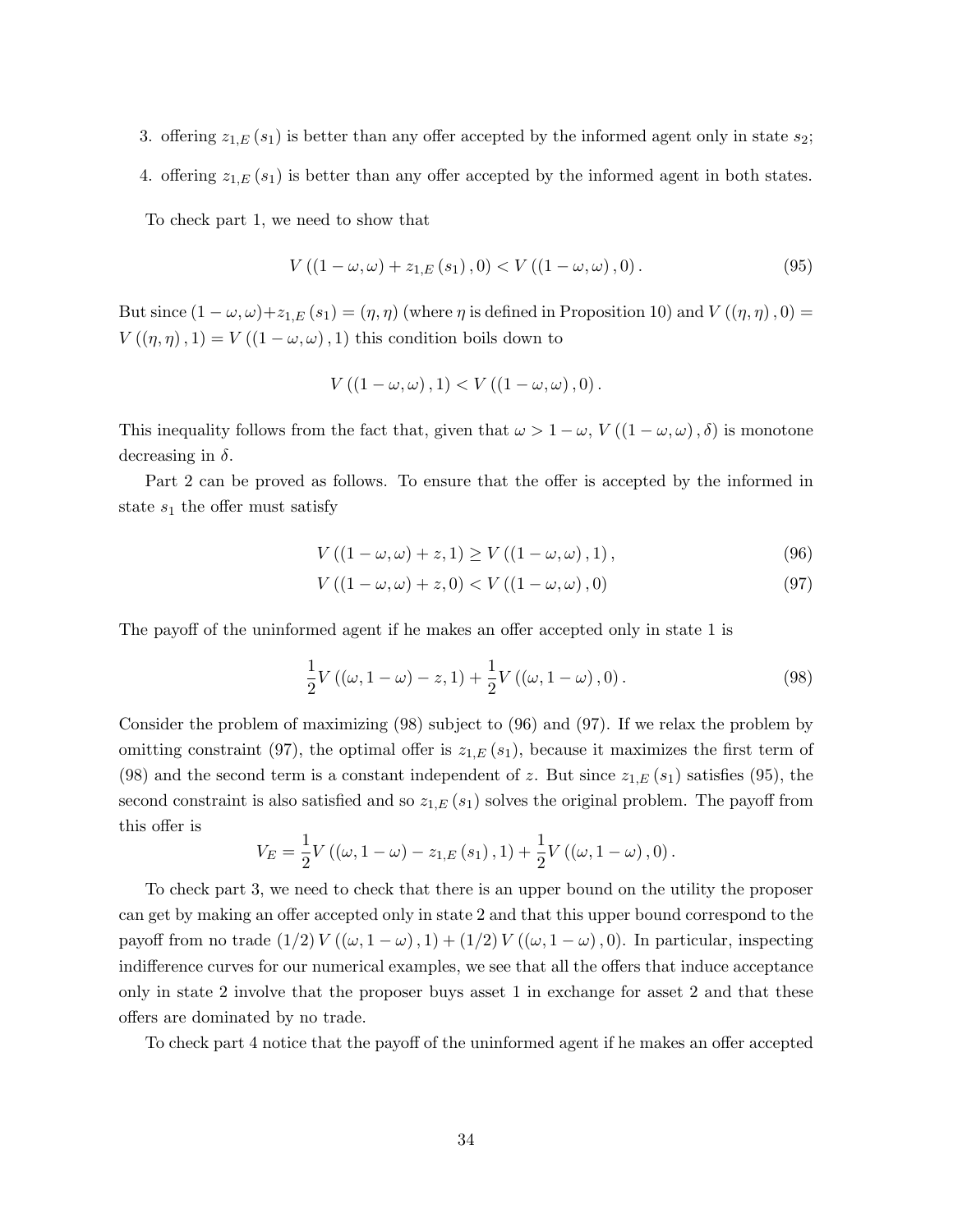3. offering $z_{1,E}(s_1)$ is better than any offer accepted by the informed agent only in state $s_2$;
4. offering $z_{1,E}(s_1)$ is better than any offer accepted by the informed agent in both states.

To check part 1, we need to show that

$$V((1-\omega,\omega)+z_{1,E}(s_1),0) < V((1-\omega,\omega),0). \tag{95}$$

But since $(1-\omega,\omega)+z_{1,E}(s_1)=(\eta,\eta)$ (where $\eta$ is defined in Proposition 10) and $V((\eta,\eta),0)=V((\eta,\eta),1)=V((1-\omega,\omega),1)$ this condition boils down to

$$V((1-\omega,\omega),1) < V((1-\omega,\omega),0).$$

This inequality follows from the fact that, given that $\omega > 1-\omega$, $V((1-\omega,\omega),\delta)$ is monotone decreasing in $\delta$.

Part 2 can be proved as follows. To ensure that the offer is accepted by the informed in state $s_1$ the offer must satisfy

$$V((1-\omega,\omega)+z,1) \geq V((1-\omega,\omega),1), \tag{96}$$

$$V((1-\omega,\omega)+z,0) < V((1-\omega,\omega),0) \tag{97}$$

The payoff of the uninformed agent if he makes an offer accepted only in state 1 is

$$\frac{1}{2}V((\omega,1-\omega)-z,1)+\frac{1}{2}V((\omega,1-\omega),0). \tag{98}$$

Consider the problem of maximizing (98) subject to (96) and (97). If we relax the problem by omitting constraint (97), the optimal offer is $z_{1,E}(s_1)$, because it maximizes the first term of (98) and the second term is a constant independent of $z$. But since $z_{1,E}(s_1)$ satisfies (95), the second constraint is also satisfied and so $z_{1,E}(s_1)$ solves the original problem. The payoff from this offer is

$$V_E=\frac{1}{2}V((\omega,1-\omega)-z_{1,E}(s_1),1)+\frac{1}{2}V((\omega,1-\omega),0).$$

To check part 3, we need to check that there is an upper bound on the utility the proposer can get by making an offer accepted only in state 2 and that this upper bound correspond to the payoff from no trade $(1/2)V((\omega,1-\omega),1)+(1/2)V((\omega,1-\omega),0)$. In particular, inspecting indifference curves for our numerical examples, we see that all the offers that induce acceptance only in state 2 involve that the proposer buys asset 1 in exchange for asset 2 and that these offers are dominated by no trade.

To check part 4 notice that the payoff of the uninformed agent if he makes an offer accepted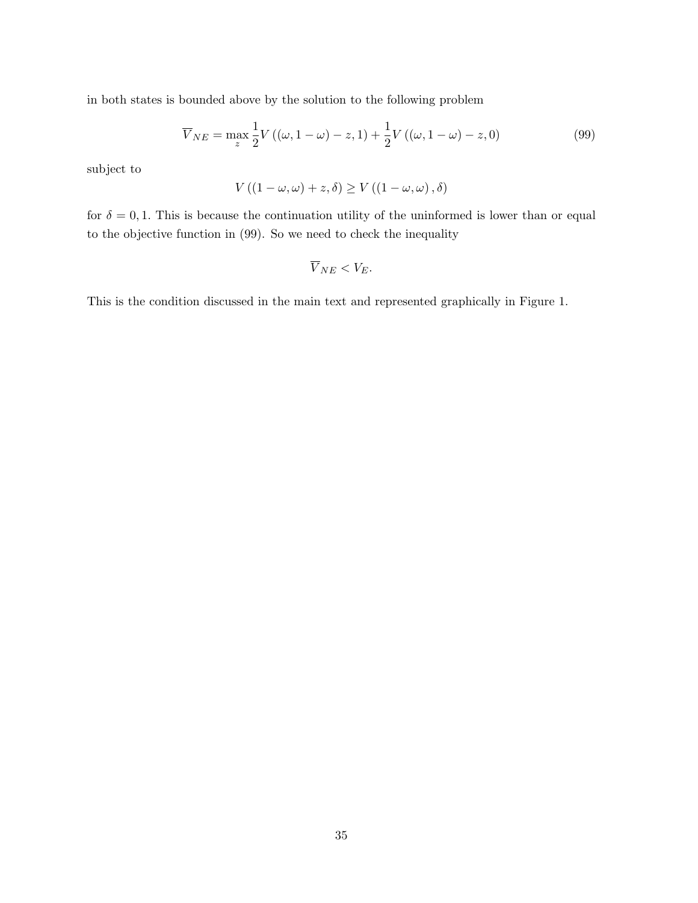in both states is bounded above by the solution to the following problem

$$\overline{V}_{NE} = \max_{z} \frac{1}{2} V\left((\omega, 1-\omega) - z, 1\right) + \frac{1}{2} V\left((\omega, 1-\omega) - z, 0\right) \tag{99}$$

subject to

$$V\left((1-\omega, \omega) + z, \delta\right) \geq V\left((1-\omega, \omega), \delta\right)$$

for $\delta = 0, 1$. This is because the continuation utility of the uninformed is lower than or equal to the objective function in (99). So we need to check the inequality

$$\overline{V}_{NE} < V_E.$$

This is the condition discussed in the main text and represented graphically in Figure 1.